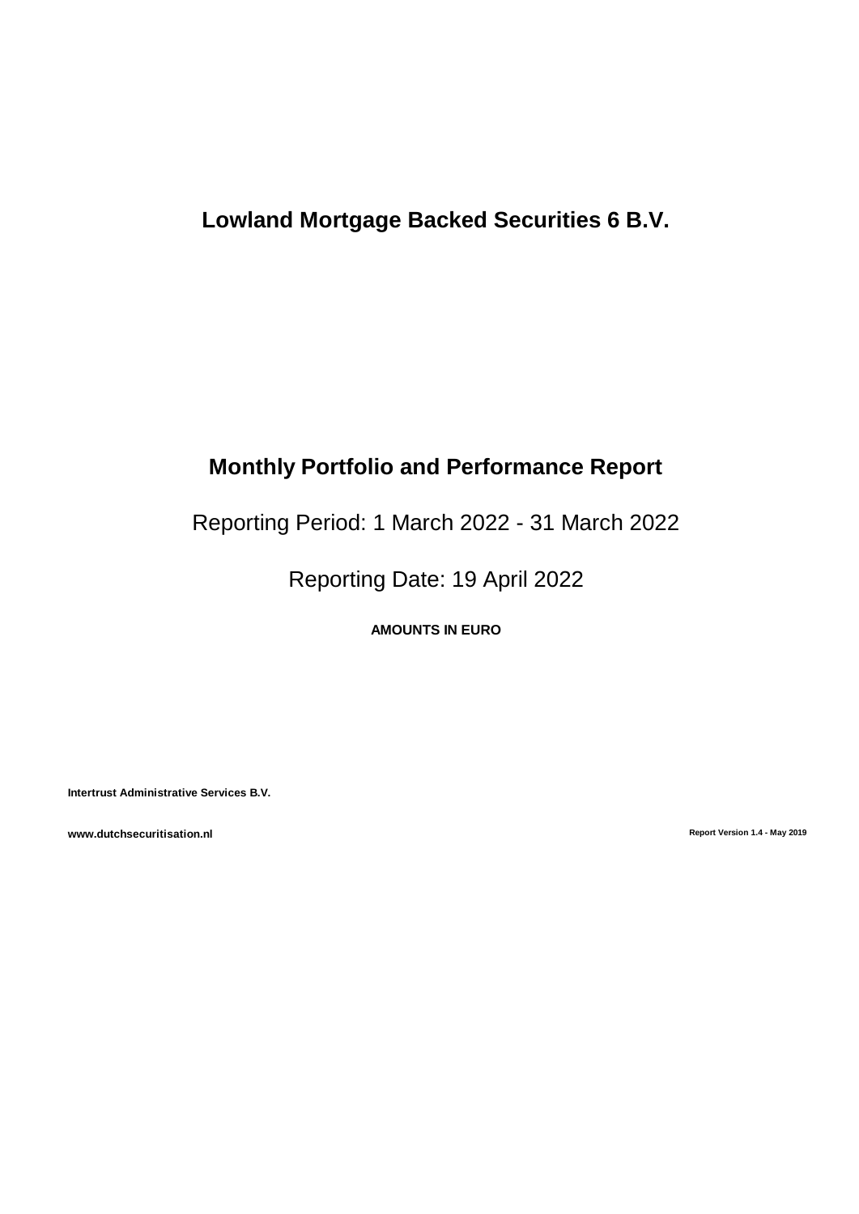# Lowland Mortgage Backed Securities 6 B.V.

## Monthly Portfolio and Performance Report

Reporting Period: 1 March 2022 - 31 March 2022

Reporting Date: 19 April 2022

**AMOUNTS IN EURO**

**Intertrust Administrative Services B.V.**

**www.dutchsecuritisation.nl**

**Report Version 1.4 - May 2019**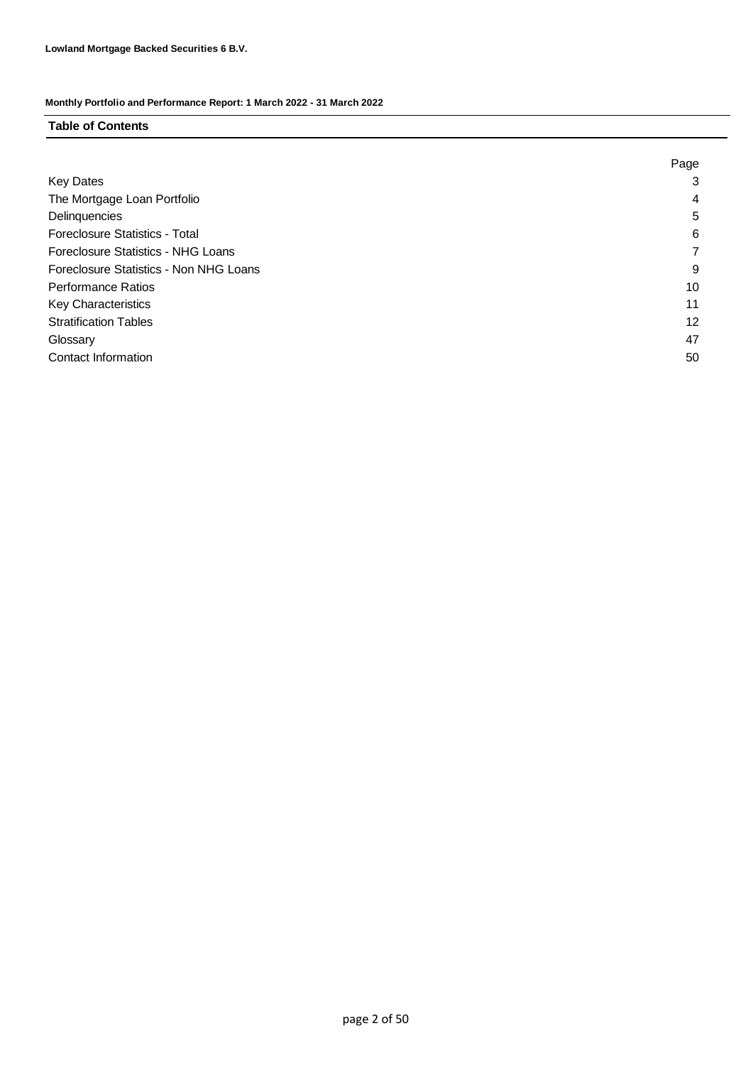**Lowland Mortgage Backed Securities 6 B.V.**

**Monthly Portfolio and Performance Report: 1 March 2022 - 31 March 2022**

## Table of Contents

| | Page |
|---|---|
| Key Dates | 3 |
| The Mortgage Loan Portfolio | 4 |
| Delinquencies | 5 |
| Foreclosure Statistics - Total | 6 |
| Foreclosure Statistics - NHG Loans | 7 |
| Foreclosure Statistics - Non NHG Loans | 9 |
| Performance Ratios | 10 |
| Key Characteristics | 11 |
| Stratification Tables | 12 |
| Glossary | 47 |
| Contact Information | 50 |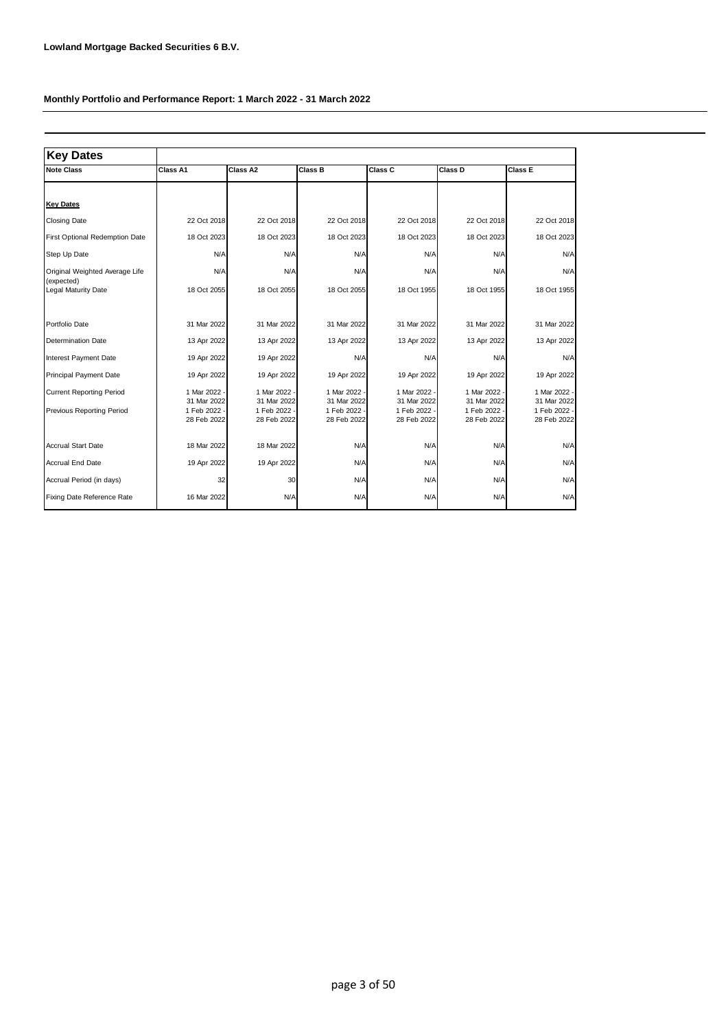**Lowland Mortgage Backed Securities 6 B.V.**

**Monthly Portfolio and Performance Report: 1 March 2022 - 31 March 2022**

| **Key Dates** | | | | | | |
|---|---|---|---|---|---|---|
| **Note Class** | **Class A1** | **Class A2** | **Class B** | **Class C** | **Class D** | **Class E** |
| **Key Dates** | | | | | | |
| Closing Date | 22 Oct 2018 | 22 Oct 2018 | 22 Oct 2018 | 22 Oct 2018 | 22 Oct 2018 | 22 Oct 2018 |
| First Optional Redemption Date | 18 Oct 2023 | 18 Oct 2023 | 18 Oct 2023 | 18 Oct 2023 | 18 Oct 2023 | 18 Oct 2023 |
| Step Up Date | N/A | N/A | N/A | N/A | N/A | N/A |
| Original Weighted Average Life (expected) | N/A | N/A | N/A | N/A | N/A | N/A |
| Legal Maturity Date | 18 Oct 2055 | 18 Oct 2055 | 18 Oct 2055 | 18 Oct 1955 | 18 Oct 1955 | 18 Oct 1955 |
| Portfolio Date | 31 Mar 2022 | 31 Mar 2022 | 31 Mar 2022 | 31 Mar 2022 | 31 Mar 2022 | 31 Mar 2022 |
| Determination Date | 13 Apr 2022 | 13 Apr 2022 | 13 Apr 2022 | 13 Apr 2022 | 13 Apr 2022 | 13 Apr 2022 |
| Interest Payment Date | 19 Apr 2022 | 19 Apr 2022 | N/A | N/A | N/A | N/A |
| Principal Payment Date | 19 Apr 2022 | 19 Apr 2022 | 19 Apr 2022 | 19 Apr 2022 | 19 Apr 2022 | 19 Apr 2022 |
| Current Reporting Period | 1 Mar 2022 - 31 Mar 2022 | 1 Mar 2022 - 31 Mar 2022 | 1 Mar 2022 - 31 Mar 2022 | 1 Mar 2022 - 31 Mar 2022 | 1 Mar 2022 - 31 Mar 2022 | 1 Mar 2022 - 31 Mar 2022 |
| Previous Reporting Period | 1 Feb 2022 - 28 Feb 2022 | 1 Feb 2022 - 28 Feb 2022 | 1 Feb 2022 - 28 Feb 2022 | 1 Feb 2022 - 28 Feb 2022 | 1 Feb 2022 - 28 Feb 2022 | 1 Feb 2022 - 28 Feb 2022 |
| Accrual Start Date | 18 Mar 2022 | 18 Mar 2022 | N/A | N/A | N/A | N/A |
| Accrual End Date | 19 Apr 2022 | 19 Apr 2022 | N/A | N/A | N/A | N/A |
| Accrual Period (in days) | 32 | 30 | N/A | N/A | N/A | N/A |
| Fixing Date Reference Rate | 16 Mar 2022 | N/A | N/A | N/A | N/A | N/A |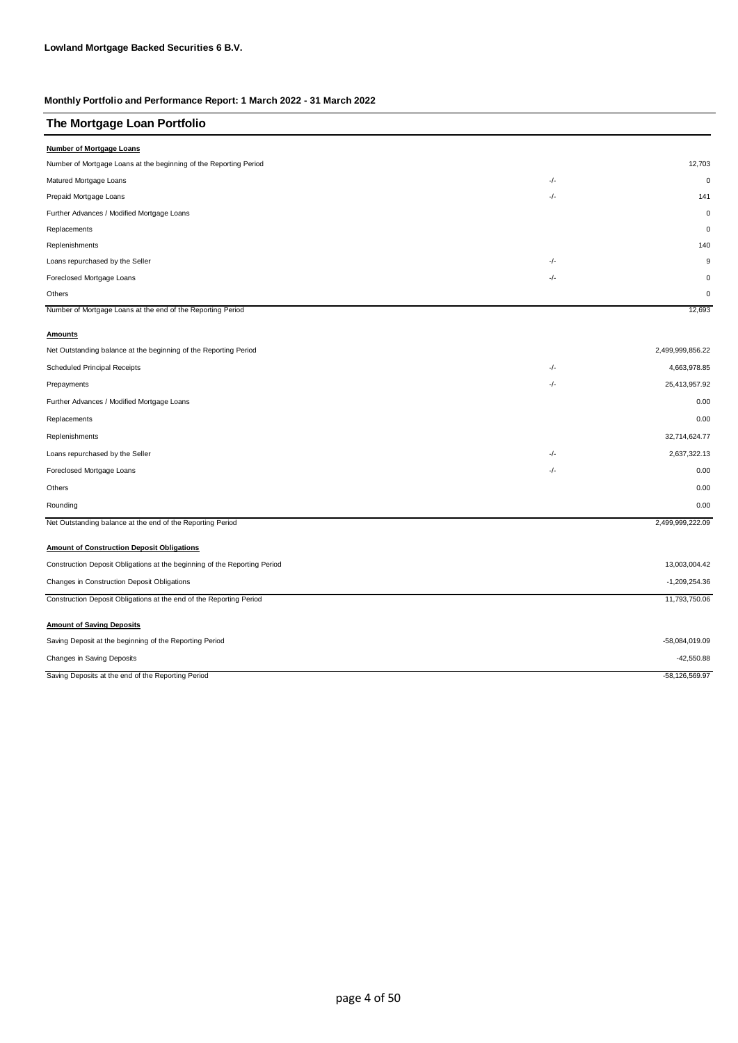**Lowland Mortgage Backed Securities 6 B.V.**

**Monthly Portfolio and Performance Report: 1 March 2022 - 31 March 2022**

## The Mortgage Loan Portfolio

**Number of Mortgage Loans**

| | | |
|---|---|---|
| Number of Mortgage Loans at the beginning of the Reporting Period | | 12,703 |
| Matured Mortgage Loans | -/- | 0 |
| Prepaid Mortgage Loans | -/- | 141 |
| Further Advances / Modified Mortgage Loans | | 0 |
| Replacements | | 0 |
| Replenishments | | 140 |
| Loans repurchased by the Seller | -/- | 9 |
| Foreclosed Mortgage Loans | -/- | 0 |
| Others | | 0 |
| Number of Mortgage Loans at the end of the Reporting Period | | 12,693 |

**Amounts**

| | | |
|---|---|---|
| Net Outstanding balance at the beginning of the Reporting Period | | 2,499,999,856.22 |
| Scheduled Principal Receipts | -/- | 4,663,978.85 |
| Prepayments | -/- | 25,413,957.92 |
| Further Advances / Modified Mortgage Loans | | 0.00 |
| Replacements | | 0.00 |
| Replenishments | | 32,714,624.77 |
| Loans repurchased by the Seller | -/- | 2,637,322.13 |
| Foreclosed Mortgage Loans | -/- | 0.00 |
| Others | | 0.00 |
| Rounding | | 0.00 |
| Net Outstanding balance at the end of the Reporting Period | | 2,499,999,222.09 |

**Amount of Construction Deposit Obligations**

| | |
|---|---|
| Construction Deposit Obligations at the beginning of the Reporting Period | 13,003,004.42 |
| Changes in Construction Deposit Obligations | -1,209,254.36 |
| Construction Deposit Obligations at the end of the Reporting Period | 11,793,750.06 |

**Amount of Saving Deposits**

| | |
|---|---|
| Saving Deposit at the beginning of the Reporting Period | -58,084,019.09 |
| Changes in Saving Deposits | -42,550.88 |
| Saving Deposits at the end of the Reporting Period | -58,126,569.97 |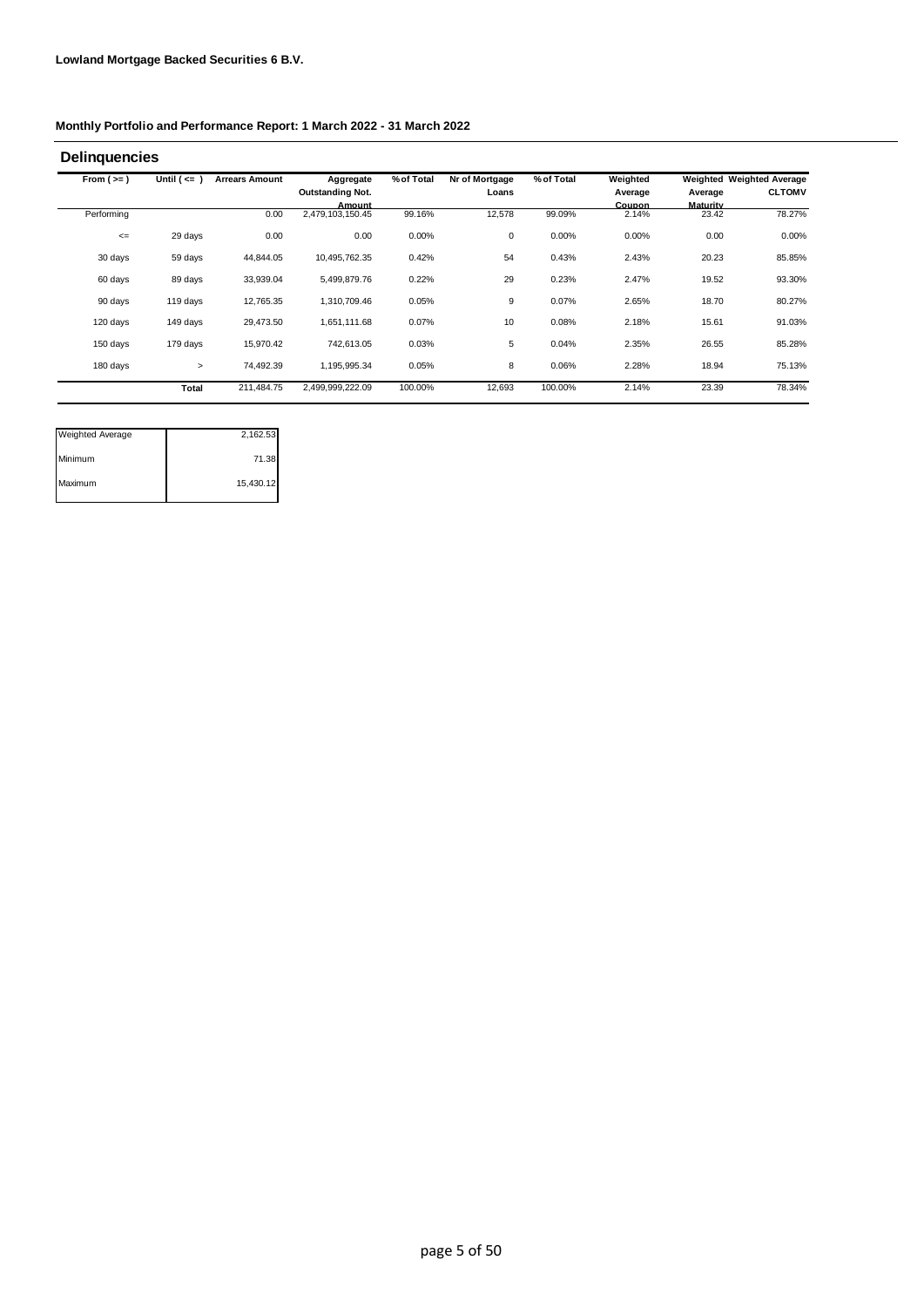**Lowland Mortgage Backed Securities 6 B.V.**

**Monthly Portfolio and Performance Report: 1 March 2022 - 31 March 2022**

## Delinquencies

| From ( >= ) | Until ( <= ) | Arrears Amount | Aggregate Outstanding Not. Amount | % of Total | Nr of Mortgage Loans | % of Total | Weighted Average Coupon | Weighted Average Maturity | Weighted Average CLTOMV |
|---|---|---|---|---|---|---|---|---|---|
| Performing | | 0.00 | 2,479,103,150.45 | 99.16% | 12,578 | 99.09% | 2.14% | 23.42 | 78.27% |
| <= | 29 days | 0.00 | 0.00 | 0.00% | 0 | 0.00% | 0.00% | 0.00 | 0.00% |
| 30 days | 59 days | 44,844.05 | 10,495,762.35 | 0.42% | 54 | 0.43% | 2.43% | 20.23 | 85.85% |
| 60 days | 89 days | 33,939.04 | 5,499,879.76 | 0.22% | 29 | 0.23% | 2.47% | 19.52 | 93.30% |
| 90 days | 119 days | 12,765.35 | 1,310,709.46 | 0.05% | 9 | 0.07% | 2.65% | 18.70 | 80.27% |
| 120 days | 149 days | 29,473.50 | 1,651,111.68 | 0.07% | 10 | 0.08% | 2.18% | 15.61 | 91.03% |
| 150 days | 179 days | 15,970.42 | 742,613.05 | 0.03% | 5 | 0.04% | 2.35% | 26.55 | 85.28% |
| 180 days | > | 74,492.39 | 1,195,995.34 | 0.05% | 8 | 0.06% | 2.28% | 18.94 | 75.13% |
| | **Total** | 211,484.75 | 2,499,999,222.09 | 100.00% | 12,693 | 100.00% | 2.14% | 23.39 | 78.34% |

| | |
|---|---|
| Weighted Average | 2,162.53 |
| Minimum | 71.38 |
| Maximum | 15,430.12 |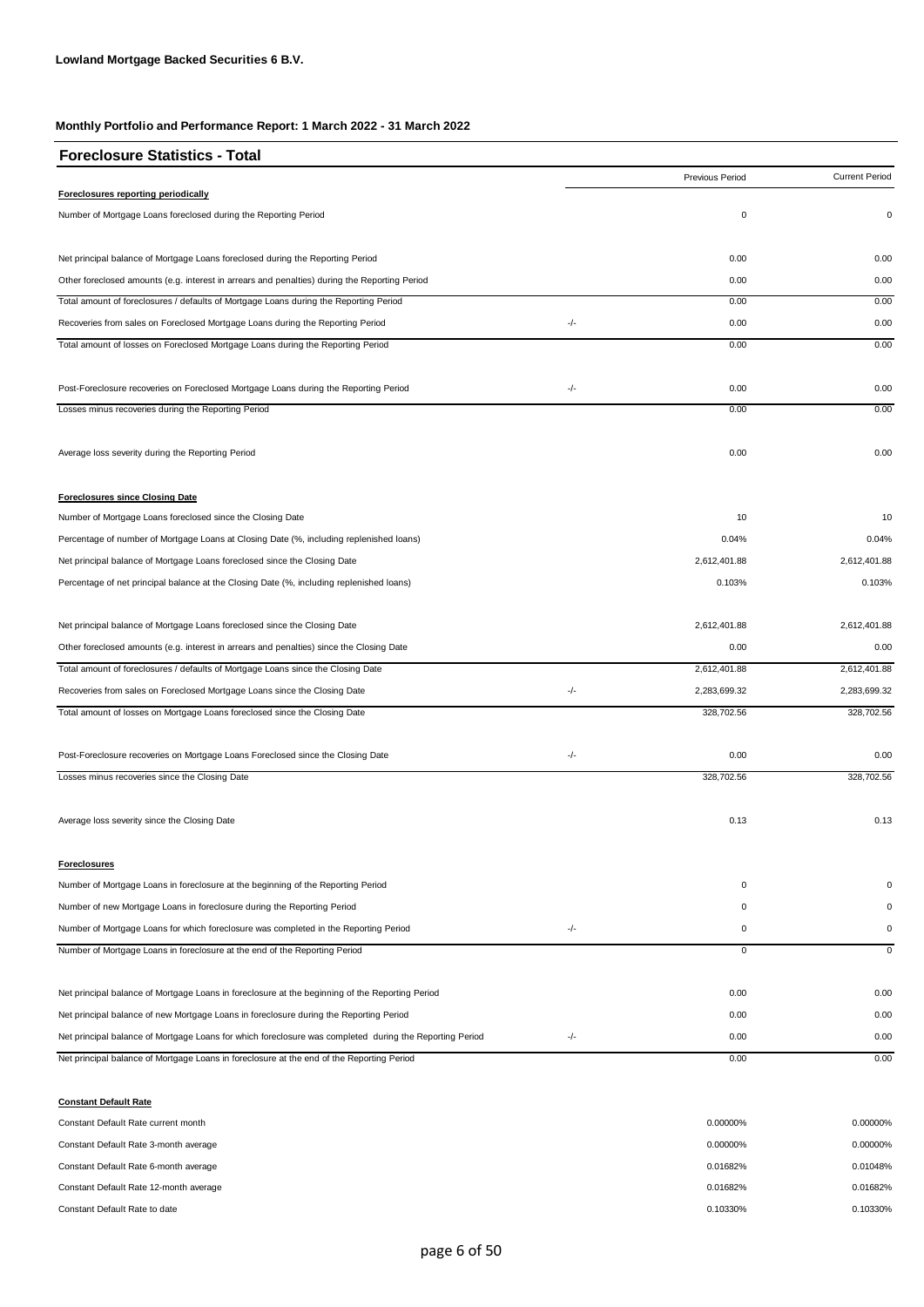**Lowland Mortgage Backed Securities 6 B.V.**

**Monthly Portfolio and Performance Report: 1 March 2022 - 31 March 2022**

## Foreclosure Statistics - Total

| | | Previous Period | Current Period |
|---|---|---|---|
| **Foreclosures reporting periodically** | | | |
| Number of Mortgage Loans foreclosed during the Reporting Period | | 0 | 0 |
| Net principal balance of Mortgage Loans foreclosed during the Reporting Period | | 0.00 | 0.00 |
| Other foreclosed amounts (e.g. interest in arrears and penalties) during the Reporting Period | | 0.00 | 0.00 |
| Total amount of foreclosures / defaults of Mortgage Loans during the Reporting Period | | 0.00 | 0.00 |
| Recoveries from sales on Foreclosed Mortgage Loans during the Reporting Period | -/- | 0.00 | 0.00 |
| Total amount of losses on Foreclosed Mortgage Loans during the Reporting Period | | 0.00 | 0.00 |
| Post-Foreclosure recoveries on Foreclosed Mortgage Loans during the Reporting Period | -/- | 0.00 | 0.00 |
| Losses minus recoveries during the Reporting Period | | 0.00 | 0.00 |
| Average loss severity during the Reporting Period | | 0.00 | 0.00 |
| **Foreclosures since Closing Date** | | | |
| Number of Mortgage Loans foreclosed since the Closing Date | | 10 | 10 |
| Percentage of number of Mortgage Loans at Closing Date (%, including replenished loans) | | 0.04% | 0.04% |
| Net principal balance of Mortgage Loans foreclosed since the Closing Date | | 2,612,401.88 | 2,612,401.88 |
| Percentage of net principal balance at the Closing Date (%, including replenished loans) | | 0.103% | 0.103% |
| Net principal balance of Mortgage Loans foreclosed since the Closing Date | | 2,612,401.88 | 2,612,401.88 |
| Other foreclosed amounts (e.g. interest in arrears and penalties) since the Closing Date | | 0.00 | 0.00 |
| Total amount of foreclosures / defaults of Mortgage Loans since the Closing Date | | 2,612,401.88 | 2,612,401.88 |
| Recoveries from sales on Foreclosed Mortgage Loans since the Closing Date | -/- | 2,283,699.32 | 2,283,699.32 |
| Total amount of losses on Mortgage Loans foreclosed since the Closing Date | | 328,702.56 | 328,702.56 |
| Post-Foreclosure recoveries on Mortgage Loans Foreclosed since the Closing Date | -/- | 0.00 | 0.00 |
| Losses minus recoveries since the Closing Date | | 328,702.56 | 328,702.56 |
| Average loss severity since the Closing Date | | 0.13 | 0.13 |
| **Foreclosures** | | | |
| Number of Mortgage Loans in foreclosure at the beginning of the Reporting Period | | 0 | 0 |
| Number of new Mortgage Loans in foreclosure during the Reporting Period | | 0 | 0 |
| Number of Mortgage Loans for which foreclosure was completed in the Reporting Period | -/- | 0 | 0 |
| Number of Mortgage Loans in foreclosure at the end of the Reporting Period | | 0 | 0 |
| Net principal balance of Mortgage Loans in foreclosure at the beginning of the Reporting Period | | 0.00 | 0.00 |
| Net principal balance of new Mortgage Loans in foreclosure during the Reporting Period | | 0.00 | 0.00 |
| Net principal balance of Mortgage Loans for which foreclosure was completed during the Reporting Period | -/- | 0.00 | 0.00 |
| Net principal balance of Mortgage Loans in foreclosure at the end of the Reporting Period | | 0.00 | 0.00 |
| **Constant Default Rate** | | | |
| Constant Default Rate current month | | 0.00000% | 0.00000% |
| Constant Default Rate 3-month average | | 0.00000% | 0.00000% |
| Constant Default Rate 6-month average | | 0.01682% | 0.01048% |
| Constant Default Rate 12-month average | | 0.01682% | 0.01682% |
| Constant Default Rate to date | | 0.10330% | 0.10330% |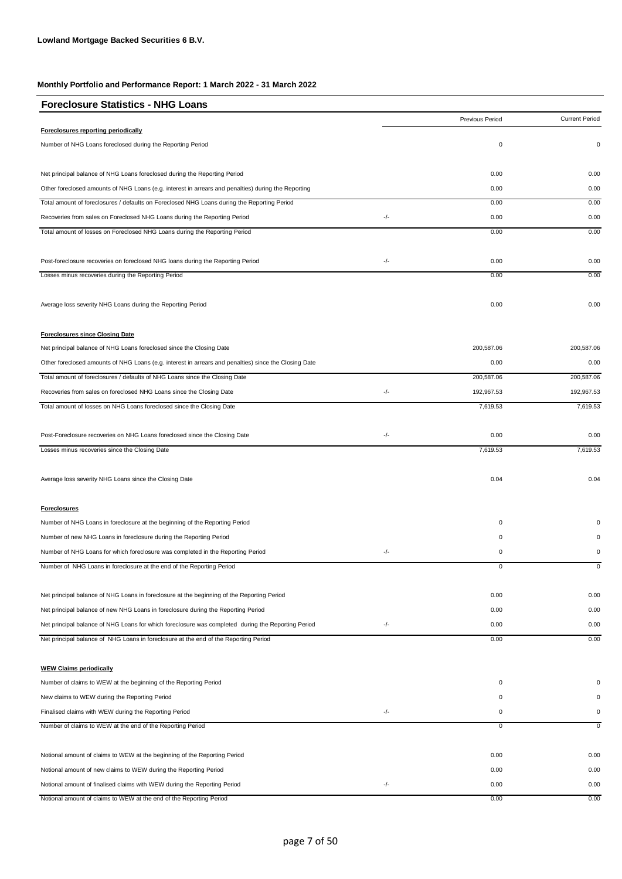**Lowland Mortgage Backed Securities 6 B.V.**

**Monthly Portfolio and Performance Report: 1 March 2022 - 31 March 2022**

## Foreclosure Statistics - NHG Loans

| | | Previous Period | Current Period |
|---|---|---|---|
| **Foreclosures reporting periodically** | | | |
| Number of NHG Loans foreclosed during the Reporting Period | | 0 | 0 |
| | | | |
| Net principal balance of NHG Loans foreclosed during the Reporting Period | | 0.00 | 0.00 |
| Other foreclosed amounts of NHG Loans (e.g. interest in arrears and penalties) during the Reporting | | 0.00 | 0.00 |
| Total amount of foreclosures / defaults on Foreclosed NHG Loans during the Reporting Period | | 0.00 | 0.00 |
| Recoveries from sales on Foreclosed NHG Loans during the Reporting Period | -/- | 0.00 | 0.00 |
| Total amount of losses on Foreclosed NHG Loans during the Reporting Period | | 0.00 | 0.00 |
| | | | |
| Post-foreclosure recoveries on foreclosed NHG loans during the Reporting Period | -/- | 0.00 | 0.00 |
| Losses minus recoveries during the Reporting Period | | 0.00 | 0.00 |
| | | | |
| Average loss severity NHG Loans during the Reporting Period | | 0.00 | 0.00 |
| | | | |
| **Foreclosures since Closing Date** | | | |
| Net principal balance of NHG Loans foreclosed since the Closing Date | | 200,587.06 | 200,587.06 |
| Other foreclosed amounts of NHG Loans (e.g. interest in arrears and penalties) since the Closing Date | | 0.00 | 0.00 |
| Total amount of foreclosures / defaults of NHG Loans since the Closing Date | | 200,587.06 | 200,587.06 |
| Recoveries from sales on foreclosed NHG Loans since the Closing Date | -/- | 192,967.53 | 192,967.53 |
| Total amount of losses on NHG Loans foreclosed since the Closing Date | | 7,619.53 | 7,619.53 |
| | | | |
| Post-Foreclosure recoveries on NHG Loans foreclosed since the Closing Date | -/- | 0.00 | 0.00 |
| Losses minus recoveries since the Closing Date | | 7,619.53 | 7,619.53 |
| | | | |
| Average loss severity NHG Loans since the Closing Date | | 0.04 | 0.04 |
| | | | |
| **Foreclosures** | | | |
| Number of NHG Loans in foreclosure at the beginning of the Reporting Period | | 0 | 0 |
| Number of new NHG Loans in foreclosure during the Reporting Period | | 0 | 0 |
| Number of NHG Loans for which foreclosure was completed in the Reporting Period | -/- | 0 | 0 |
| Number of NHG Loans in foreclosure at the end of the Reporting Period | | 0 | 0 |
| | | | |
| Net principal balance of NHG Loans in foreclosure at the beginning of the Reporting Period | | 0.00 | 0.00 |
| Net principal balance of new NHG Loans in foreclosure during the Reporting Period | | 0.00 | 0.00 |
| Net principal balance of NHG Loans for which foreclosure was completed during the Reporting Period | -/- | 0.00 | 0.00 |
| Net principal balance of NHG Loans in foreclosure at the end of the Reporting Period | | 0.00 | 0.00 |
| | | | |
| **WEW Claims periodically** | | | |
| Number of claims to WEW at the beginning of the Reporting Period | | 0 | 0 |
| New claims to WEW during the Reporting Period | | 0 | 0 |
| Finalised claims with WEW during the Reporting Period | -/- | 0 | 0 |
| Number of claims to WEW at the end of the Reporting Period | | 0 | 0 |
| | | | |
| Notional amount of claims to WEW at the beginning of the Reporting Period | | 0.00 | 0.00 |
| Notional amount of new claims to WEW during the Reporting Period | | 0.00 | 0.00 |
| Notional amount of finalised claims with WEW during the Reporting Period | -/- | 0.00 | 0.00 |
| Notional amount of claims to WEW at the end of the Reporting Period | | 0.00 | 0.00 |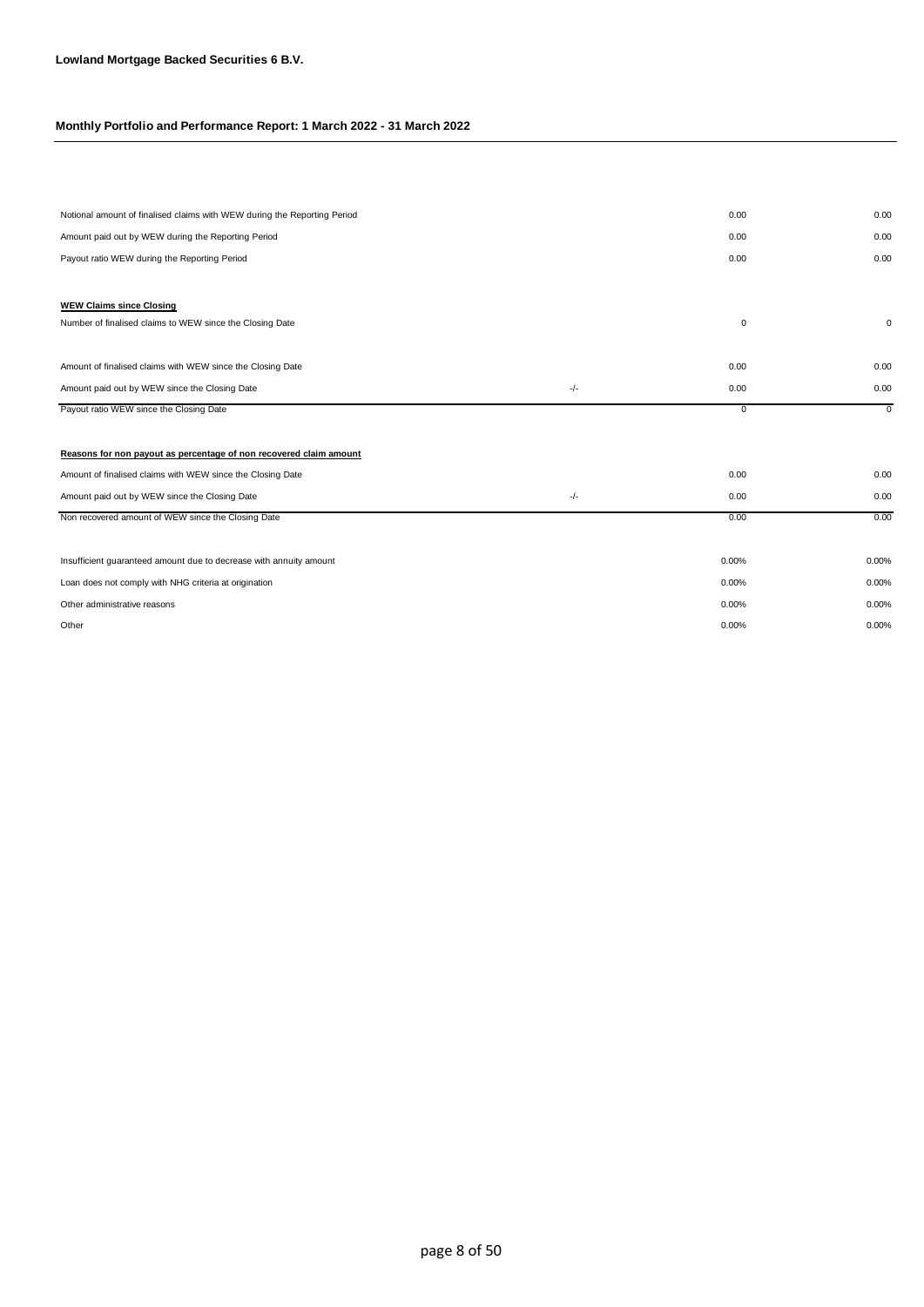**Lowland Mortgage Backed Securities 6 B.V.**

**Monthly Portfolio and Performance Report: 1 March 2022 - 31 March 2022**

| | | | |
|---|---|---|---|
| Notional amount of finalised claims with WEW during the Reporting Period | | 0.00 | 0.00 |
| Amount paid out by WEW during the Reporting Period | | 0.00 | 0.00 |
| Payout ratio WEW during the Reporting Period | | 0.00 | 0.00 |
| | | | |
| **WEW Claims since Closing** | | | |
| Number of finalised claims to WEW since the Closing Date | | 0 | 0 |
| | | | |
| Amount of finalised claims with WEW since the Closing Date | | 0.00 | 0.00 |
| Amount paid out by WEW since the Closing Date | -/- | 0.00 | 0.00 |
| Payout ratio WEW since the Closing Date | | 0 | 0 |
| | | | |
| **Reasons for non payout as percentage of non recovered claim amount** | | | |
| Amount of finalised claims with WEW since the Closing Date | | 0.00 | 0.00 |
| Amount paid out by WEW since the Closing Date | -/- | 0.00 | 0.00 |
| Non recovered amount of WEW since the Closing Date | | 0.00 | 0.00 |
| | | | |
| Insufficient guaranteed amount due to decrease with annuity amount | | 0.00% | 0.00% |
| Loan does not comply with NHG criteria at origination | | 0.00% | 0.00% |
| Other administrative reasons | | 0.00% | 0.00% |
| Other | | 0.00% | 0.00% |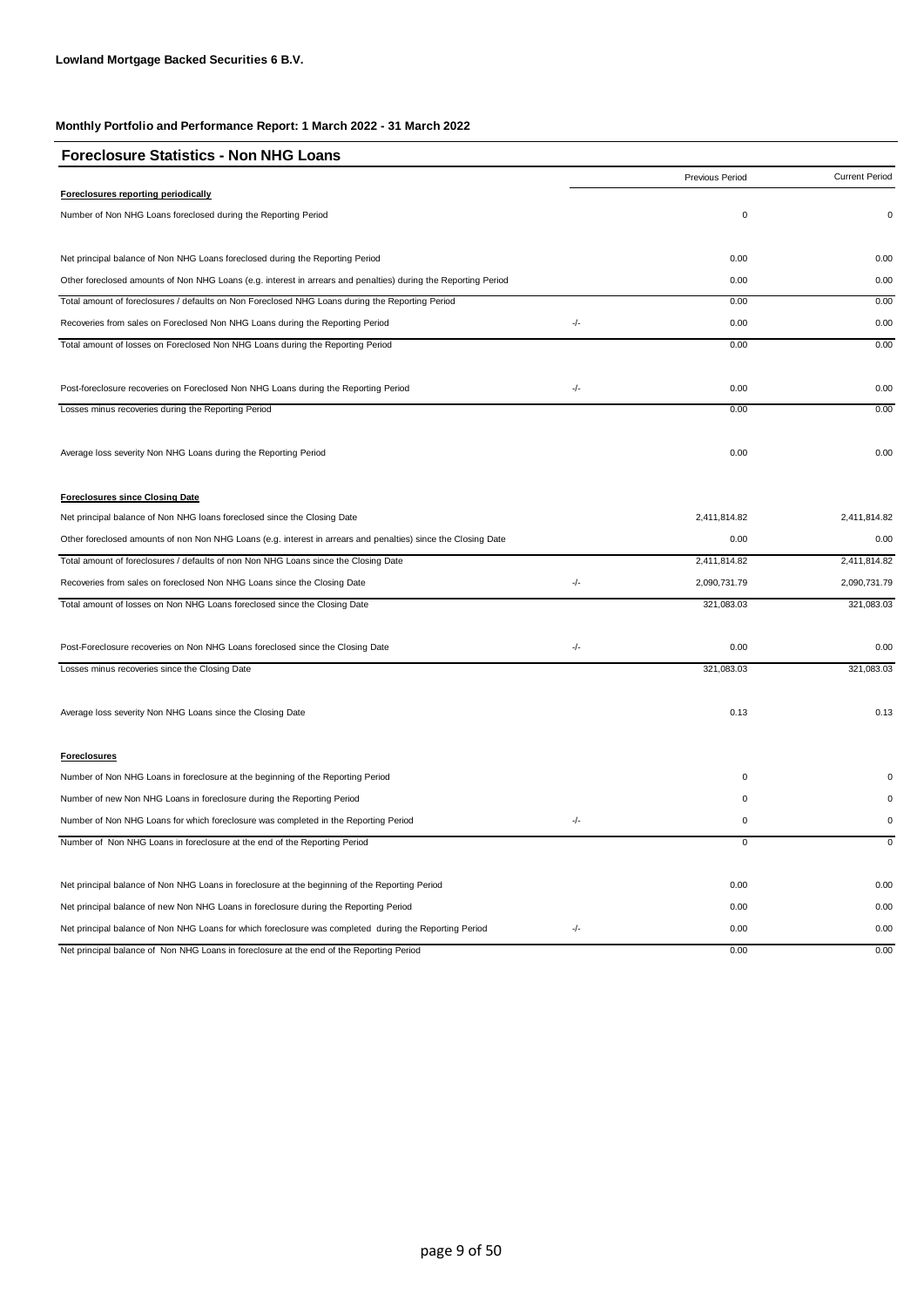**Lowland Mortgage Backed Securities 6 B.V.**

**Monthly Portfolio and Performance Report: 1 March 2022 - 31 March 2022**

## Foreclosure Statistics - Non NHG Loans

| | | Previous Period | Current Period |
|---|---|---|---|
| **Foreclosures reporting periodically** | | | |
| Number of Non NHG Loans foreclosed during the Reporting Period | | 0 | 0 |
| Net principal balance of Non NHG Loans foreclosed during the Reporting Period | | 0.00 | 0.00 |
| Other foreclosed amounts of Non NHG Loans (e.g. interest in arrears and penalties) during the Reporting Period | | 0.00 | 0.00 |
| Total amount of foreclosures / defaults on Non Foreclosed NHG Loans during the Reporting Period | | 0.00 | 0.00 |
| Recoveries from sales on Foreclosed Non NHG Loans during the Reporting Period | -/- | 0.00 | 0.00 |
| Total amount of losses on Foreclosed Non NHG Loans during the Reporting Period | | 0.00 | 0.00 |
| Post-foreclosure recoveries on Foreclosed Non NHG Loans during the Reporting Period | -/- | 0.00 | 0.00 |
| Losses minus recoveries during the Reporting Period | | 0.00 | 0.00 |
| Average loss severity Non NHG Loans during the Reporting Period | | 0.00 | 0.00 |
| **Foreclosures since Closing Date** | | | |
| Net principal balance of Non NHG loans foreclosed since the Closing Date | | 2,411,814.82 | 2,411,814.82 |
| Other foreclosed amounts of non Non NHG Loans (e.g. interest in arrears and penalties) since the Closing Date | | 0.00 | 0.00 |
| Total amount of foreclosures / defaults of non Non NHG Loans since the Closing Date | | 2,411,814.82 | 2,411,814.82 |
| Recoveries from sales on foreclosed Non NHG Loans since the Closing Date | -/- | 2,090,731.79 | 2,090,731.79 |
| Total amount of losses on Non NHG Loans foreclosed since the Closing Date | | 321,083.03 | 321,083.03 |
| Post-Foreclosure recoveries on Non NHG Loans foreclosed since the Closing Date | -/- | 0.00 | 0.00 |
| Losses minus recoveries since the Closing Date | | 321,083.03 | 321,083.03 |
| Average loss severity Non NHG Loans since the Closing Date | | 0.13 | 0.13 |
| **Foreclosures** | | | |
| Number of Non NHG Loans in foreclosure at the beginning of the Reporting Period | | 0 | 0 |
| Number of new Non NHG Loans in foreclosure during the Reporting Period | | 0 | 0 |
| Number of Non NHG Loans for which foreclosure was completed in the Reporting Period | -/- | 0 | 0 |
| Number of Non NHG Loans in foreclosure at the end of the Reporting Period | | 0 | 0 |
| Net principal balance of Non NHG Loans in foreclosure at the beginning of the Reporting Period | | 0.00 | 0.00 |
| Net principal balance of new Non NHG Loans in foreclosure during the Reporting Period | | 0.00 | 0.00 |
| Net principal balance of Non NHG Loans for which foreclosure was completed during the Reporting Period | -/- | 0.00 | 0.00 |
| Net principal balance of Non NHG Loans in foreclosure at the end of the Reporting Period | | 0.00 | 0.00 |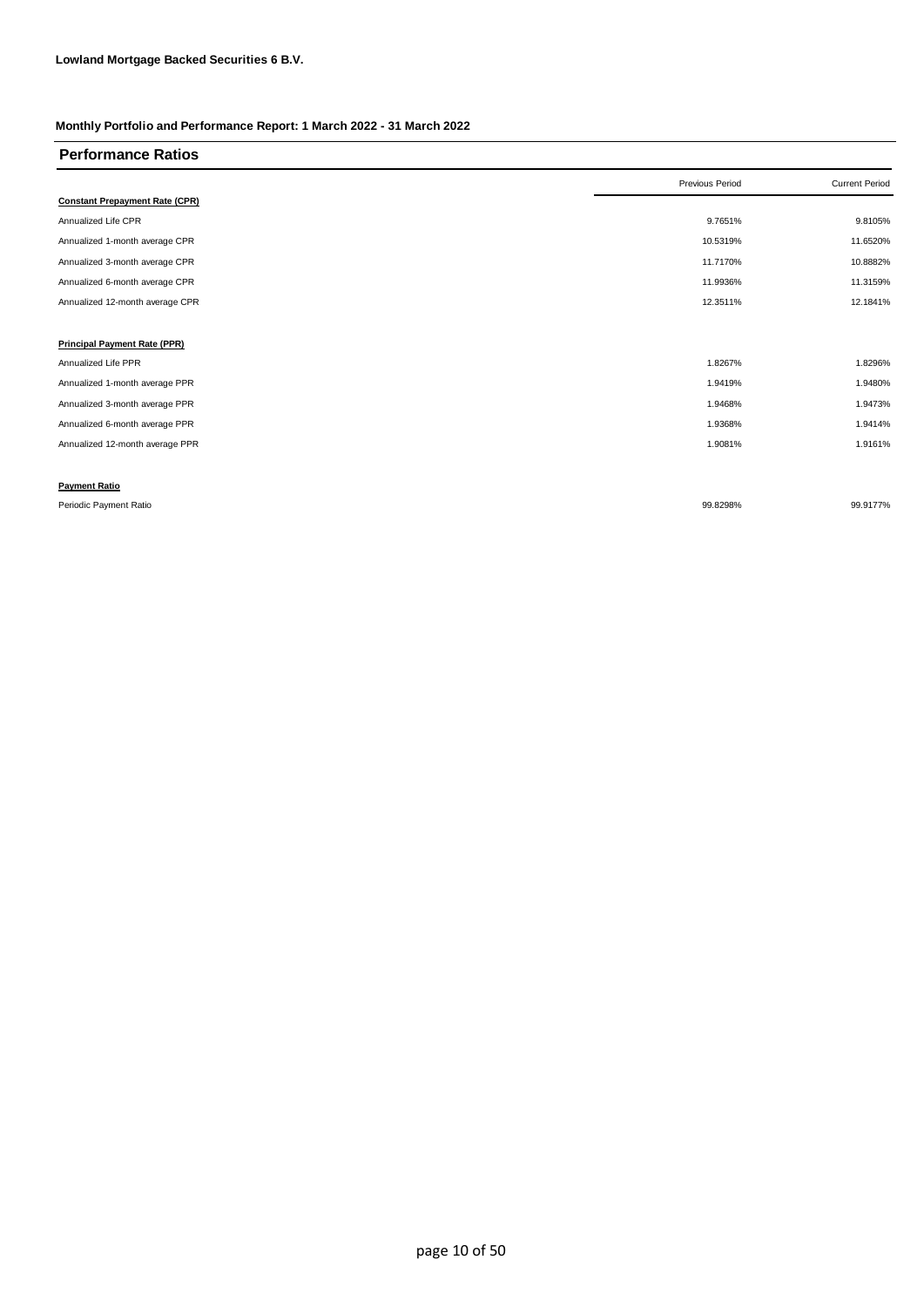**Lowland Mortgage Backed Securities 6 B.V.**

**Monthly Portfolio and Performance Report: 1 March 2022 - 31 March 2022**

## Performance Ratios

| | Previous Period | Current Period |
|---|---|---|
| **Constant Prepayment Rate (CPR)** | | |
| Annualized Life CPR | 9.7651% | 9.8105% |
| Annualized 1-month average CPR | 10.5319% | 11.6520% |
| Annualized 3-month average CPR | 11.7170% | 10.8882% |
| Annualized 6-month average CPR | 11.9936% | 11.3159% |
| Annualized 12-month average CPR | 12.3511% | 12.1841% |
| | | |
| **Principal Payment Rate (PPR)** | | |
| Annualized Life PPR | 1.8267% | 1.8296% |
| Annualized 1-month average PPR | 1.9419% | 1.9480% |
| Annualized 3-month average PPR | 1.9468% | 1.9473% |
| Annualized 6-month average PPR | 1.9368% | 1.9414% |
| Annualized 12-month average PPR | 1.9081% | 1.9161% |
| | | |
| **Payment Ratio** | | |
| Periodic Payment Ratio | 99.8298% | 99.9177% |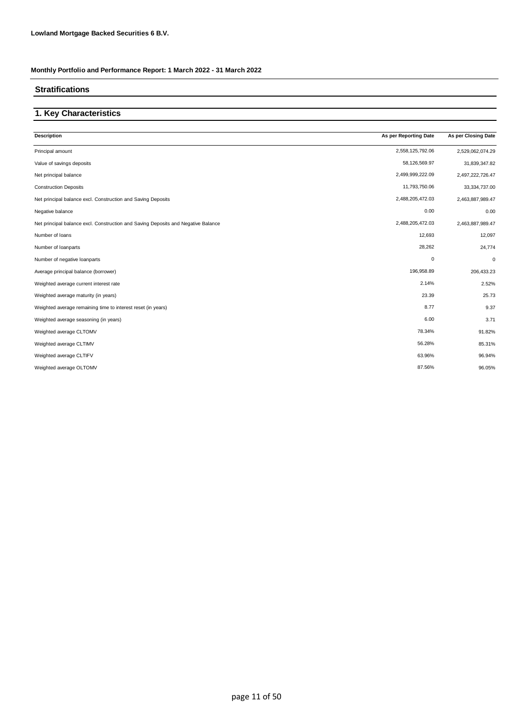**Lowland Mortgage Backed Securities 6 B.V.**

**Monthly Portfolio and Performance Report: 1 March 2022 - 31 March 2022**

## Stratifications

## 1. Key Characteristics

| Description | As per Reporting Date | As per Closing Date |
|---|---|---|
| Principal amount | 2,558,125,792.06 | 2,529,062,074.29 |
| Value of savings deposits | 58,126,569.97 | 31,839,347.82 |
| Net principal balance | 2,499,999,222.09 | 2,497,222,726.47 |
| Construction Deposits | 11,793,750.06 | 33,334,737.00 |
| Net principal balance excl. Construction and Saving Deposits | 2,488,205,472.03 | 2,463,887,989.47 |
| Negative balance | 0.00 | 0.00 |
| Net principal balance excl. Construction and Saving Deposits and Negative Balance | 2,488,205,472.03 | 2,463,887,989.47 |
| Number of loans | 12,693 | 12,097 |
| Number of loanparts | 28,262 | 24,774 |
| Number of negative loanparts | 0 | 0 |
| Average principal balance (borrower) | 196,958.89 | 206,433.23 |
| Weighted average current interest rate | 2.14% | 2.52% |
| Weighted average maturity (in years) | 23.39 | 25.73 |
| Weighted average remaining time to interest reset (in years) | 8.77 | 9.37 |
| Weighted average seasoning (in years) | 6.00 | 3.71 |
| Weighted average CLTOMV | 78.34% | 91.82% |
| Weighted average CLTIMV | 56.28% | 85.31% |
| Weighted average CLTIFV | 63.96% | 96.94% |
| Weighted average OLTOMV | 87.56% | 96.05% |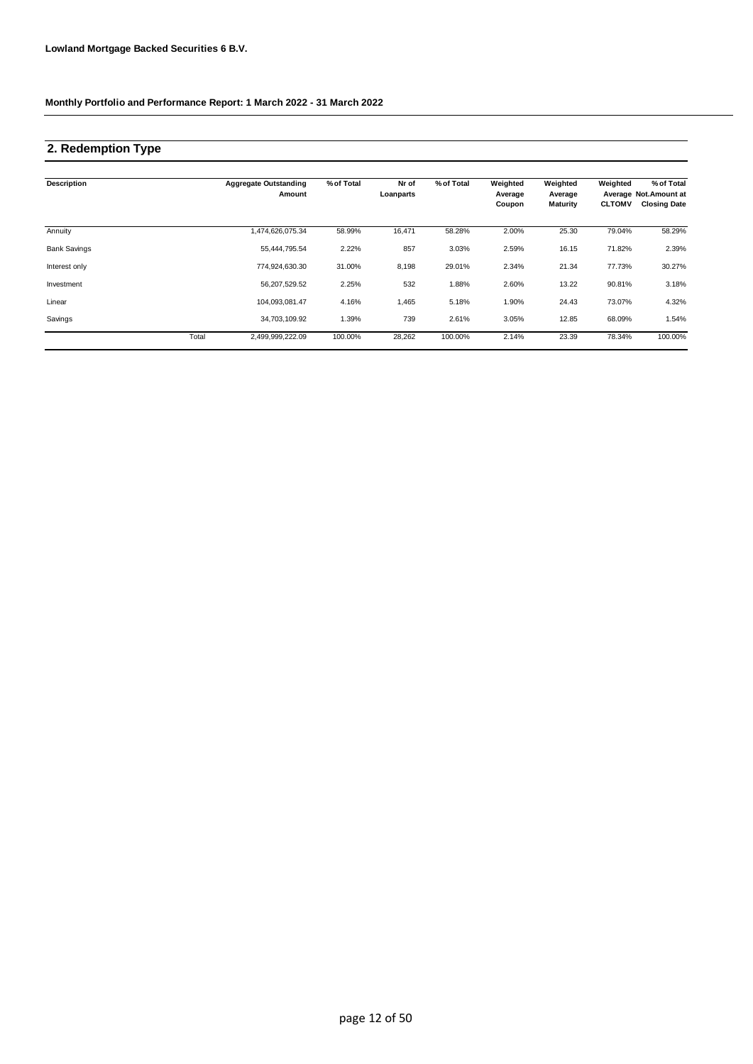**Lowland Mortgage Backed Securities 6 B.V.**

**Monthly Portfolio and Performance Report: 1 March 2022 - 31 March 2022**

## 2. Redemption Type

| Description | | Aggregate Outstanding Amount | % of Total | Nr of Loanparts | % of Total | Weighted Average Coupon | Weighted Average Maturity | Weighted Average CLTOMV | % of Total Not.Amount at Closing Date |
|---|---|---|---|---|---|---|---|---|---|
| Annuity | | 1,474,626,075.34 | 58.99% | 16,471 | 58.28% | 2.00% | 25.30 | 79.04% | 58.29% |
| Bank Savings | | 55,444,795.54 | 2.22% | 857 | 3.03% | 2.59% | 16.15 | 71.82% | 2.39% |
| Interest only | | 774,924,630.30 | 31.00% | 8,198 | 29.01% | 2.34% | 21.34 | 77.73% | 30.27% |
| Investment | | 56,207,529.52 | 2.25% | 532 | 1.88% | 2.60% | 13.22 | 90.81% | 3.18% |
| Linear | | 104,093,081.47 | 4.16% | 1,465 | 5.18% | 1.90% | 24.43 | 73.07% | 4.32% |
| Savings | | 34,703,109.92 | 1.39% | 739 | 2.61% | 3.05% | 12.85 | 68.09% | 1.54% |
| | Total | 2,499,999,222.09 | 100.00% | 28,262 | 100.00% | 2.14% | 23.39 | 78.34% | 100.00% |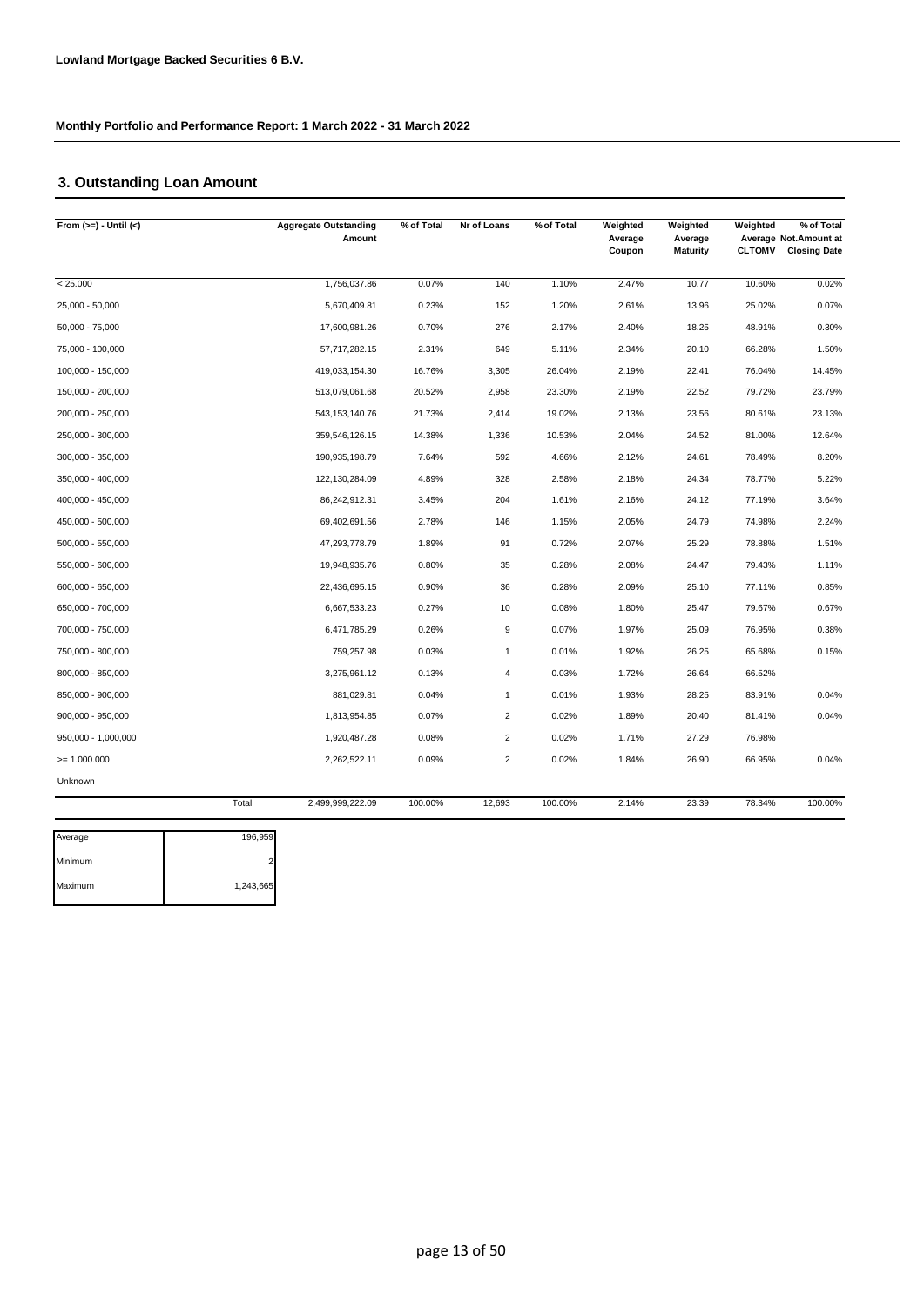**Lowland Mortgage Backed Securities 6 B.V.**

**Monthly Portfolio and Performance Report: 1 March 2022 - 31 March 2022**

## 3. Outstanding Loan Amount

| From (>=) - Until (<) | Aggregate Outstanding Amount | % of Total | Nr of Loans | % of Total | Weighted Average Coupon | Weighted Average Maturity | Weighted Average CLTOMV | % of Total Not.Amount at Closing Date |
|---|---|---|---|---|---|---|---|---|
| < 25.000 | 1,756,037.86 | 0.07% | 140 | 1.10% | 2.47% | 10.77 | 10.60% | 0.02% |
| 25,000 - 50,000 | 5,670,409.81 | 0.23% | 152 | 1.20% | 2.61% | 13.96 | 25.02% | 0.07% |
| 50,000 - 75,000 | 17,600,981.26 | 0.70% | 276 | 2.17% | 2.40% | 18.25 | 48.91% | 0.30% |
| 75,000 - 100,000 | 57,717,282.15 | 2.31% | 649 | 5.11% | 2.34% | 20.10 | 66.28% | 1.50% |
| 100,000 - 150,000 | 419,033,154.30 | 16.76% | 3,305 | 26.04% | 2.19% | 22.41 | 76.04% | 14.45% |
| 150,000 - 200,000 | 513,079,061.68 | 20.52% | 2,958 | 23.30% | 2.19% | 22.52 | 79.72% | 23.79% |
| 200,000 - 250,000 | 543,153,140.76 | 21.73% | 2,414 | 19.02% | 2.13% | 23.56 | 80.61% | 23.13% |
| 250,000 - 300,000 | 359,546,126.15 | 14.38% | 1,336 | 10.53% | 2.04% | 24.52 | 81.00% | 12.64% |
| 300,000 - 350,000 | 190,935,198.79 | 7.64% | 592 | 4.66% | 2.12% | 24.61 | 78.49% | 8.20% |
| 350,000 - 400,000 | 122,130,284.09 | 4.89% | 328 | 2.58% | 2.18% | 24.34 | 78.77% | 5.22% |
| 400,000 - 450,000 | 86,242,912.31 | 3.45% | 204 | 1.61% | 2.16% | 24.12 | 77.19% | 3.64% |
| 450,000 - 500,000 | 69,402,691.56 | 2.78% | 146 | 1.15% | 2.05% | 24.79 | 74.98% | 2.24% |
| 500,000 - 550,000 | 47,293,778.79 | 1.89% | 91 | 0.72% | 2.07% | 25.29 | 78.88% | 1.51% |
| 550,000 - 600,000 | 19,948,935.76 | 0.80% | 35 | 0.28% | 2.08% | 24.47 | 79.43% | 1.11% |
| 600,000 - 650,000 | 22,436,695.15 | 0.90% | 36 | 0.28% | 2.09% | 25.10 | 77.11% | 0.85% |
| 650,000 - 700,000 | 6,667,533.23 | 0.27% | 10 | 0.08% | 1.80% | 25.47 | 79.67% | 0.67% |
| 700,000 - 750,000 | 6,471,785.29 | 0.26% | 9 | 0.07% | 1.97% | 25.09 | 76.95% | 0.38% |
| 750,000 - 800,000 | 759,257.98 | 0.03% | 1 | 0.01% | 1.92% | 26.25 | 65.68% | 0.15% |
| 800,000 - 850,000 | 3,275,961.12 | 0.13% | 4 | 0.03% | 1.72% | 26.64 | 66.52% | |
| 850,000 - 900,000 | 881,029.81 | 0.04% | 1 | 0.01% | 1.93% | 28.25 | 83.91% | 0.04% |
| 900,000 - 950,000 | 1,813,954.85 | 0.07% | 2 | 0.02% | 1.89% | 20.40 | 81.41% | 0.04% |
| 950,000 - 1,000,000 | 1,920,487.28 | 0.08% | 2 | 0.02% | 1.71% | 27.29 | 76.98% | |
| >= 1.000.000 | 2,262,522.11 | 0.09% | 2 | 0.02% | 1.84% | 26.90 | 66.95% | 0.04% |
| Unknown | | | | | | | | |
| Total | 2,499,999,222.09 | 100.00% | 12,693 | 100.00% | 2.14% | 23.39 | 78.34% | 100.00% |

| | |
|---|---|
| Average | 196,959 |
| Minimum | 2 |
| Maximum | 1,243,665 |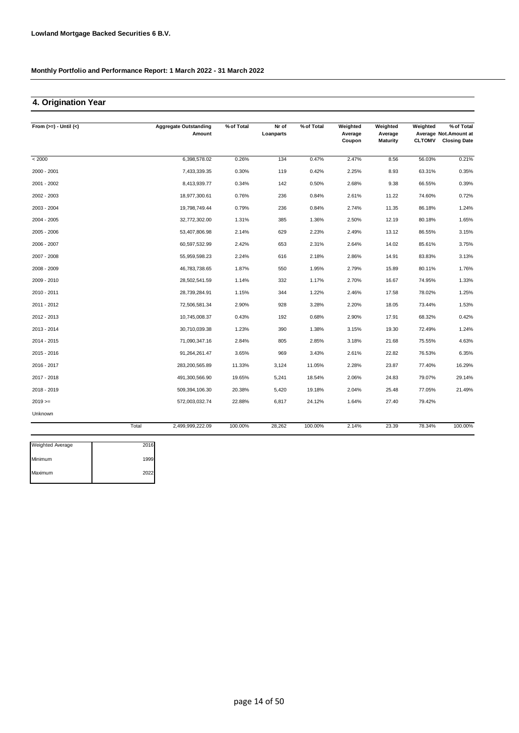**Lowland Mortgage Backed Securities 6 B.V.**

**Monthly Portfolio and Performance Report: 1 March 2022 - 31 March 2022**

## 4. Origination Year

| From (>=) - Until (<) | | Aggregate Outstanding Amount | % of Total | Nr of Loanparts | % of Total | Weighted Average Coupon | Weighted Average Maturity | Weighted Average CLTOMV | % of Total Not.Amount at Closing Date |
|---|---|---|---|---|---|---|---|---|---|
| < 2000 | | 6,398,578.02 | 0.26% | 134 | 0.47% | 2.47% | 8.56 | 56.03% | 0.21% |
| 2000 - 2001 | | 7,433,339.35 | 0.30% | 119 | 0.42% | 2.25% | 8.93 | 63.31% | 0.35% |
| 2001 - 2002 | | 8,413,939.77 | 0.34% | 142 | 0.50% | 2.68% | 9.38 | 66.55% | 0.39% |
| 2002 - 2003 | | 18,977,300.61 | 0.76% | 236 | 0.84% | 2.61% | 11.22 | 74.60% | 0.72% |
| 2003 - 2004 | | 19,798,749.44 | 0.79% | 236 | 0.84% | 2.74% | 11.35 | 86.18% | 1.24% |
| 2004 - 2005 | | 32,772,302.00 | 1.31% | 385 | 1.36% | 2.50% | 12.19 | 80.18% | 1.65% |
| 2005 - 2006 | | 53,407,806.98 | 2.14% | 629 | 2.23% | 2.49% | 13.12 | 86.55% | 3.15% |
| 2006 - 2007 | | 60,597,532.99 | 2.42% | 653 | 2.31% | 2.64% | 14.02 | 85.61% | 3.75% |
| 2007 - 2008 | | 55,959,598.23 | 2.24% | 616 | 2.18% | 2.86% | 14.91 | 83.83% | 3.13% |
| 2008 - 2009 | | 46,783,738.65 | 1.87% | 550 | 1.95% | 2.79% | 15.89 | 80.11% | 1.76% |
| 2009 - 2010 | | 28,502,541.59 | 1.14% | 332 | 1.17% | 2.70% | 16.67 | 74.95% | 1.33% |
| 2010 - 2011 | | 28,739,284.91 | 1.15% | 344 | 1.22% | 2.46% | 17.58 | 78.02% | 1.25% |
| 2011 - 2012 | | 72,506,581.34 | 2.90% | 928 | 3.28% | 2.20% | 18.05 | 73.44% | 1.53% |
| 2012 - 2013 | | 10,745,008.37 | 0.43% | 192 | 0.68% | 2.90% | 17.91 | 68.32% | 0.42% |
| 2013 - 2014 | | 30,710,039.38 | 1.23% | 390 | 1.38% | 3.15% | 19.30 | 72.49% | 1.24% |
| 2014 - 2015 | | 71,090,347.16 | 2.84% | 805 | 2.85% | 3.18% | 21.68 | 75.55% | 4.63% |
| 2015 - 2016 | | 91,264,261.47 | 3.65% | 969 | 3.43% | 2.61% | 22.82 | 76.53% | 6.35% |
| 2016 - 2017 | | 283,200,565.89 | 11.33% | 3,124 | 11.05% | 2.28% | 23.87 | 77.40% | 16.29% |
| 2017 - 2018 | | 491,300,566.90 | 19.65% | 5,241 | 18.54% | 2.06% | 24.83 | 79.07% | 29.14% |
| 2018 - 2019 | | 509,394,106.30 | 20.38% | 5,420 | 19.18% | 2.04% | 25.48 | 77.05% | 21.49% |
| 2019 >= | | 572,003,032.74 | 22.88% | 6,817 | 24.12% | 1.64% | 27.40 | 79.42% | |
| Unknown | | | | | | | | | |
| | Total | 2,499,999,222.09 | 100.00% | 28,262 | 100.00% | 2.14% | 23.39 | 78.34% | 100.00% |

| | |
|---|---|
| Weighted Average | 2016 |
| Minimum | 1999 |
| Maximum | 2022 |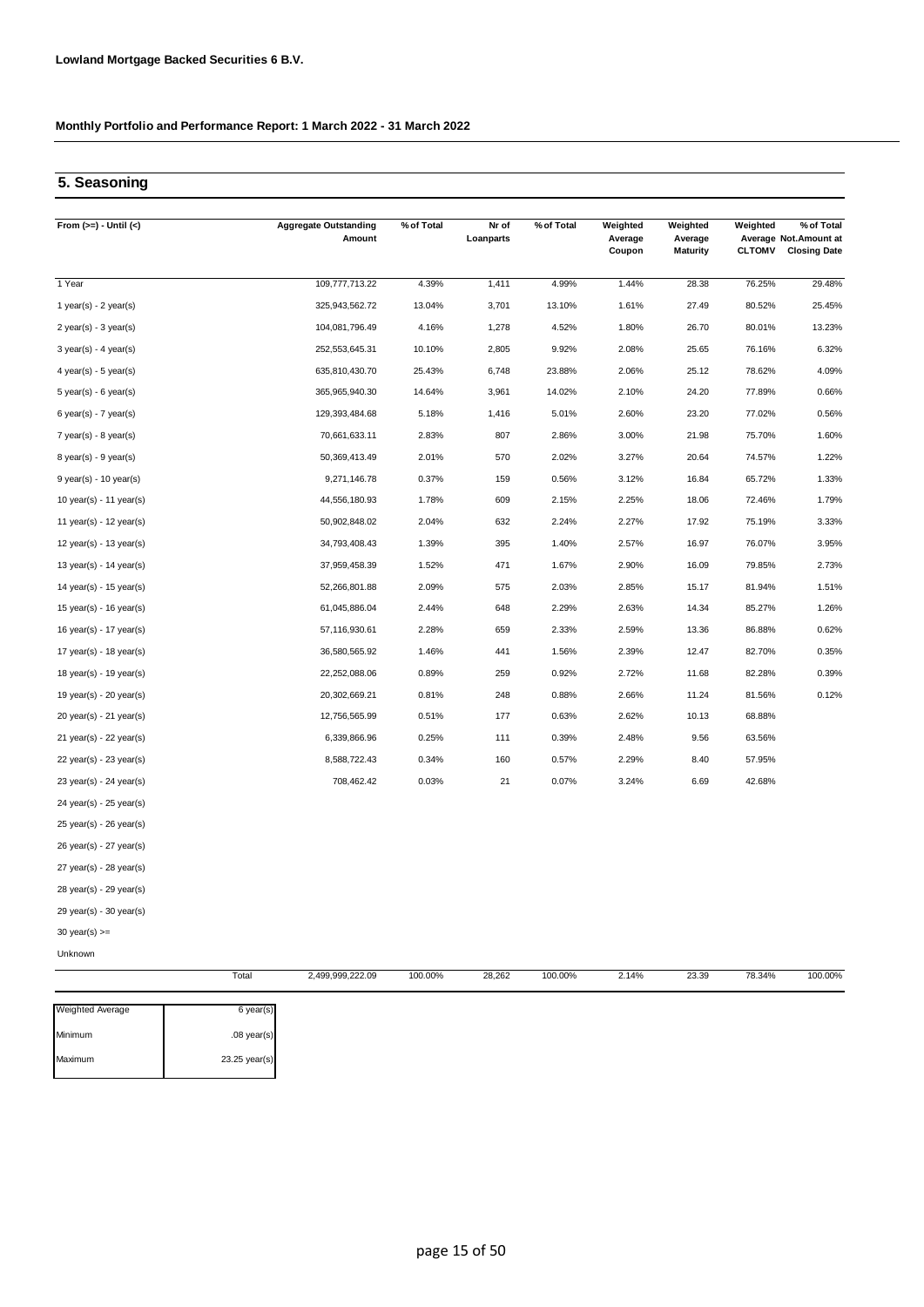**Lowland Mortgage Backed Securities 6 B.V.**

**Monthly Portfolio and Performance Report: 1 March 2022 - 31 March 2022**

## 5. Seasoning

| From (>=) - Until (<) | Aggregate Outstanding Amount | % of Total | Nr of Loanparts | % of Total | Weighted Average Coupon | Weighted Average Maturity | Weighted Average CLTOMV | % of Total Not.Amount at Closing Date |
|---|---|---|---|---|---|---|---|---|
| 1 Year | 109,777,713.22 | 4.39% | 1,411 | 4.99% | 1.44% | 28.38 | 76.25% | 29.48% |
| 1 year(s) - 2 year(s) | 325,943,562.72 | 13.04% | 3,701 | 13.10% | 1.61% | 27.49 | 80.52% | 25.45% |
| 2 year(s) - 3 year(s) | 104,081,796.49 | 4.16% | 1,278 | 4.52% | 1.80% | 26.70 | 80.01% | 13.23% |
| 3 year(s) - 4 year(s) | 252,553,645.31 | 10.10% | 2,805 | 9.92% | 2.08% | 25.65 | 76.16% | 6.32% |
| 4 year(s) - 5 year(s) | 635,810,430.70 | 25.43% | 6,748 | 23.88% | 2.06% | 25.12 | 78.62% | 4.09% |
| 5 year(s) - 6 year(s) | 365,965,940.30 | 14.64% | 3,961 | 14.02% | 2.10% | 24.20 | 77.89% | 0.66% |
| 6 year(s) - 7 year(s) | 129,393,484.68 | 5.18% | 1,416 | 5.01% | 2.60% | 23.20 | 77.02% | 0.56% |
| 7 year(s) - 8 year(s) | 70,661,633.11 | 2.83% | 807 | 2.86% | 3.00% | 21.98 | 75.70% | 1.60% |
| 8 year(s) - 9 year(s) | 50,369,413.49 | 2.01% | 570 | 2.02% | 3.27% | 20.64 | 74.57% | 1.22% |
| 9 year(s) - 10 year(s) | 9,271,146.78 | 0.37% | 159 | 0.56% | 3.12% | 16.84 | 65.72% | 1.33% |
| 10 year(s) - 11 year(s) | 44,556,180.93 | 1.78% | 609 | 2.15% | 2.25% | 18.06 | 72.46% | 1.79% |
| 11 year(s) - 12 year(s) | 50,902,848.02 | 2.04% | 632 | 2.24% | 2.27% | 17.92 | 75.19% | 3.33% |
| 12 year(s) - 13 year(s) | 34,793,408.43 | 1.39% | 395 | 1.40% | 2.57% | 16.97 | 76.07% | 3.95% |
| 13 year(s) - 14 year(s) | 37,959,458.39 | 1.52% | 471 | 1.67% | 2.90% | 16.09 | 79.85% | 2.73% |
| 14 year(s) - 15 year(s) | 52,266,801.88 | 2.09% | 575 | 2.03% | 2.85% | 15.17 | 81.94% | 1.51% |
| 15 year(s) - 16 year(s) | 61,045,886.04 | 2.44% | 648 | 2.29% | 2.63% | 14.34 | 85.27% | 1.26% |
| 16 year(s) - 17 year(s) | 57,116,930.61 | 2.28% | 659 | 2.33% | 2.59% | 13.36 | 86.88% | 0.62% |
| 17 year(s) - 18 year(s) | 36,580,565.92 | 1.46% | 441 | 1.56% | 2.39% | 12.47 | 82.70% | 0.35% |
| 18 year(s) - 19 year(s) | 22,252,088.06 | 0.89% | 259 | 0.92% | 2.72% | 11.68 | 82.28% | 0.39% |
| 19 year(s) - 20 year(s) | 20,302,669.21 | 0.81% | 248 | 0.88% | 2.66% | 11.24 | 81.56% | 0.12% |
| 20 year(s) - 21 year(s) | 12,756,565.99 | 0.51% | 177 | 0.63% | 2.62% | 10.13 | 68.88% | |
| 21 year(s) - 22 year(s) | 6,339,866.96 | 0.25% | 111 | 0.39% | 2.48% | 9.56 | 63.56% | |
| 22 year(s) - 23 year(s) | 8,588,722.43 | 0.34% | 160 | 0.57% | 2.29% | 8.40 | 57.95% | |
| 23 year(s) - 24 year(s) | 708,462.42 | 0.03% | 21 | 0.07% | 3.24% | 6.69 | 42.68% | |
| 24 year(s) - 25 year(s) | | | | | | | | |
| 25 year(s) - 26 year(s) | | | | | | | | |
| 26 year(s) - 27 year(s) | | | | | | | | |
| 27 year(s) - 28 year(s) | | | | | | | | |
| 28 year(s) - 29 year(s) | | | | | | | | |
| 29 year(s) - 30 year(s) | | | | | | | | |
| 30 year(s) >= | | | | | | | | |
| Unknown | | | | | | | | |
| Total | 2,499,999,222.09 | 100.00% | 28,262 | 100.00% | 2.14% | 23.39 | 78.34% | 100.00% |

| | |
|---|---|
| Weighted Average | 6 year(s) |
| Minimum | .08 year(s) |
| Maximum | 23.25 year(s) |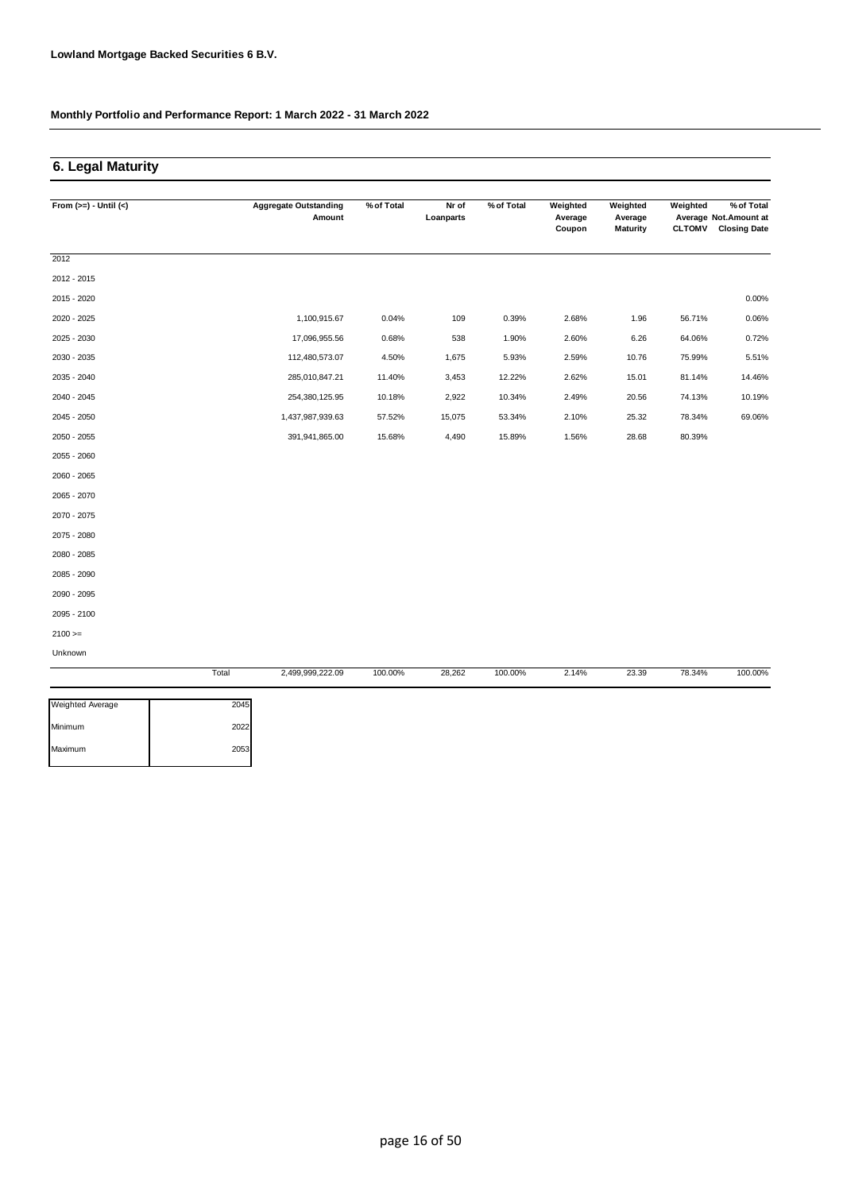**Lowland Mortgage Backed Securities 6 B.V.**

**Monthly Portfolio and Performance Report: 1 March 2022 - 31 March 2022**

## 6. Legal Maturity

| From (>=) - Until (<) | Aggregate Outstanding Amount | % of Total | Nr of Loanparts | % of Total | Weighted Average Coupon | Weighted Average Maturity | Weighted Average CLTOMV | % of Total Not.Amount at Closing Date |
|---|---|---|---|---|---|---|---|---|
| 2012 | | | | | | | | |
| 2012 - 2015 | | | | | | | | |
| 2015 - 2020 | | | | | | | | 0.00% |
| 2020 - 2025 | 1,100,915.67 | 0.04% | 109 | 0.39% | 2.68% | 1.96 | 56.71% | 0.06% |
| 2025 - 2030 | 17,096,955.56 | 0.68% | 538 | 1.90% | 2.60% | 6.26 | 64.06% | 0.72% |
| 2030 - 2035 | 112,480,573.07 | 4.50% | 1,675 | 5.93% | 2.59% | 10.76 | 75.99% | 5.51% |
| 2035 - 2040 | 285,010,847.21 | 11.40% | 3,453 | 12.22% | 2.62% | 15.01 | 81.14% | 14.46% |
| 2040 - 2045 | 254,380,125.95 | 10.18% | 2,922 | 10.34% | 2.49% | 20.56 | 74.13% | 10.19% |
| 2045 - 2050 | 1,437,987,939.63 | 57.52% | 15,075 | 53.34% | 2.10% | 25.32 | 78.34% | 69.06% |
| 2050 - 2055 | 391,941,865.00 | 15.68% | 4,490 | 15.89% | 1.56% | 28.68 | 80.39% | |
| 2055 - 2060 | | | | | | | | |
| 2060 - 2065 | | | | | | | | |
| 2065 - 2070 | | | | | | | | |
| 2070 - 2075 | | | | | | | | |
| 2075 - 2080 | | | | | | | | |
| 2080 - 2085 | | | | | | | | |
| 2085 - 2090 | | | | | | | | |
| 2090 - 2095 | | | | | | | | |
| 2095 - 2100 | | | | | | | | |
| 2100 >= | | | | | | | | |
| Unknown | | | | | | | | |
| Total | 2,499,999,222.09 | 100.00% | 28,262 | 100.00% | 2.14% | 23.39 | 78.34% | 100.00% |

| | |
|---|---|
| Weighted Average | 2045 |
| Minimum | 2022 |
| Maximum | 2053 |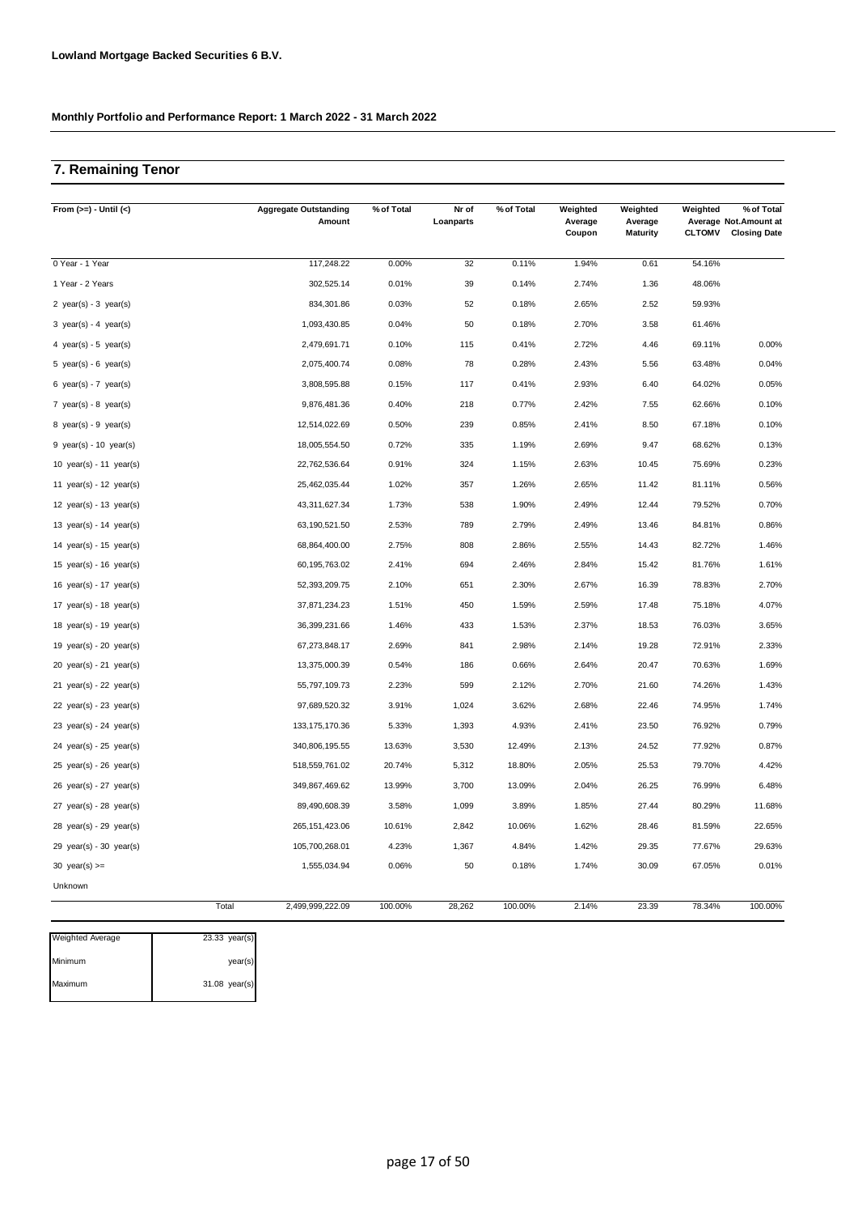**Lowland Mortgage Backed Securities 6 B.V.**

**Monthly Portfolio and Performance Report: 1 March 2022 - 31 March 2022**

## 7. Remaining Tenor

| From (>=) - Until (<) | Aggregate Outstanding Amount | % of Total | Nr of Loanparts | % of Total | Weighted Average Coupon | Weighted Average Maturity | Weighted Average CLTOMV | % of Total Not.Amount at Closing Date |
|---|---|---|---|---|---|---|---|---|
| 0 Year - 1 Year | 117,248.22 | 0.00% | 32 | 0.11% | 1.94% | 0.61 | 54.16% | |
| 1 Year - 2 Years | 302,525.14 | 0.01% | 39 | 0.14% | 2.74% | 1.36 | 48.06% | |
| 2 year(s) - 3 year(s) | 834,301.86 | 0.03% | 52 | 0.18% | 2.65% | 2.52 | 59.93% | |
| 3 year(s) - 4 year(s) | 1,093,430.85 | 0.04% | 50 | 0.18% | 2.70% | 3.58 | 61.46% | |
| 4 year(s) - 5 year(s) | 2,479,691.71 | 0.10% | 115 | 0.41% | 2.72% | 4.46 | 69.11% | 0.00% |
| 5 year(s) - 6 year(s) | 2,075,400.74 | 0.08% | 78 | 0.28% | 2.43% | 5.56 | 63.48% | 0.04% |
| 6 year(s) - 7 year(s) | 3,808,595.88 | 0.15% | 117 | 0.41% | 2.93% | 6.40 | 64.02% | 0.05% |
| 7 year(s) - 8 year(s) | 9,876,481.36 | 0.40% | 218 | 0.77% | 2.42% | 7.55 | 62.66% | 0.10% |
| 8 year(s) - 9 year(s) | 12,514,022.69 | 0.50% | 239 | 0.85% | 2.41% | 8.50 | 67.18% | 0.10% |
| 9 year(s) - 10 year(s) | 18,005,554.50 | 0.72% | 335 | 1.19% | 2.69% | 9.47 | 68.62% | 0.13% |
| 10 year(s) - 11 year(s) | 22,762,536.64 | 0.91% | 324 | 1.15% | 2.63% | 10.45 | 75.69% | 0.23% |
| 11 year(s) - 12 year(s) | 25,462,035.44 | 1.02% | 357 | 1.26% | 2.65% | 11.42 | 81.11% | 0.56% |
| 12 year(s) - 13 year(s) | 43,311,627.34 | 1.73% | 538 | 1.90% | 2.49% | 12.44 | 79.52% | 0.70% |
| 13 year(s) - 14 year(s) | 63,190,521.50 | 2.53% | 789 | 2.79% | 2.49% | 13.46 | 84.81% | 0.86% |
| 14 year(s) - 15 year(s) | 68,864,400.00 | 2.75% | 808 | 2.86% | 2.55% | 14.43 | 82.72% | 1.46% |
| 15 year(s) - 16 year(s) | 60,195,763.02 | 2.41% | 694 | 2.46% | 2.84% | 15.42 | 81.76% | 1.61% |
| 16 year(s) - 17 year(s) | 52,393,209.75 | 2.10% | 651 | 2.30% | 2.67% | 16.39 | 78.83% | 2.70% |
| 17 year(s) - 18 year(s) | 37,871,234.23 | 1.51% | 450 | 1.59% | 2.59% | 17.48 | 75.18% | 4.07% |
| 18 year(s) - 19 year(s) | 36,399,231.66 | 1.46% | 433 | 1.53% | 2.37% | 18.53 | 76.03% | 3.65% |
| 19 year(s) - 20 year(s) | 67,273,848.17 | 2.69% | 841 | 2.98% | 2.14% | 19.28 | 72.91% | 2.33% |
| 20 year(s) - 21 year(s) | 13,375,000.39 | 0.54% | 186 | 0.66% | 2.64% | 20.47 | 70.63% | 1.69% |
| 21 year(s) - 22 year(s) | 55,797,109.73 | 2.23% | 599 | 2.12% | 2.70% | 21.60 | 74.26% | 1.43% |
| 22 year(s) - 23 year(s) | 97,689,520.32 | 3.91% | 1,024 | 3.62% | 2.68% | 22.46 | 74.95% | 1.74% |
| 23 year(s) - 24 year(s) | 133,175,170.36 | 5.33% | 1,393 | 4.93% | 2.41% | 23.50 | 76.92% | 0.79% |
| 24 year(s) - 25 year(s) | 340,806,195.55 | 13.63% | 3,530 | 12.49% | 2.13% | 24.52 | 77.92% | 0.87% |
| 25 year(s) - 26 year(s) | 518,559,761.02 | 20.74% | 5,312 | 18.80% | 2.05% | 25.53 | 79.70% | 4.42% |
| 26 year(s) - 27 year(s) | 349,867,469.62 | 13.99% | 3,700 | 13.09% | 2.04% | 26.25 | 76.99% | 6.48% |
| 27 year(s) - 28 year(s) | 89,490,608.39 | 3.58% | 1,099 | 3.89% | 1.85% | 27.44 | 80.29% | 11.68% |
| 28 year(s) - 29 year(s) | 265,151,423.06 | 10.61% | 2,842 | 10.06% | 1.62% | 28.46 | 81.59% | 22.65% |
| 29 year(s) - 30 year(s) | 105,700,268.01 | 4.23% | 1,367 | 4.84% | 1.42% | 29.35 | 77.67% | 29.63% |
| 30 year(s) >= | 1,555,034.94 | 0.06% | 50 | 0.18% | 1.74% | 30.09 | 67.05% | 0.01% |
| Unknown | | | | | | | | |
| Total | 2,499,999,222.09 | 100.00% | 28,262 | 100.00% | 2.14% | 23.39 | 78.34% | 100.00% |

| | |
|---|---|
| Weighted Average | 23.33 year(s) |
| Minimum | year(s) |
| Maximum | 31.08 year(s) |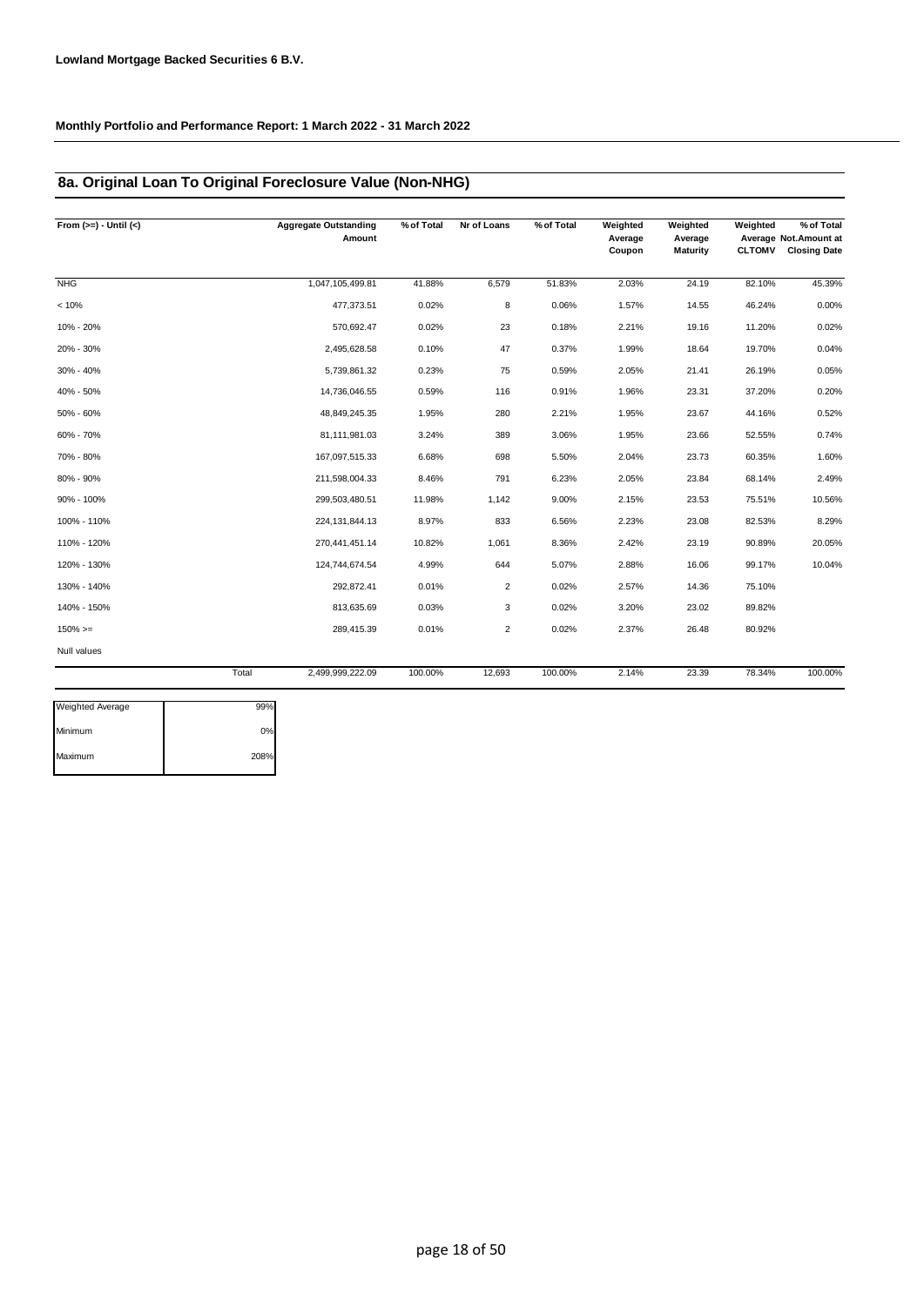**Lowland Mortgage Backed Securities 6 B.V.**

**Monthly Portfolio and Performance Report: 1 March 2022 - 31 March 2022**

## 8a. Original Loan To Original Foreclosure Value (Non-NHG)

| From (>=) - Until (<) | | Aggregate Outstanding Amount | % of Total | Nr of Loans | % of Total | Weighted Average Coupon | Weighted Average Maturity | Weighted Average CLTOMV | % of Total Not.Amount at Closing Date |
|---|---|---|---|---|---|---|---|---|---|
| NHG | | 1,047,105,499.81 | 41.88% | 6,579 | 51.83% | 2.03% | 24.19 | 82.10% | 45.39% |
| < 10% | | 477,373.51 | 0.02% | 8 | 0.06% | 1.57% | 14.55 | 46.24% | 0.00% |
| 10% - 20% | | 570,692.47 | 0.02% | 23 | 0.18% | 2.21% | 19.16 | 11.20% | 0.02% |
| 20% - 30% | | 2,495,628.58 | 0.10% | 47 | 0.37% | 1.99% | 18.64 | 19.70% | 0.04% |
| 30% - 40% | | 5,739,861.32 | 0.23% | 75 | 0.59% | 2.05% | 21.41 | 26.19% | 0.05% |
| 40% - 50% | | 14,736,046.55 | 0.59% | 116 | 0.91% | 1.96% | 23.31 | 37.20% | 0.20% |
| 50% - 60% | | 48,849,245.35 | 1.95% | 280 | 2.21% | 1.95% | 23.67 | 44.16% | 0.52% |
| 60% - 70% | | 81,111,981.03 | 3.24% | 389 | 3.06% | 1.95% | 23.66 | 52.55% | 0.74% |
| 70% - 80% | | 167,097,515.33 | 6.68% | 698 | 5.50% | 2.04% | 23.73 | 60.35% | 1.60% |
| 80% - 90% | | 211,598,004.33 | 8.46% | 791 | 6.23% | 2.05% | 23.84 | 68.14% | 2.49% |
| 90% - 100% | | 299,503,480.51 | 11.98% | 1,142 | 9.00% | 2.15% | 23.53 | 75.51% | 10.56% |
| 100% - 110% | | 224,131,844.13 | 8.97% | 833 | 6.56% | 2.23% | 23.08 | 82.53% | 8.29% |
| 110% - 120% | | 270,441,451.14 | 10.82% | 1,061 | 8.36% | 2.42% | 23.19 | 90.89% | 20.05% |
| 120% - 130% | | 124,744,674.54 | 4.99% | 644 | 5.07% | 2.88% | 16.06 | 99.17% | 10.04% |
| 130% - 140% | | 292,872.41 | 0.01% | 2 | 0.02% | 2.57% | 14.36 | 75.10% | |
| 140% - 150% | | 813,635.69 | 0.03% | 3 | 0.02% | 3.20% | 23.02 | 89.82% | |
| 150% >= | | 289,415.39 | 0.01% | 2 | 0.02% | 2.37% | 26.48 | 80.92% | |
| Null values | | | | | | | | | |
| | Total | 2,499,999,222.09 | 100.00% | 12,693 | 100.00% | 2.14% | 23.39 | 78.34% | 100.00% |

| | |
|---|---|
| Weighted Average | 99% |
| Minimum | 0% |
| Maximum | 208% |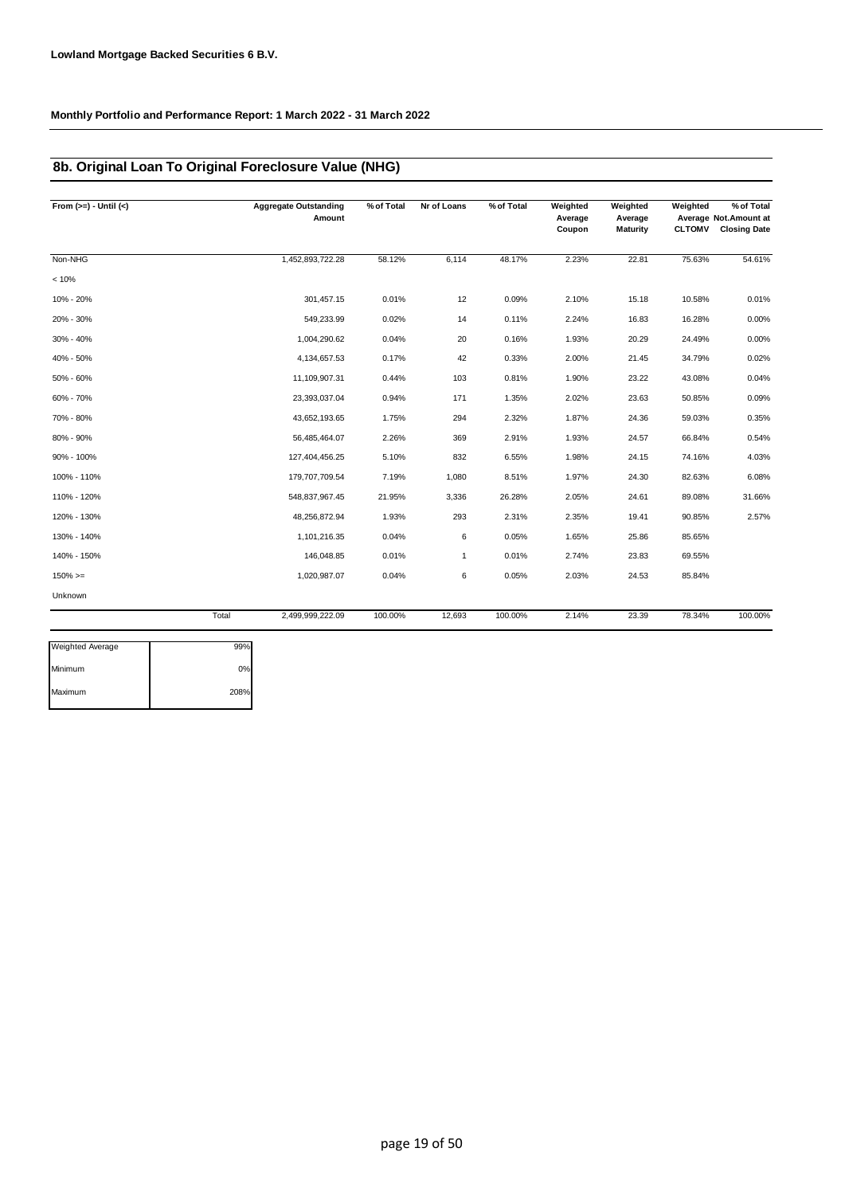**Lowland Mortgage Backed Securities 6 B.V.**

**Monthly Portfolio and Performance Report: 1 March 2022 - 31 March 2022**

## 8b. Original Loan To Original Foreclosure Value (NHG)

| From (>=) - Until (<) | Aggregate Outstanding Amount | % of Total | Nr of Loans | % of Total | Weighted Average Coupon | Weighted Average Maturity | Weighted Average CLTOMV | % of Total Not.Amount at Closing Date |
|---|---|---|---|---|---|---|---|---|
| Non-NHG | 1,452,893,722.28 | 58.12% | 6,114 | 48.17% | 2.23% | 22.81 | 75.63% | 54.61% |
| < 10% | | | | | | | | |
| 10% - 20% | 301,457.15 | 0.01% | 12 | 0.09% | 2.10% | 15.18 | 10.58% | 0.01% |
| 20% - 30% | 549,233.99 | 0.02% | 14 | 0.11% | 2.24% | 16.83 | 16.28% | 0.00% |
| 30% - 40% | 1,004,290.62 | 0.04% | 20 | 0.16% | 1.93% | 20.29 | 24.49% | 0.00% |
| 40% - 50% | 4,134,657.53 | 0.17% | 42 | 0.33% | 2.00% | 21.45 | 34.79% | 0.02% |
| 50% - 60% | 11,109,907.31 | 0.44% | 103 | 0.81% | 1.90% | 23.22 | 43.08% | 0.04% |
| 60% - 70% | 23,393,037.04 | 0.94% | 171 | 1.35% | 2.02% | 23.63 | 50.85% | 0.09% |
| 70% - 80% | 43,652,193.65 | 1.75% | 294 | 2.32% | 1.87% | 24.36 | 59.03% | 0.35% |
| 80% - 90% | 56,485,464.07 | 2.26% | 369 | 2.91% | 1.93% | 24.57 | 66.84% | 0.54% |
| 90% - 100% | 127,404,456.25 | 5.10% | 832 | 6.55% | 1.98% | 24.15 | 74.16% | 4.03% |
| 100% - 110% | 179,707,709.54 | 7.19% | 1,080 | 8.51% | 1.97% | 24.30 | 82.63% | 6.08% |
| 110% - 120% | 548,837,967.45 | 21.95% | 3,336 | 26.28% | 2.05% | 24.61 | 89.08% | 31.66% |
| 120% - 130% | 48,256,872.94 | 1.93% | 293 | 2.31% | 2.35% | 19.41 | 90.85% | 2.57% |
| 130% - 140% | 1,101,216.35 | 0.04% | 6 | 0.05% | 1.65% | 25.86 | 85.65% | |
| 140% - 150% | 146,048.85 | 0.01% | 1 | 0.01% | 2.74% | 23.83 | 69.55% | |
| 150% >= | 1,020,987.07 | 0.04% | 6 | 0.05% | 2.03% | 24.53 | 85.84% | |
| Unknown | | | | | | | | |
| Total | 2,499,999,222.09 | 100.00% | 12,693 | 100.00% | 2.14% | 23.39 | 78.34% | 100.00% |

| | |
|---|---|
| Weighted Average | 99% |
| Minimum | 0% |
| Maximum | 208% |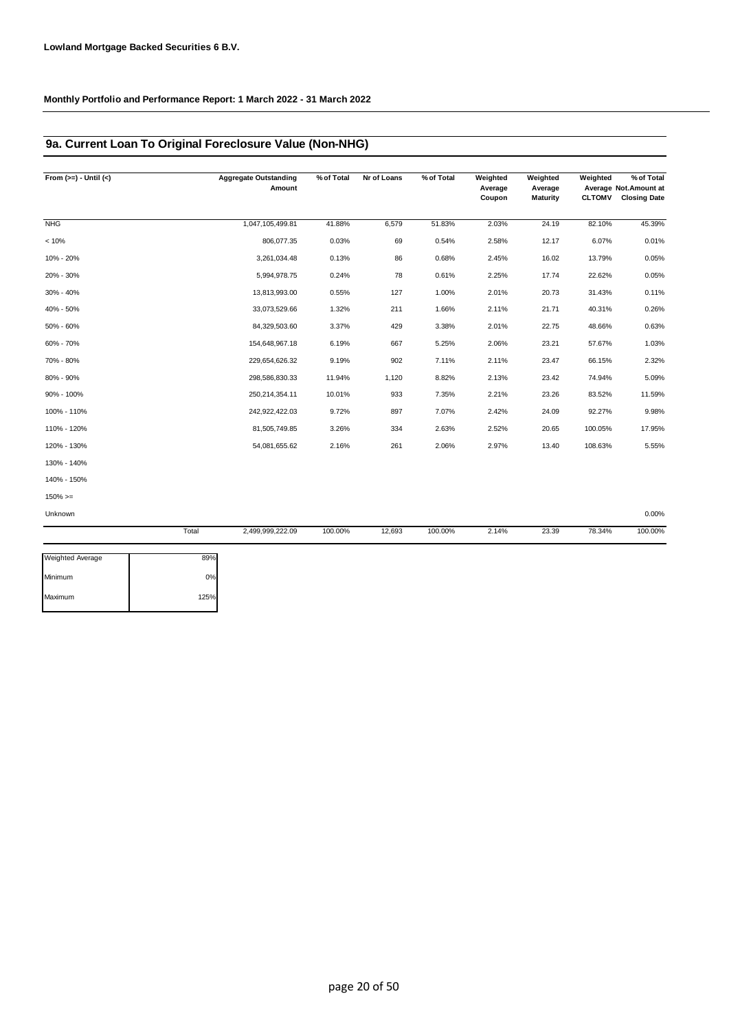**Lowland Mortgage Backed Securities 6 B.V.**

**Monthly Portfolio and Performance Report: 1 March 2022 - 31 March 2022**

## 9a. Current Loan To Original Foreclosure Value (Non-NHG)

| From (>=) - Until (<) | Aggregate Outstanding Amount | % of Total | Nr of Loans | % of Total | Weighted Average Coupon | Weighted Average Maturity | Weighted Average CLTOMV | % of Total Not.Amount at Closing Date |
|---|---|---|---|---|---|---|---|---|
| NHG | 1,047,105,499.81 | 41.88% | 6,579 | 51.83% | 2.03% | 24.19 | 82.10% | 45.39% |
| < 10% | 806,077.35 | 0.03% | 69 | 0.54% | 2.58% | 12.17 | 6.07% | 0.01% |
| 10% - 20% | 3,261,034.48 | 0.13% | 86 | 0.68% | 2.45% | 16.02 | 13.79% | 0.05% |
| 20% - 30% | 5,994,978.75 | 0.24% | 78 | 0.61% | 2.25% | 17.74 | 22.62% | 0.05% |
| 30% - 40% | 13,813,993.00 | 0.55% | 127 | 1.00% | 2.01% | 20.73 | 31.43% | 0.11% |
| 40% - 50% | 33,073,529.66 | 1.32% | 211 | 1.66% | 2.11% | 21.71 | 40.31% | 0.26% |
| 50% - 60% | 84,329,503.60 | 3.37% | 429 | 3.38% | 2.01% | 22.75 | 48.66% | 0.63% |
| 60% - 70% | 154,648,967.18 | 6.19% | 667 | 5.25% | 2.06% | 23.21 | 57.67% | 1.03% |
| 70% - 80% | 229,654,626.32 | 9.19% | 902 | 7.11% | 2.11% | 23.47 | 66.15% | 2.32% |
| 80% - 90% | 298,586,830.33 | 11.94% | 1,120 | 8.82% | 2.13% | 23.42 | 74.94% | 5.09% |
| 90% - 100% | 250,214,354.11 | 10.01% | 933 | 7.35% | 2.21% | 23.26 | 83.52% | 11.59% |
| 100% - 110% | 242,922,422.03 | 9.72% | 897 | 7.07% | 2.42% | 24.09 | 92.27% | 9.98% |
| 110% - 120% | 81,505,749.85 | 3.26% | 334 | 2.63% | 2.52% | 20.65 | 100.05% | 17.95% |
| 120% - 130% | 54,081,655.62 | 2.16% | 261 | 2.06% | 2.97% | 13.40 | 108.63% | 5.55% |
| 130% - 140% | | | | | | | | |
| 140% - 150% | | | | | | | | |
| 150% >= | | | | | | | | |
| Unknown | | | | | | | | 0.00% |
| Total | 2,499,999,222.09 | 100.00% | 12,693 | 100.00% | 2.14% | 23.39 | 78.34% | 100.00% |

| | |
|---|---|
| Weighted Average | 89% |
| Minimum | 0% |
| Maximum | 125% |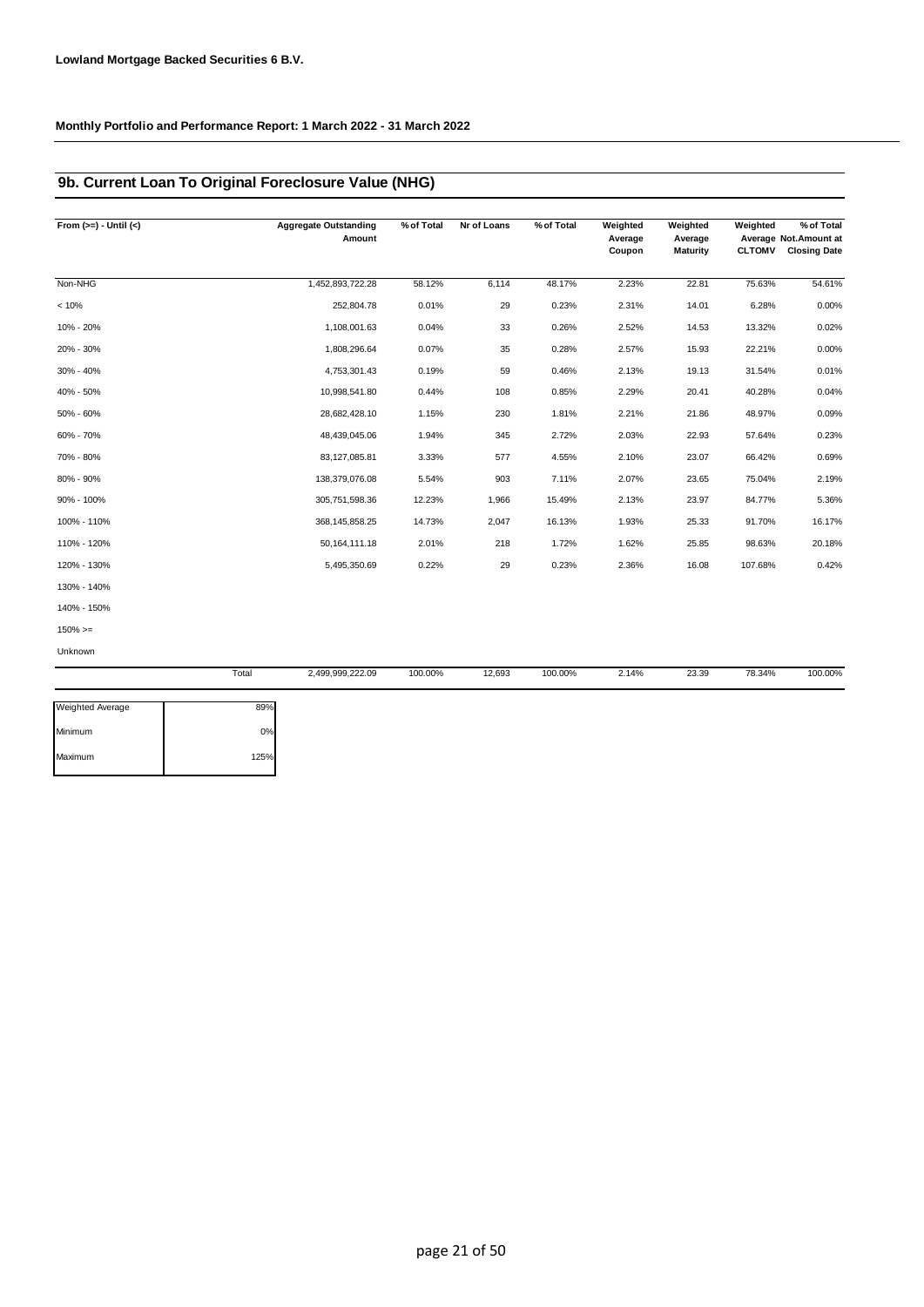**Lowland Mortgage Backed Securities 6 B.V.**

**Monthly Portfolio and Performance Report: 1 March 2022 - 31 March 2022**

## 9b. Current Loan To Original Foreclosure Value (NHG)

| From (>=) - Until (<) | Aggregate Outstanding Amount | % of Total | Nr of Loans | % of Total | Weighted Average Coupon | Weighted Average Maturity | Weighted Average CLTOMV | % of Total Not.Amount at Closing Date |
|---|---|---|---|---|---|---|---|---|
| Non-NHG | 1,452,893,722.28 | 58.12% | 6,114 | 48.17% | 2.23% | 22.81 | 75.63% | 54.61% |
| < 10% | 252,804.78 | 0.01% | 29 | 0.23% | 2.31% | 14.01 | 6.28% | 0.00% |
| 10% - 20% | 1,108,001.63 | 0.04% | 33 | 0.26% | 2.52% | 14.53 | 13.32% | 0.02% |
| 20% - 30% | 1,808,296.64 | 0.07% | 35 | 0.28% | 2.57% | 15.93 | 22.21% | 0.00% |
| 30% - 40% | 4,753,301.43 | 0.19% | 59 | 0.46% | 2.13% | 19.13 | 31.54% | 0.01% |
| 40% - 50% | 10,998,541.80 | 0.44% | 108 | 0.85% | 2.29% | 20.41 | 40.28% | 0.04% |
| 50% - 60% | 28,682,428.10 | 1.15% | 230 | 1.81% | 2.21% | 21.86 | 48.97% | 0.09% |
| 60% - 70% | 48,439,045.06 | 1.94% | 345 | 2.72% | 2.03% | 22.93 | 57.64% | 0.23% |
| 70% - 80% | 83,127,085.81 | 3.33% | 577 | 4.55% | 2.10% | 23.07 | 66.42% | 0.69% |
| 80% - 90% | 138,379,076.08 | 5.54% | 903 | 7.11% | 2.07% | 23.65 | 75.04% | 2.19% |
| 90% - 100% | 305,751,598.36 | 12.23% | 1,966 | 15.49% | 2.13% | 23.97 | 84.77% | 5.36% |
| 100% - 110% | 368,145,858.25 | 14.73% | 2,047 | 16.13% | 1.93% | 25.33 | 91.70% | 16.17% |
| 110% - 120% | 50,164,111.18 | 2.01% | 218 | 1.72% | 1.62% | 25.85 | 98.63% | 20.18% |
| 120% - 130% | 5,495,350.69 | 0.22% | 29 | 0.23% | 2.36% | 16.08 | 107.68% | 0.42% |
| 130% - 140% | | | | | | | | |
| 140% - 150% | | | | | | | | |
| 150% >= | | | | | | | | |
| Unknown | | | | | | | | |
| Total | 2,499,999,222.09 | 100.00% | 12,693 | 100.00% | 2.14% | 23.39 | 78.34% | 100.00% |

| | |
|---|---|
| Weighted Average | 89% |
| Minimum | 0% |
| Maximum | 125% |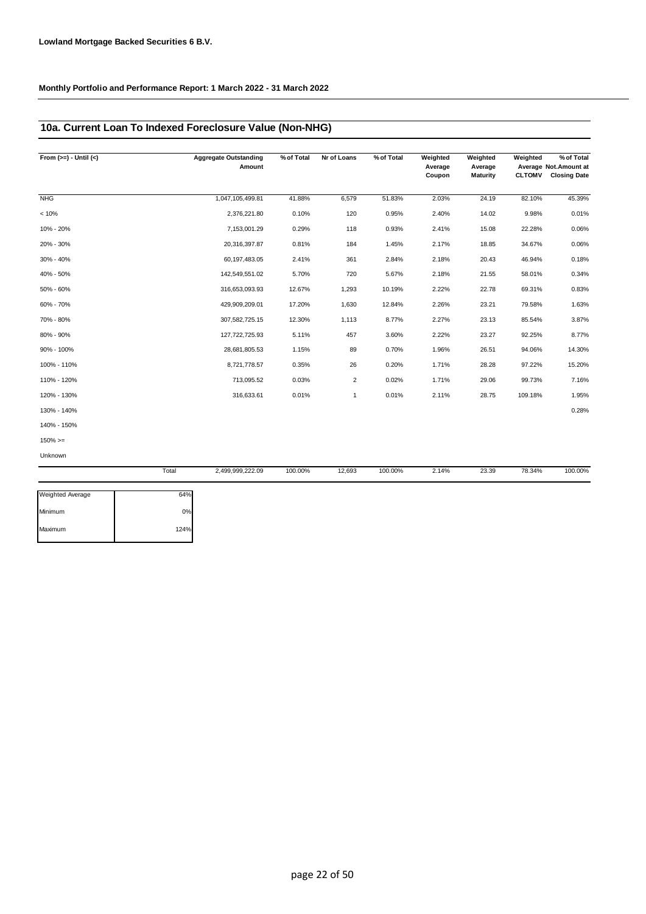**Lowland Mortgage Backed Securities 6 B.V.**

**Monthly Portfolio and Performance Report: 1 March 2022 - 31 March 2022**

## 10a. Current Loan To Indexed Foreclosure Value (Non-NHG)

| From (>=) - Until (<) | | Aggregate Outstanding Amount | % of Total | Nr of Loans | % of Total | Weighted Average Coupon | Weighted Average Maturity | Weighted Average CLTOMV | % of Total Not.Amount at Closing Date |
|---|---|---|---|---|---|---|---|---|---|
| NHG | | 1,047,105,499.81 | 41.88% | 6,579 | 51.83% | 2.03% | 24.19 | 82.10% | 45.39% |
| < 10% | | 2,376,221.80 | 0.10% | 120 | 0.95% | 2.40% | 14.02 | 9.98% | 0.01% |
| 10% - 20% | | 7,153,001.29 | 0.29% | 118 | 0.93% | 2.41% | 15.08 | 22.28% | 0.06% |
| 20% - 30% | | 20,316,397.87 | 0.81% | 184 | 1.45% | 2.17% | 18.85 | 34.67% | 0.06% |
| 30% - 40% | | 60,197,483.05 | 2.41% | 361 | 2.84% | 2.18% | 20.43 | 46.94% | 0.18% |
| 40% - 50% | | 142,549,551.02 | 5.70% | 720 | 5.67% | 2.18% | 21.55 | 58.01% | 0.34% |
| 50% - 60% | | 316,653,093.93 | 12.67% | 1,293 | 10.19% | 2.22% | 22.78 | 69.31% | 0.83% |
| 60% - 70% | | 429,909,209.01 | 17.20% | 1,630 | 12.84% | 2.26% | 23.21 | 79.58% | 1.63% |
| 70% - 80% | | 307,582,725.15 | 12.30% | 1,113 | 8.77% | 2.27% | 23.13 | 85.54% | 3.87% |
| 80% - 90% | | 127,722,725.93 | 5.11% | 457 | 3.60% | 2.22% | 23.27 | 92.25% | 8.77% |
| 90% - 100% | | 28,681,805.53 | 1.15% | 89 | 0.70% | 1.96% | 26.51 | 94.06% | 14.30% |
| 100% - 110% | | 8,721,778.57 | 0.35% | 26 | 0.20% | 1.71% | 28.28 | 97.22% | 15.20% |
| 110% - 120% | | 713,095.52 | 0.03% | 2 | 0.02% | 1.71% | 29.06 | 99.73% | 7.16% |
| 120% - 130% | | 316,633.61 | 0.01% | 1 | 0.01% | 2.11% | 28.75 | 109.18% | 1.95% |
| 130% - 140% | | | | | | | | | 0.28% |
| 140% - 150% | | | | | | | | | |
| 150% >= | | | | | | | | | |
| Unknown | | | | | | | | | |
| | Total | 2,499,999,222.09 | 100.00% | 12,693 | 100.00% | 2.14% | 23.39 | 78.34% | 100.00% |

| | |
|---|---|
| Weighted Average | 64% |
| Minimum | 0% |
| Maximum | 124% |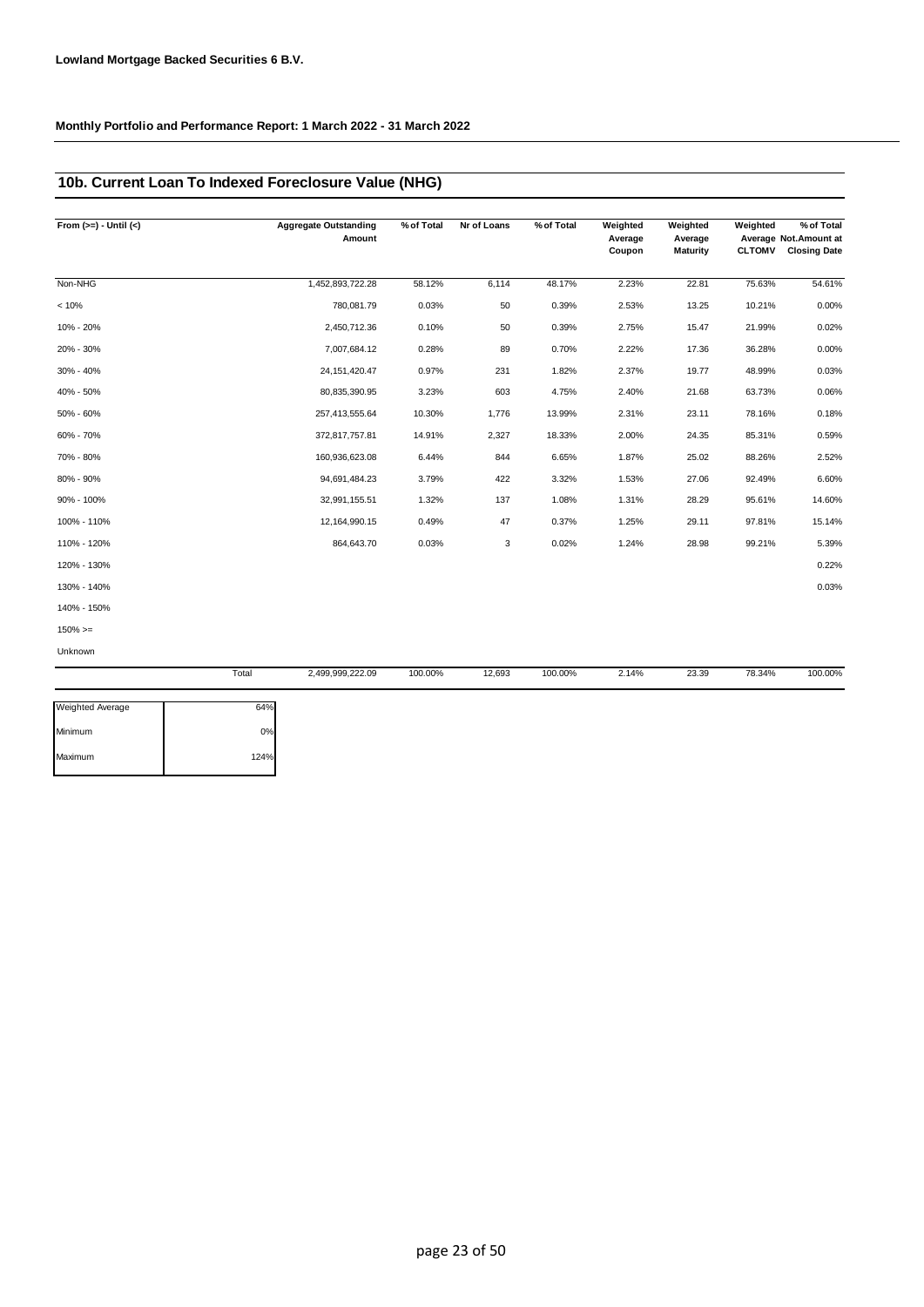**Lowland Mortgage Backed Securities 6 B.V.**

**Monthly Portfolio and Performance Report: 1 March 2022 - 31 March 2022**

## 10b. Current Loan To Indexed Foreclosure Value (NHG)

| From (>=) - Until (<) | Aggregate Outstanding Amount | % of Total | Nr of Loans | % of Total | Weighted Average Coupon | Weighted Average Maturity | Weighted Average CLTOMV | % of Total Not.Amount at Closing Date |
|---|---|---|---|---|---|---|---|---|
| Non-NHG | 1,452,893,722.28 | 58.12% | 6,114 | 48.17% | 2.23% | 22.81 | 75.63% | 54.61% |
| < 10% | 780,081.79 | 0.03% | 50 | 0.39% | 2.53% | 13.25 | 10.21% | 0.00% |
| 10% - 20% | 2,450,712.36 | 0.10% | 50 | 0.39% | 2.75% | 15.47 | 21.99% | 0.02% |
| 20% - 30% | 7,007,684.12 | 0.28% | 89 | 0.70% | 2.22% | 17.36 | 36.28% | 0.00% |
| 30% - 40% | 24,151,420.47 | 0.97% | 231 | 1.82% | 2.37% | 19.77 | 48.99% | 0.03% |
| 40% - 50% | 80,835,390.95 | 3.23% | 603 | 4.75% | 2.40% | 21.68 | 63.73% | 0.06% |
| 50% - 60% | 257,413,555.64 | 10.30% | 1,776 | 13.99% | 2.31% | 23.11 | 78.16% | 0.18% |
| 60% - 70% | 372,817,757.81 | 14.91% | 2,327 | 18.33% | 2.00% | 24.35 | 85.31% | 0.59% |
| 70% - 80% | 160,936,623.08 | 6.44% | 844 | 6.65% | 1.87% | 25.02 | 88.26% | 2.52% |
| 80% - 90% | 94,691,484.23 | 3.79% | 422 | 3.32% | 1.53% | 27.06 | 92.49% | 6.60% |
| 90% - 100% | 32,991,155.51 | 1.32% | 137 | 1.08% | 1.31% | 28.29 | 95.61% | 14.60% |
| 100% - 110% | 12,164,990.15 | 0.49% | 47 | 0.37% | 1.25% | 29.11 | 97.81% | 15.14% |
| 110% - 120% | 864,643.70 | 0.03% | 3 | 0.02% | 1.24% | 28.98 | 99.21% | 5.39% |
| 120% - 130% | | | | | | | | 0.22% |
| 130% - 140% | | | | | | | | 0.03% |
| 140% - 150% | | | | | | | | |
| 150% >= | | | | | | | | |
| Unknown | | | | | | | | |
| Total | 2,499,999,222.09 | 100.00% | 12,693 | 100.00% | 2.14% | 23.39 | 78.34% | 100.00% |

| | |
|---|---|
| Weighted Average | 64% |
| Minimum | 0% |
| Maximum | 124% |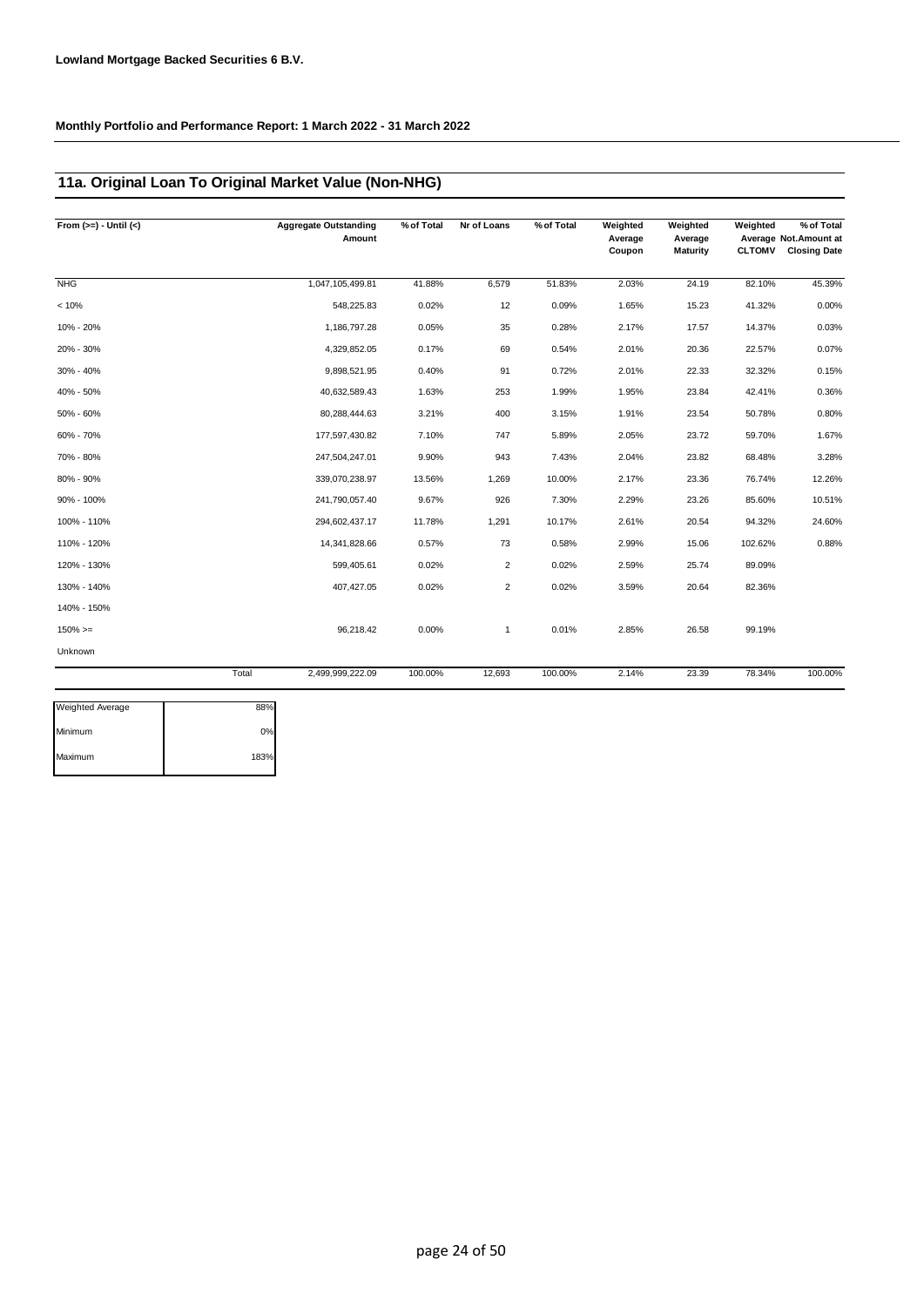**Lowland Mortgage Backed Securities 6 B.V.**

**Monthly Portfolio and Performance Report: 1 March 2022 - 31 March 2022**

## 11a. Original Loan To Original Market Value (Non-NHG)

| From (>=) - Until (<) | Aggregate Outstanding Amount | % of Total | Nr of Loans | % of Total | Weighted Average Coupon | Weighted Average Maturity | Weighted Average CLTOMV | % of Total Not.Amount at Closing Date |
|---|---|---|---|---|---|---|---|---|
| NHG | 1,047,105,499.81 | 41.88% | 6,579 | 51.83% | 2.03% | 24.19 | 82.10% | 45.39% |
| < 10% | 548,225.83 | 0.02% | 12 | 0.09% | 1.65% | 15.23 | 41.32% | 0.00% |
| 10% - 20% | 1,186,797.28 | 0.05% | 35 | 0.28% | 2.17% | 17.57 | 14.37% | 0.03% |
| 20% - 30% | 4,329,852.05 | 0.17% | 69 | 0.54% | 2.01% | 20.36 | 22.57% | 0.07% |
| 30% - 40% | 9,898,521.95 | 0.40% | 91 | 0.72% | 2.01% | 22.33 | 32.32% | 0.15% |
| 40% - 50% | 40,632,589.43 | 1.63% | 253 | 1.99% | 1.95% | 23.84 | 42.41% | 0.36% |
| 50% - 60% | 80,288,444.63 | 3.21% | 400 | 3.15% | 1.91% | 23.54 | 50.78% | 0.80% |
| 60% - 70% | 177,597,430.82 | 7.10% | 747 | 5.89% | 2.05% | 23.72 | 59.70% | 1.67% |
| 70% - 80% | 247,504,247.01 | 9.90% | 943 | 7.43% | 2.04% | 23.82 | 68.48% | 3.28% |
| 80% - 90% | 339,070,238.97 | 13.56% | 1,269 | 10.00% | 2.17% | 23.36 | 76.74% | 12.26% |
| 90% - 100% | 241,790,057.40 | 9.67% | 926 | 7.30% | 2.29% | 23.26 | 85.60% | 10.51% |
| 100% - 110% | 294,602,437.17 | 11.78% | 1,291 | 10.17% | 2.61% | 20.54 | 94.32% | 24.60% |
| 110% - 120% | 14,341,828.66 | 0.57% | 73 | 0.58% | 2.99% | 15.06 | 102.62% | 0.88% |
| 120% - 130% | 599,405.61 | 0.02% | 2 | 0.02% | 2.59% | 25.74 | 89.09% | |
| 130% - 140% | 407,427.05 | 0.02% | 2 | 0.02% | 3.59% | 20.64 | 82.36% | |
| 140% - 150% | | | | | | | | |
| 150% >= | 96,218.42 | 0.00% | 1 | 0.01% | 2.85% | 26.58 | 99.19% | |
| Unknown | | | | | | | | |
| Total | 2,499,999,222.09 | 100.00% | 12,693 | 100.00% | 2.14% | 23.39 | 78.34% | 100.00% |

| | |
|---|---|
| Weighted Average | 88% |
| Minimum | 0% |
| Maximum | 183% |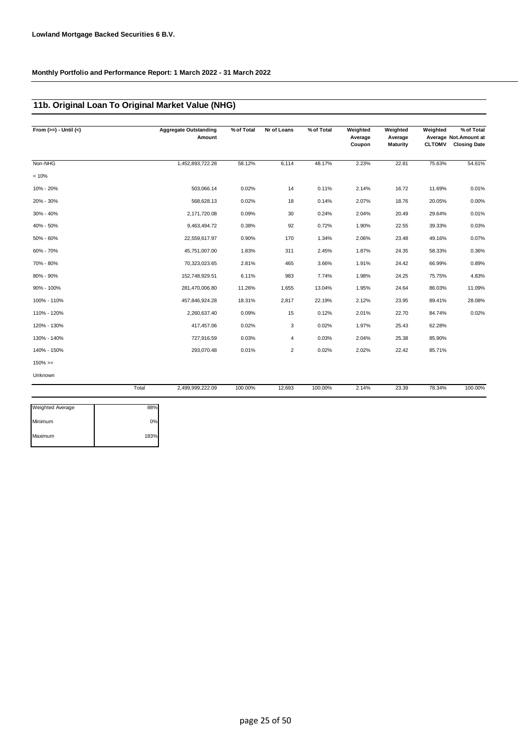**Lowland Mortgage Backed Securities 6 B.V.**

**Monthly Portfolio and Performance Report: 1 March 2022 - 31 March 2022**

## 11b. Original Loan To Original Market Value (NHG)

| From (>=) - Until (<) | Aggregate Outstanding Amount | % of Total | Nr of Loans | % of Total | Weighted Average Coupon | Weighted Average Maturity | Weighted Average CLTOMV | % of Total Not.Amount at Closing Date |
|---|---|---|---|---|---|---|---|---|
| Non-NHG | 1,452,893,722.28 | 58.12% | 6,114 | 48.17% | 2.23% | 22.81 | 75.63% | 54.61% |
| < 10% | | | | | | | | |
| 10% - 20% | 503,066.14 | 0.02% | 14 | 0.11% | 2.14% | 16.72 | 11.69% | 0.01% |
| 20% - 30% | 568,628.13 | 0.02% | 18 | 0.14% | 2.07% | 18.76 | 20.05% | 0.00% |
| 30% - 40% | 2,171,720.08 | 0.09% | 30 | 0.24% | 2.04% | 20.49 | 29.64% | 0.01% |
| 40% - 50% | 9,463,494.72 | 0.38% | 92 | 0.72% | 1.90% | 22.55 | 39.33% | 0.03% |
| 50% - 60% | 22,559,617.97 | 0.90% | 170 | 1.34% | 2.06% | 23.48 | 49.16% | 0.07% |
| 60% - 70% | 45,751,007.00 | 1.83% | 311 | 2.45% | 1.87% | 24.35 | 58.33% | 0.36% |
| 70% - 80% | 70,323,023.65 | 2.81% | 465 | 3.66% | 1.91% | 24.42 | 66.99% | 0.89% |
| 80% - 90% | 152,748,929.51 | 6.11% | 983 | 7.74% | 1.98% | 24.25 | 75.75% | 4.83% |
| 90% - 100% | 281,470,006.80 | 11.26% | 1,655 | 13.04% | 1.95% | 24.64 | 86.03% | 11.09% |
| 100% - 110% | 457,846,924.28 | 18.31% | 2,817 | 22.19% | 2.12% | 23.95 | 89.41% | 28.08% |
| 110% - 120% | 2,260,637.40 | 0.09% | 15 | 0.12% | 2.01% | 22.70 | 84.74% | 0.02% |
| 120% - 130% | 417,457.06 | 0.02% | 3 | 0.02% | 1.97% | 25.43 | 62.28% | |
| 130% - 140% | 727,916.59 | 0.03% | 4 | 0.03% | 2.04% | 25.38 | 85.90% | |
| 140% - 150% | 293,070.48 | 0.01% | 2 | 0.02% | 2.02% | 22.42 | 85.71% | |
| 150% >= | | | | | | | | |
| Unknown | | | | | | | | |
| Total | 2,499,999,222.09 | 100.00% | 12,693 | 100.00% | 2.14% | 23.39 | 78.34% | 100.00% |

| | |
|---|---|
| Weighted Average | 88% |
| Minimum | 0% |
| Maximum | 183% |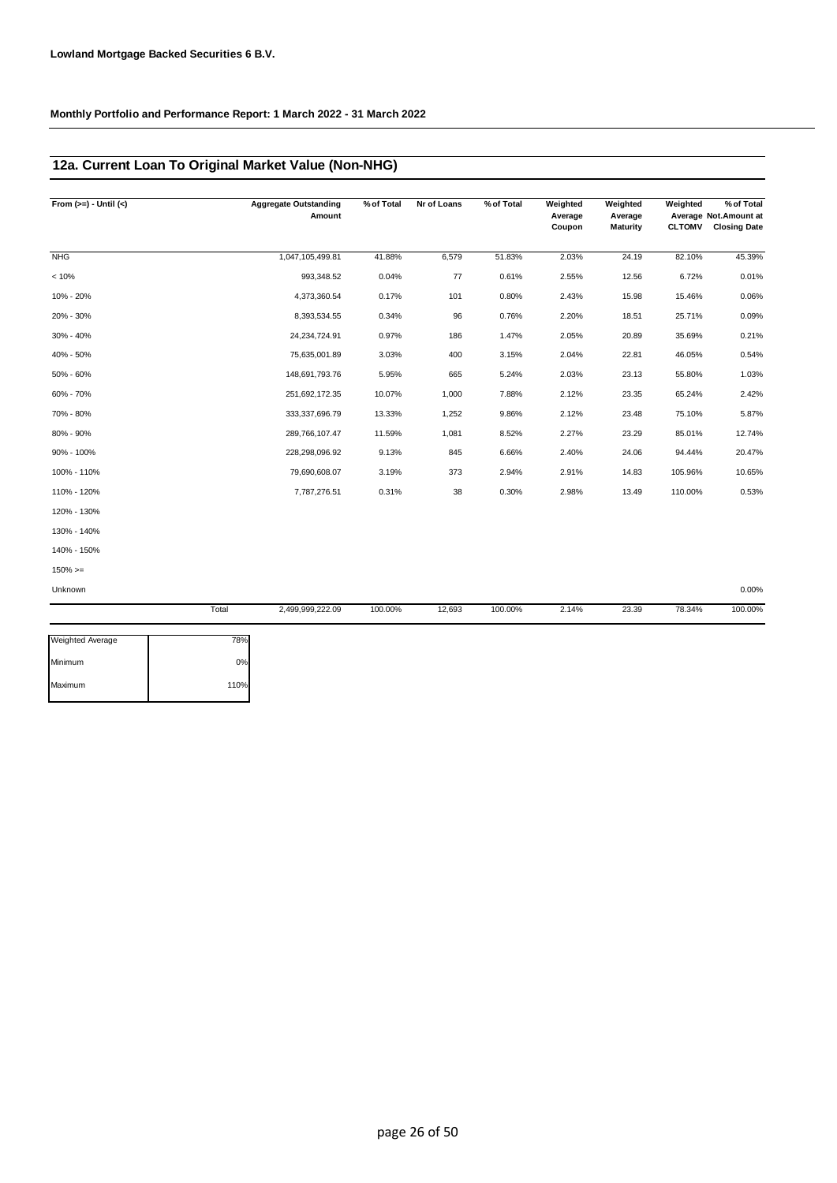**Lowland Mortgage Backed Securities 6 B.V.**

**Monthly Portfolio and Performance Report: 1 March 2022 - 31 March 2022**

## 12a. Current Loan To Original Market Value (Non-NHG)

| From (>=) - Until (<) | | Aggregate Outstanding Amount | % of Total | Nr of Loans | % of Total | Weighted Average Coupon | Weighted Average Maturity | Weighted Average CLTOMV | % of Total Not.Amount at Closing Date |
|---|---|---|---|---|---|---|---|---|---|
| NHG | | 1,047,105,499.81 | 41.88% | 6,579 | 51.83% | 2.03% | 24.19 | 82.10% | 45.39% |
| < 10% | | 993,348.52 | 0.04% | 77 | 0.61% | 2.55% | 12.56 | 6.72% | 0.01% |
| 10% - 20% | | 4,373,360.54 | 0.17% | 101 | 0.80% | 2.43% | 15.98 | 15.46% | 0.06% |
| 20% - 30% | | 8,393,534.55 | 0.34% | 96 | 0.76% | 2.20% | 18.51 | 25.71% | 0.09% |
| 30% - 40% | | 24,234,724.91 | 0.97% | 186 | 1.47% | 2.05% | 20.89 | 35.69% | 0.21% |
| 40% - 50% | | 75,635,001.89 | 3.03% | 400 | 3.15% | 2.04% | 22.81 | 46.05% | 0.54% |
| 50% - 60% | | 148,691,793.76 | 5.95% | 665 | 5.24% | 2.03% | 23.13 | 55.80% | 1.03% |
| 60% - 70% | | 251,692,172.35 | 10.07% | 1,000 | 7.88% | 2.12% | 23.35 | 65.24% | 2.42% |
| 70% - 80% | | 333,337,696.79 | 13.33% | 1,252 | 9.86% | 2.12% | 23.48 | 75.10% | 5.87% |
| 80% - 90% | | 289,766,107.47 | 11.59% | 1,081 | 8.52% | 2.27% | 23.29 | 85.01% | 12.74% |
| 90% - 100% | | 228,298,096.92 | 9.13% | 845 | 6.66% | 2.40% | 24.06 | 94.44% | 20.47% |
| 100% - 110% | | 79,690,608.07 | 3.19% | 373 | 2.94% | 2.91% | 14.83 | 105.96% | 10.65% |
| 110% - 120% | | 7,787,276.51 | 0.31% | 38 | 0.30% | 2.98% | 13.49 | 110.00% | 0.53% |
| 120% - 130% | | | | | | | | | |
| 130% - 140% | | | | | | | | | |
| 140% - 150% | | | | | | | | | |
| 150% >= | | | | | | | | | |
| Unknown | | | | | | | | | 0.00% |
| | Total | 2,499,999,222.09 | 100.00% | 12,693 | 100.00% | 2.14% | 23.39 | 78.34% | 100.00% |

| | |
|---|---|
| Weighted Average | 78% |
| Minimum | 0% |
| Maximum | 110% |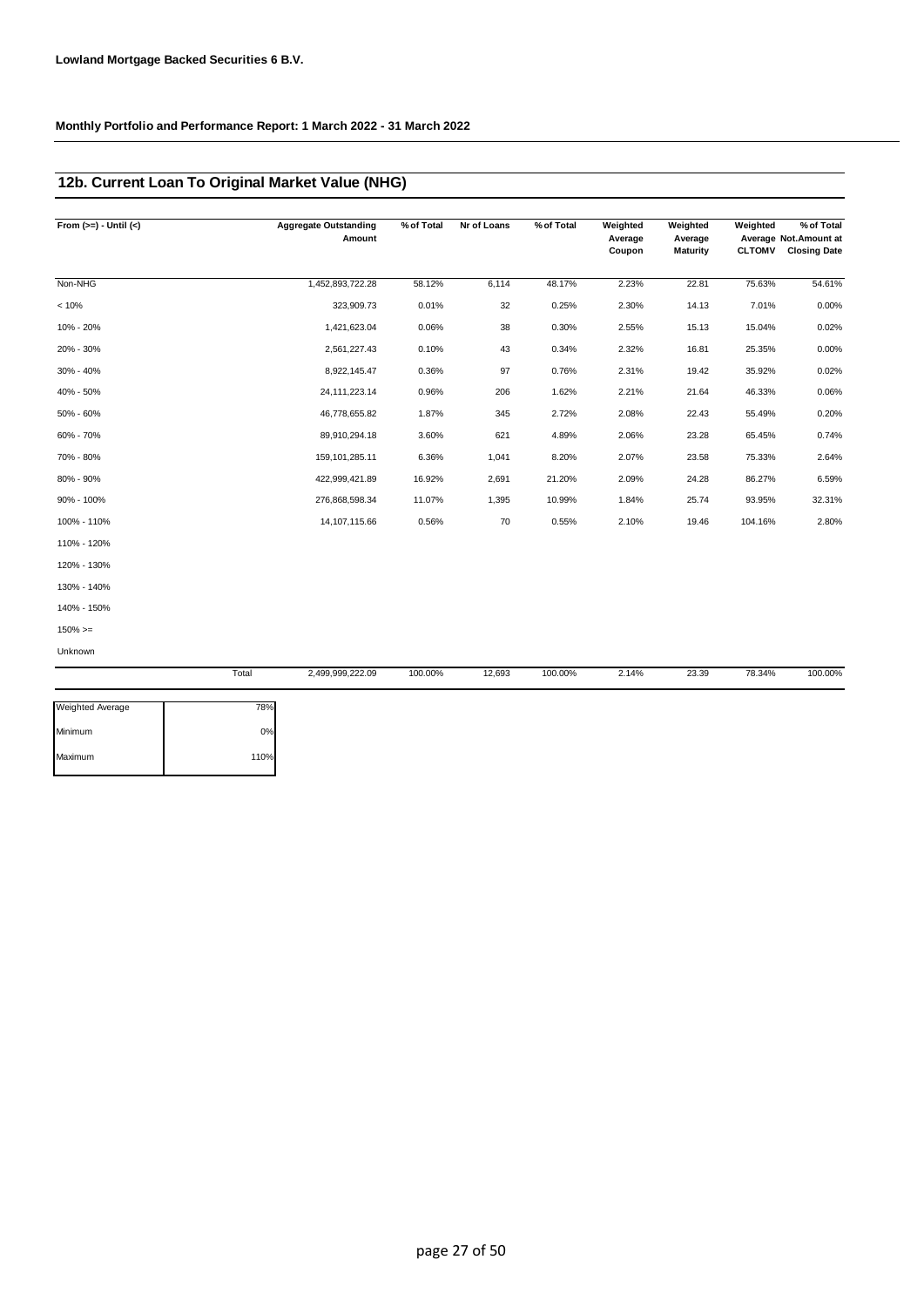**Lowland Mortgage Backed Securities 6 B.V.**

**Monthly Portfolio and Performance Report: 1 March 2022 - 31 March 2022**

## 12b. Current Loan To Original Market Value (NHG)

| From (>=) - Until (<) | Aggregate Outstanding Amount | % of Total | Nr of Loans | % of Total | Weighted Average Coupon | Weighted Average Maturity | Weighted Average CLTOMV | % of Total Not.Amount at Closing Date |
|---|---|---|---|---|---|---|---|---|
| Non-NHG | 1,452,893,722.28 | 58.12% | 6,114 | 48.17% | 2.23% | 22.81 | 75.63% | 54.61% |
| < 10% | 323,909.73 | 0.01% | 32 | 0.25% | 2.30% | 14.13 | 7.01% | 0.00% |
| 10% - 20% | 1,421,623.04 | 0.06% | 38 | 0.30% | 2.55% | 15.13 | 15.04% | 0.02% |
| 20% - 30% | 2,561,227.43 | 0.10% | 43 | 0.34% | 2.32% | 16.81 | 25.35% | 0.00% |
| 30% - 40% | 8,922,145.47 | 0.36% | 97 | 0.76% | 2.31% | 19.42 | 35.92% | 0.02% |
| 40% - 50% | 24,111,223.14 | 0.96% | 206 | 1.62% | 2.21% | 21.64 | 46.33% | 0.06% |
| 50% - 60% | 46,778,655.82 | 1.87% | 345 | 2.72% | 2.08% | 22.43 | 55.49% | 0.20% |
| 60% - 70% | 89,910,294.18 | 3.60% | 621 | 4.89% | 2.06% | 23.28 | 65.45% | 0.74% |
| 70% - 80% | 159,101,285.11 | 6.36% | 1,041 | 8.20% | 2.07% | 23.58 | 75.33% | 2.64% |
| 80% - 90% | 422,999,421.89 | 16.92% | 2,691 | 21.20% | 2.09% | 24.28 | 86.27% | 6.59% |
| 90% - 100% | 276,868,598.34 | 11.07% | 1,395 | 10.99% | 1.84% | 25.74 | 93.95% | 32.31% |
| 100% - 110% | 14,107,115.66 | 0.56% | 70 | 0.55% | 2.10% | 19.46 | 104.16% | 2.80% |
| 110% - 120% | | | | | | | | |
| 120% - 130% | | | | | | | | |
| 130% - 140% | | | | | | | | |
| 140% - 150% | | | | | | | | |
| 150% >= | | | | | | | | |
| Unknown | | | | | | | | |
| Total | 2,499,999,222.09 | 100.00% | 12,693 | 100.00% | 2.14% | 23.39 | 78.34% | 100.00% |

| | |
|---|---|
| Weighted Average | 78% |
| Minimum | 0% |
| Maximum | 110% |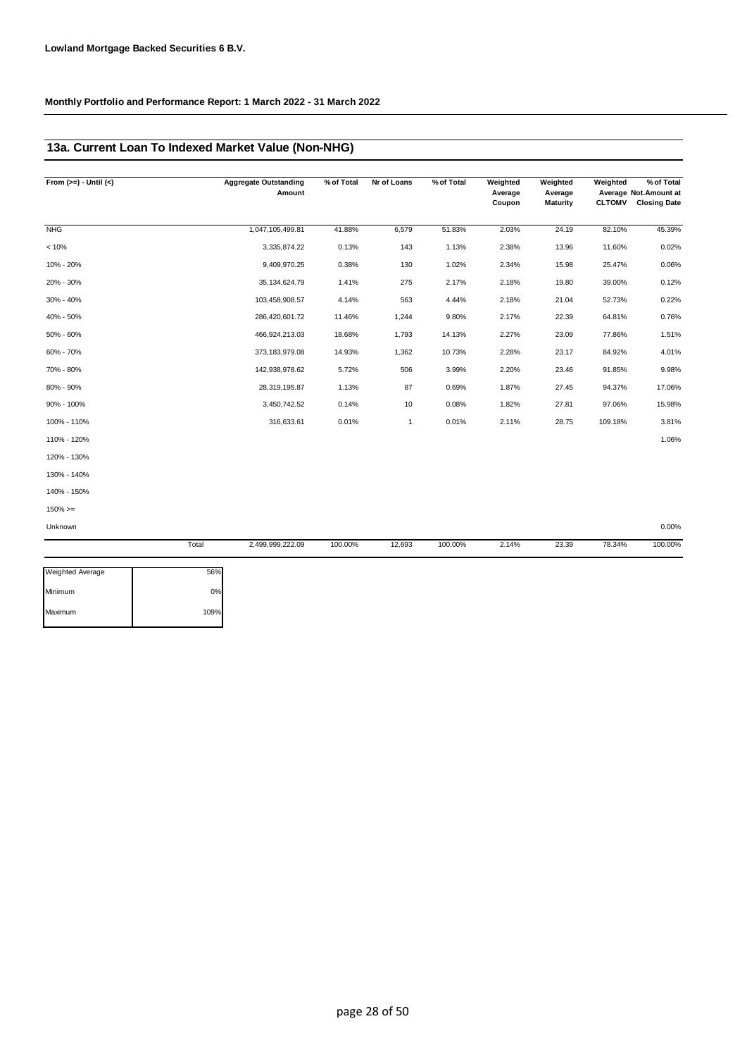**Lowland Mortgage Backed Securities 6 B.V.**

**Monthly Portfolio and Performance Report: 1 March 2022 - 31 March 2022**

## 13a. Current Loan To Indexed Market Value (Non-NHG)

| From (>=) - Until (<) | | Aggregate Outstanding Amount | % of Total | Nr of Loans | % of Total | Weighted Average Coupon | Weighted Average Maturity | Weighted Average CLTOMV | % of Total Not.Amount at Closing Date |
|---|---|---|---|---|---|---|---|---|---|
| NHG | | 1,047,105,499.81 | 41.88% | 6,579 | 51.83% | 2.03% | 24.19 | 82.10% | 45.39% |
| < 10% | | 3,335,874.22 | 0.13% | 143 | 1.13% | 2.38% | 13.96 | 11.60% | 0.02% |
| 10% - 20% | | 9,409,970.25 | 0.38% | 130 | 1.02% | 2.34% | 15.98 | 25.47% | 0.06% |
| 20% - 30% | | 35,134,624.79 | 1.41% | 275 | 2.17% | 2.18% | 19.80 | 39.00% | 0.12% |
| 30% - 40% | | 103,458,908.57 | 4.14% | 563 | 4.44% | 2.18% | 21.04 | 52.73% | 0.22% |
| 40% - 50% | | 286,420,601.72 | 11.46% | 1,244 | 9.80% | 2.17% | 22.39 | 64.81% | 0.76% |
| 50% - 60% | | 466,924,213.03 | 18.68% | 1,793 | 14.13% | 2.27% | 23.09 | 77.86% | 1.51% |
| 60% - 70% | | 373,183,979.08 | 14.93% | 1,362 | 10.73% | 2.28% | 23.17 | 84.92% | 4.01% |
| 70% - 80% | | 142,938,978.62 | 5.72% | 506 | 3.99% | 2.20% | 23.46 | 91.85% | 9.98% |
| 80% - 90% | | 28,319,195.87 | 1.13% | 87 | 0.69% | 1.87% | 27.45 | 94.37% | 17.06% |
| 90% - 100% | | 3,450,742.52 | 0.14% | 10 | 0.08% | 1.82% | 27.81 | 97.06% | 15.98% |
| 100% - 110% | | 316,633.61 | 0.01% | 1 | 0.01% | 2.11% | 28.75 | 109.18% | 3.81% |
| 110% - 120% | | | | | | | | | 1.06% |
| 120% - 130% | | | | | | | | | |
| 130% - 140% | | | | | | | | | |
| 140% - 150% | | | | | | | | | |
| 150% >= | | | | | | | | | |
| Unknown | | | | | | | | | 0.00% |
| | Total | 2,499,999,222.09 | 100.00% | 12,693 | 100.00% | 2.14% | 23.39 | 78.34% | 100.00% |

| | |
|---|---|
| Weighted Average | 56% |
| Minimum | 0% |
| Maximum | 109% |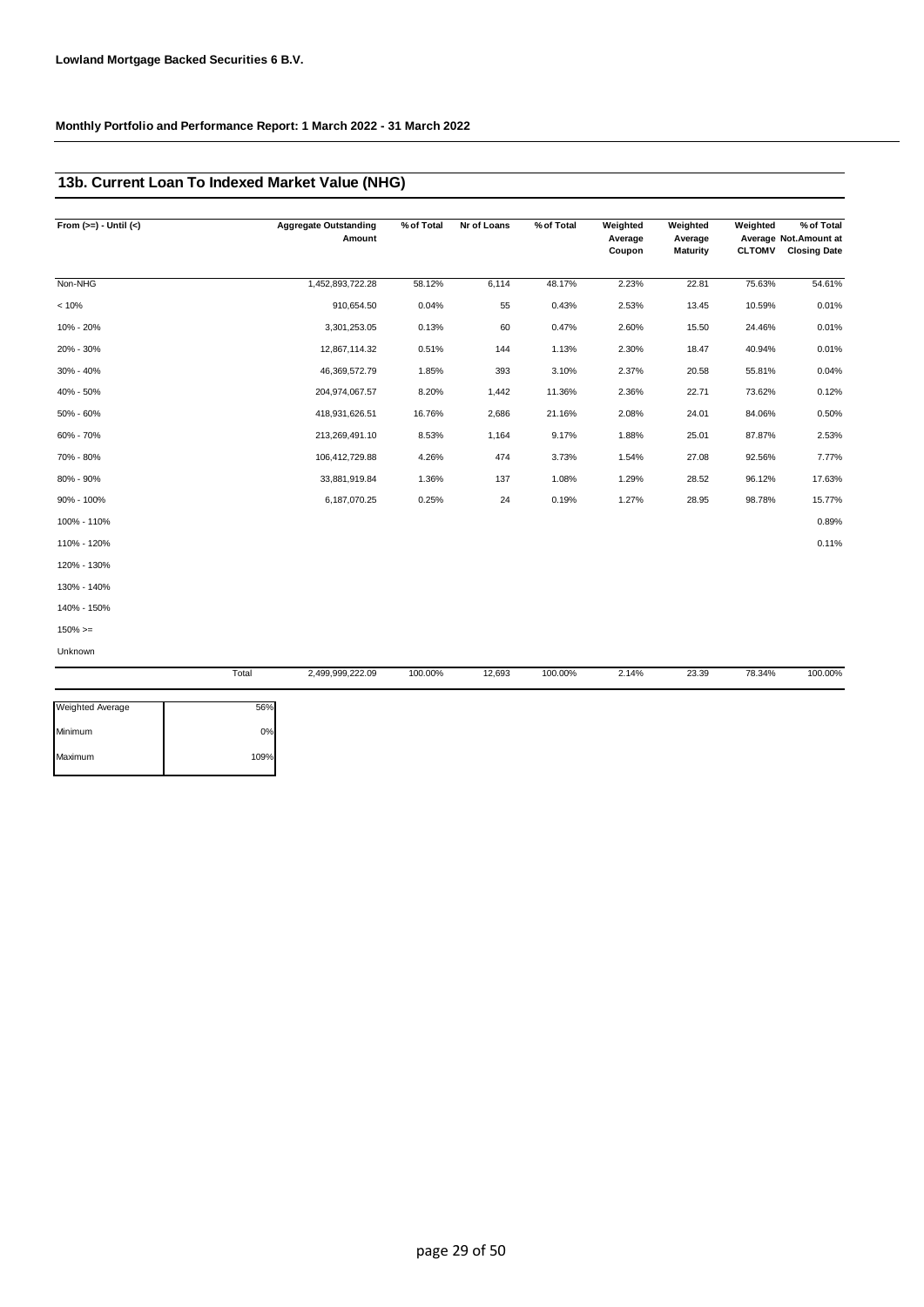**Lowland Mortgage Backed Securities 6 B.V.**

**Monthly Portfolio and Performance Report: 1 March 2022 - 31 March 2022**

## 13b. Current Loan To Indexed Market Value (NHG)

| From (>=) - Until (<) | Aggregate Outstanding Amount | % of Total | Nr of Loans | % of Total | Weighted Average Coupon | Weighted Average Maturity | Weighted Average CLTOMV | % of Total Not.Amount at Closing Date |
|---|---|---|---|---|---|---|---|---|
| Non-NHG | 1,452,893,722.28 | 58.12% | 6,114 | 48.17% | 2.23% | 22.81 | 75.63% | 54.61% |
| < 10% | 910,654.50 | 0.04% | 55 | 0.43% | 2.53% | 13.45 | 10.59% | 0.01% |
| 10% - 20% | 3,301,253.05 | 0.13% | 60 | 0.47% | 2.60% | 15.50 | 24.46% | 0.01% |
| 20% - 30% | 12,867,114.32 | 0.51% | 144 | 1.13% | 2.30% | 18.47 | 40.94% | 0.01% |
| 30% - 40% | 46,369,572.79 | 1.85% | 393 | 3.10% | 2.37% | 20.58 | 55.81% | 0.04% |
| 40% - 50% | 204,974,067.57 | 8.20% | 1,442 | 11.36% | 2.36% | 22.71 | 73.62% | 0.12% |
| 50% - 60% | 418,931,626.51 | 16.76% | 2,686 | 21.16% | 2.08% | 24.01 | 84.06% | 0.50% |
| 60% - 70% | 213,269,491.10 | 8.53% | 1,164 | 9.17% | 1.88% | 25.01 | 87.87% | 2.53% |
| 70% - 80% | 106,412,729.88 | 4.26% | 474 | 3.73% | 1.54% | 27.08 | 92.56% | 7.77% |
| 80% - 90% | 33,881,919.84 | 1.36% | 137 | 1.08% | 1.29% | 28.52 | 96.12% | 17.63% |
| 90% - 100% | 6,187,070.25 | 0.25% | 24 | 0.19% | 1.27% | 28.95 | 98.78% | 15.77% |
| 100% - 110% | | | | | | | | 0.89% |
| 110% - 120% | | | | | | | | 0.11% |
| 120% - 130% | | | | | | | | |
| 130% - 140% | | | | | | | | |
| 140% - 150% | | | | | | | | |
| 150% >= | | | | | | | | |
| Unknown | | | | | | | | |
| Total | 2,499,999,222.09 | 100.00% | 12,693 | 100.00% | 2.14% | 23.39 | 78.34% | 100.00% |

| | |
|---|---|
| Weighted Average | 56% |
| Minimum | 0% |
| Maximum | 109% |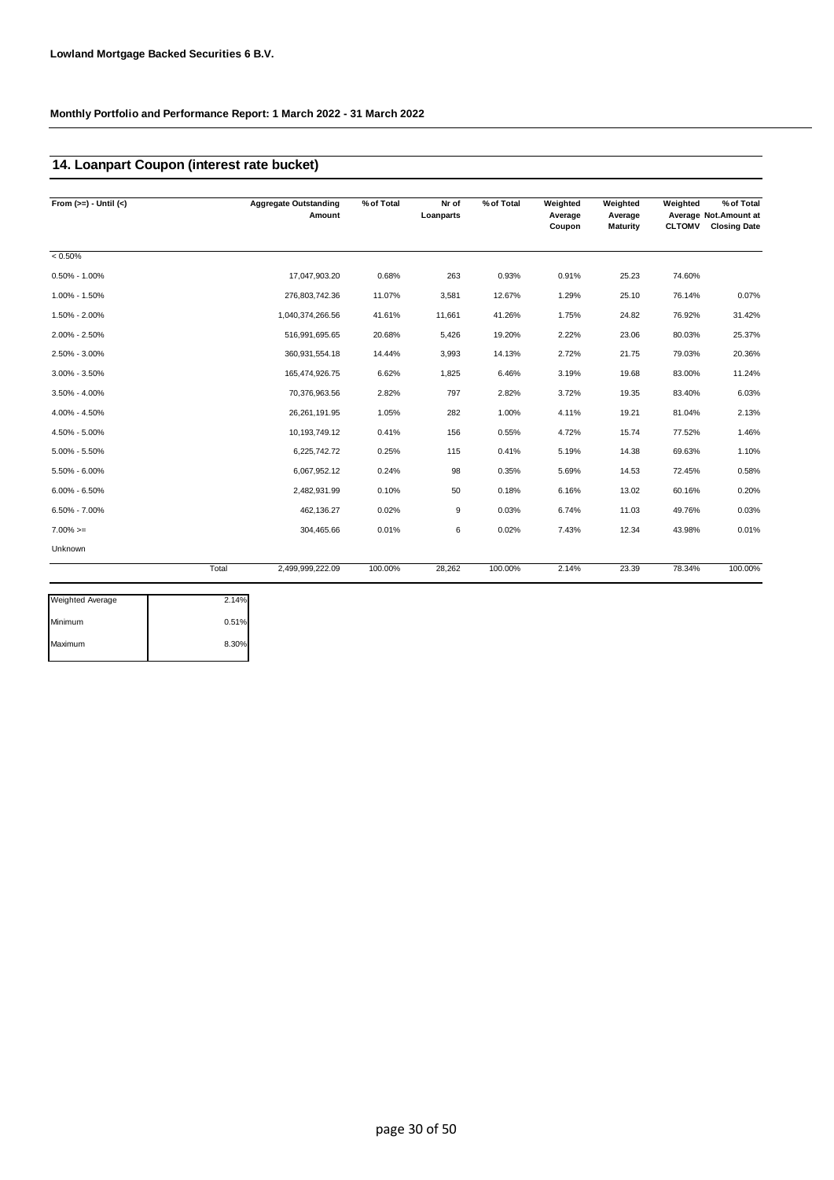**Lowland Mortgage Backed Securities 6 B.V.**

**Monthly Portfolio and Performance Report: 1 March 2022 - 31 March 2022**

## 14. Loanpart Coupon (interest rate bucket)

| From (>=) - Until (<) | | Aggregate Outstanding Amount | % of Total | Nr of Loanparts | % of Total | Weighted Average Coupon | Weighted Average Maturity | Weighted Average CLTOMV | % of Total Not.Amount at Closing Date |
|---|---|---|---|---|---|---|---|---|---|
| < 0.50% | | | | | | | | | |
| 0.50% - 1.00% | | 17,047,903.20 | 0.68% | 263 | 0.93% | 0.91% | 25.23 | 74.60% | |
| 1.00% - 1.50% | | 276,803,742.36 | 11.07% | 3,581 | 12.67% | 1.29% | 25.10 | 76.14% | 0.07% |
| 1.50% - 2.00% | | 1,040,374,266.56 | 41.61% | 11,661 | 41.26% | 1.75% | 24.82 | 76.92% | 31.42% |
| 2.00% - 2.50% | | 516,991,695.65 | 20.68% | 5,426 | 19.20% | 2.22% | 23.06 | 80.03% | 25.37% |
| 2.50% - 3.00% | | 360,931,554.18 | 14.44% | 3,993 | 14.13% | 2.72% | 21.75 | 79.03% | 20.36% |
| 3.00% - 3.50% | | 165,474,926.75 | 6.62% | 1,825 | 6.46% | 3.19% | 19.68 | 83.00% | 11.24% |
| 3.50% - 4.00% | | 70,376,963.56 | 2.82% | 797 | 2.82% | 3.72% | 19.35 | 83.40% | 6.03% |
| 4.00% - 4.50% | | 26,261,191.95 | 1.05% | 282 | 1.00% | 4.11% | 19.21 | 81.04% | 2.13% |
| 4.50% - 5.00% | | 10,193,749.12 | 0.41% | 156 | 0.55% | 4.72% | 15.74 | 77.52% | 1.46% |
| 5.00% - 5.50% | | 6,225,742.72 | 0.25% | 115 | 0.41% | 5.19% | 14.38 | 69.63% | 1.10% |
| 5.50% - 6.00% | | 6,067,952.12 | 0.24% | 98 | 0.35% | 5.69% | 14.53 | 72.45% | 0.58% |
| 6.00% - 6.50% | | 2,482,931.99 | 0.10% | 50 | 0.18% | 6.16% | 13.02 | 60.16% | 0.20% |
| 6.50% - 7.00% | | 462,136.27 | 0.02% | 9 | 0.03% | 6.74% | 11.03 | 49.76% | 0.03% |
| 7.00% >= | | 304,465.66 | 0.01% | 6 | 0.02% | 7.43% | 12.34 | 43.98% | 0.01% |
| Unknown | | | | | | | | | |
| | Total | 2,499,999,222.09 | 100.00% | 28,262 | 100.00% | 2.14% | 23.39 | 78.34% | 100.00% |

| | |
|---|---|
| Weighted Average | 2.14% |
| Minimum | 0.51% |
| Maximum | 8.30% |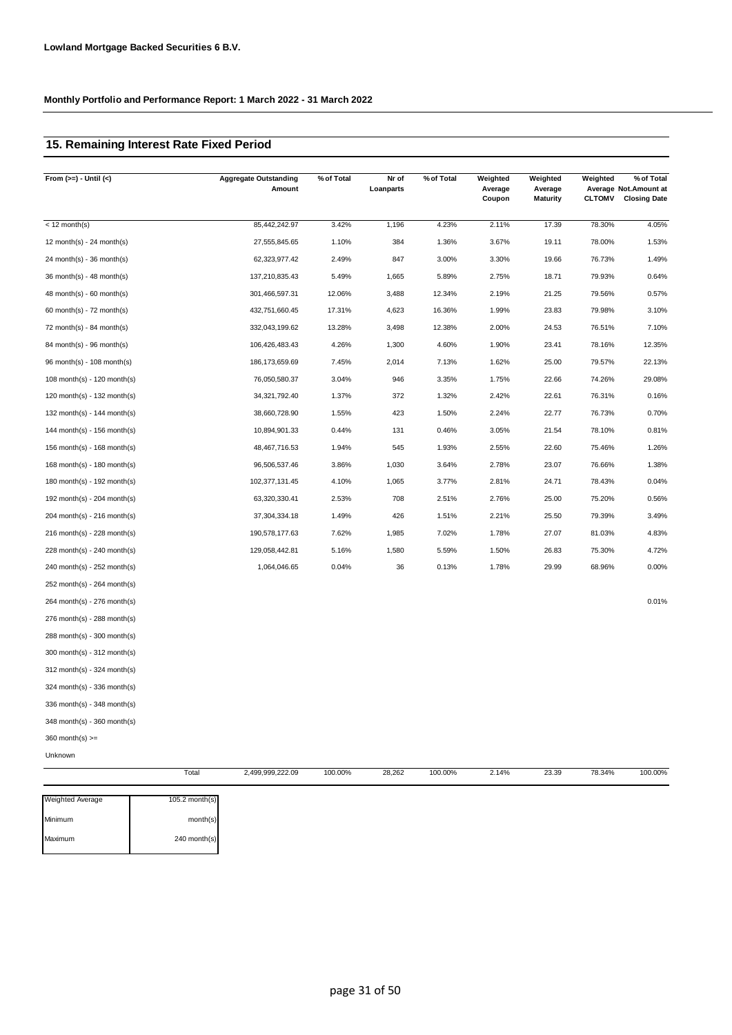**Lowland Mortgage Backed Securities 6 B.V.**

**Monthly Portfolio and Performance Report: 1 March 2022 - 31 March 2022**

## 15. Remaining Interest Rate Fixed Period

| From (>=) - Until (<) | Aggregate Outstanding Amount | % of Total | Nr of Loanparts | % of Total | Weighted Average Coupon | Weighted Average Maturity | Weighted Average CLTOMV | % of Total Not.Amount at Closing Date |
|---|---|---|---|---|---|---|---|---|
| < 12 month(s) | 85,442,242.97 | 3.42% | 1,196 | 4.23% | 2.11% | 17.39 | 78.30% | 4.05% |
| 12 month(s) - 24 month(s) | 27,555,845.65 | 1.10% | 384 | 1.36% | 3.67% | 19.11 | 78.00% | 1.53% |
| 24 month(s) - 36 month(s) | 62,323,977.42 | 2.49% | 847 | 3.00% | 3.30% | 19.66 | 76.73% | 1.49% |
| 36 month(s) - 48 month(s) | 137,210,835.43 | 5.49% | 1,665 | 5.89% | 2.75% | 18.71 | 79.93% | 0.64% |
| 48 month(s) - 60 month(s) | 301,466,597.31 | 12.06% | 3,488 | 12.34% | 2.19% | 21.25 | 79.56% | 0.57% |
| 60 month(s) - 72 month(s) | 432,751,660.45 | 17.31% | 4,623 | 16.36% | 1.99% | 23.83 | 79.98% | 3.10% |
| 72 month(s) - 84 month(s) | 332,043,199.62 | 13.28% | 3,498 | 12.38% | 2.00% | 24.53 | 76.51% | 7.10% |
| 84 month(s) - 96 month(s) | 106,426,483.43 | 4.26% | 1,300 | 4.60% | 1.90% | 23.41 | 78.16% | 12.35% |
| 96 month(s) - 108 month(s) | 186,173,659.69 | 7.45% | 2,014 | 7.13% | 1.62% | 25.00 | 79.57% | 22.13% |
| 108 month(s) - 120 month(s) | 76,050,580.37 | 3.04% | 946 | 3.35% | 1.75% | 22.66 | 74.26% | 29.08% |
| 120 month(s) - 132 month(s) | 34,321,792.40 | 1.37% | 372 | 1.32% | 2.42% | 22.61 | 76.31% | 0.16% |
| 132 month(s) - 144 month(s) | 38,660,728.90 | 1.55% | 423 | 1.50% | 2.24% | 22.77 | 76.73% | 0.70% |
| 144 month(s) - 156 month(s) | 10,894,901.33 | 0.44% | 131 | 0.46% | 3.05% | 21.54 | 78.10% | 0.81% |
| 156 month(s) - 168 month(s) | 48,467,716.53 | 1.94% | 545 | 1.93% | 2.55% | 22.60 | 75.46% | 1.26% |
| 168 month(s) - 180 month(s) | 96,506,537.46 | 3.86% | 1,030 | 3.64% | 2.78% | 23.07 | 76.66% | 1.38% |
| 180 month(s) - 192 month(s) | 102,377,131.45 | 4.10% | 1,065 | 3.77% | 2.81% | 24.71 | 78.43% | 0.04% |
| 192 month(s) - 204 month(s) | 63,320,330.41 | 2.53% | 708 | 2.51% | 2.76% | 25.00 | 75.20% | 0.56% |
| 204 month(s) - 216 month(s) | 37,304,334.18 | 1.49% | 426 | 1.51% | 2.21% | 25.50 | 79.39% | 3.49% |
| 216 month(s) - 228 month(s) | 190,578,177.63 | 7.62% | 1,985 | 7.02% | 1.78% | 27.07 | 81.03% | 4.83% |
| 228 month(s) - 240 month(s) | 129,058,442.81 | 5.16% | 1,580 | 5.59% | 1.50% | 26.83 | 75.30% | 4.72% |
| 240 month(s) - 252 month(s) | 1,064,046.65 | 0.04% | 36 | 0.13% | 1.78% | 29.99 | 68.96% | 0.00% |
| 252 month(s) - 264 month(s) | | | | | | | | |
| 264 month(s) - 276 month(s) | | | | | | | | 0.01% |
| 276 month(s) - 288 month(s) | | | | | | | | |
| 288 month(s) - 300 month(s) | | | | | | | | |
| 300 month(s) - 312 month(s) | | | | | | | | |
| 312 month(s) - 324 month(s) | | | | | | | | |
| 324 month(s) - 336 month(s) | | | | | | | | |
| 336 month(s) - 348 month(s) | | | | | | | | |
| 348 month(s) - 360 month(s) | | | | | | | | |
| 360 month(s) >= | | | | | | | | |
| Unknown | | | | | | | | |
| Total | 2,499,999,222.09 | 100.00% | 28,262 | 100.00% | 2.14% | 23.39 | 78.34% | 100.00% |

| | |
|---|---|
| Weighted Average | 105.2 month(s) |
| Minimum | month(s) |
| Maximum | 240 month(s) |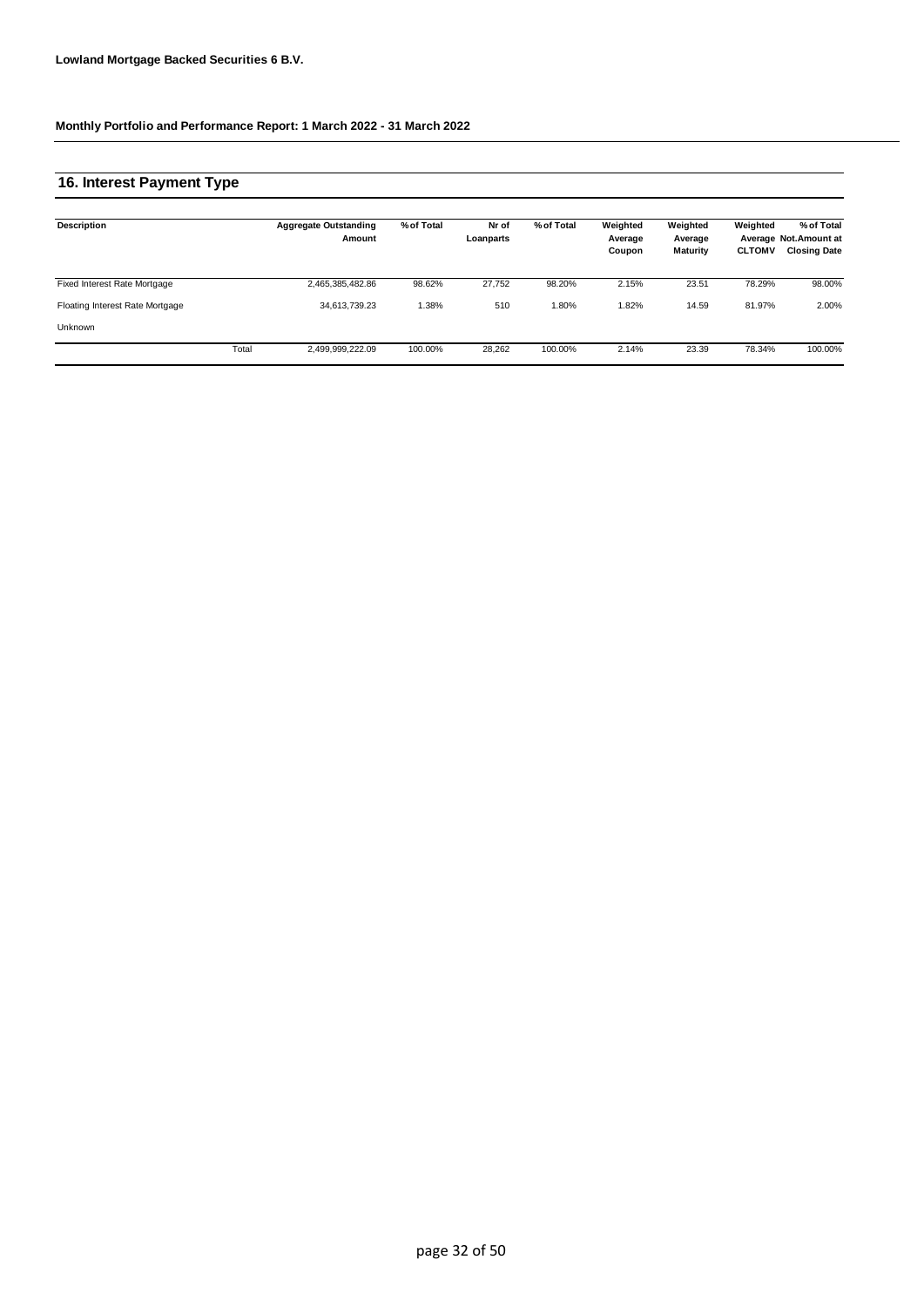**Lowland Mortgage Backed Securities 6 B.V.**

**Monthly Portfolio and Performance Report: 1 March 2022 - 31 March 2022**

## 16. Interest Payment Type

| Description | | Aggregate Outstanding Amount | % of Total | Nr of Loanparts | % of Total | Weighted Average Coupon | Weighted Average Maturity | Weighted Average CLTOMV | % of Total Not.Amount at Closing Date |
|---|---|---|---|---|---|---|---|---|---|
| Fixed Interest Rate Mortgage | | 2,465,385,482.86 | 98.62% | 27,752 | 98.20% | 2.15% | 23.51 | 78.29% | 98.00% |
| Floating Interest Rate Mortgage | | 34,613,739.23 | 1.38% | 510 | 1.80% | 1.82% | 14.59 | 81.97% | 2.00% |
| Unknown | | | | | | | | | |
| | Total | 2,499,999,222.09 | 100.00% | 28,262 | 100.00% | 2.14% | 23.39 | 78.34% | 100.00% |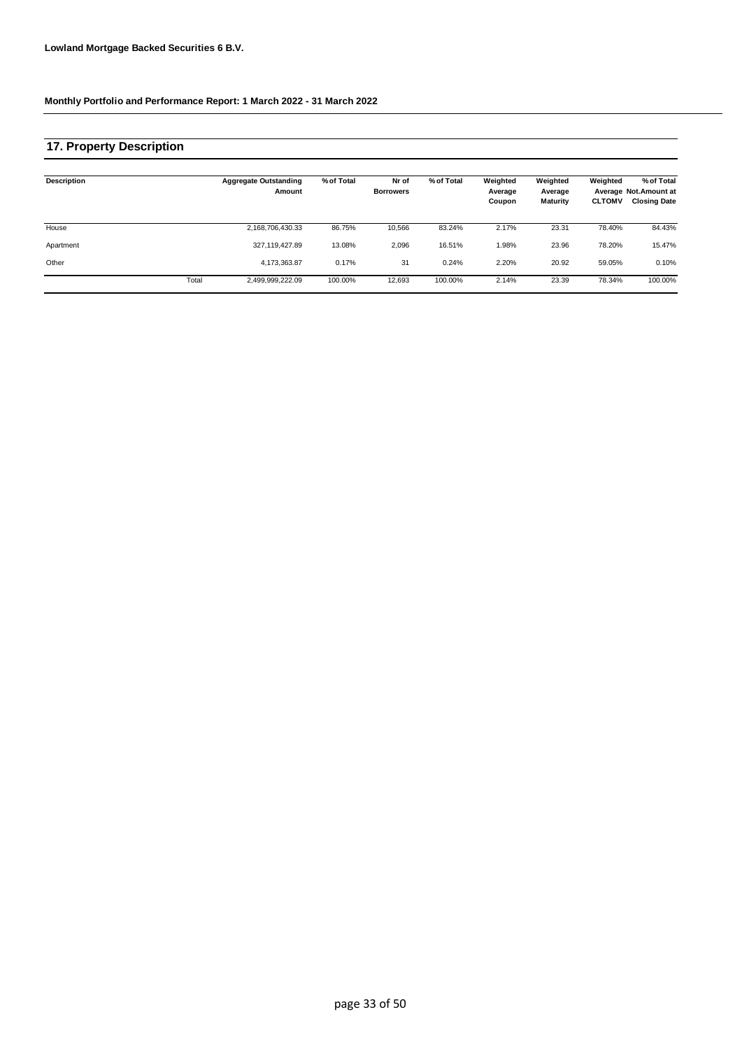**Lowland Mortgage Backed Securities 6 B.V.**

**Monthly Portfolio and Performance Report: 1 March 2022 - 31 March 2022**

## 17. Property Description

| Description | | Aggregate Outstanding Amount | % of Total | Nr of Borrowers | % of Total | Weighted Average Coupon | Weighted Average Maturity | Weighted Average CLTOMV | % of Total Not.Amount at Closing Date |
|---|---|---|---|---|---|---|---|---|---|
| House | | 2,168,706,430.33 | 86.75% | 10,566 | 83.24% | 2.17% | 23.31 | 78.40% | 84.43% |
| Apartment | | 327,119,427.89 | 13.08% | 2,096 | 16.51% | 1.98% | 23.96 | 78.20% | 15.47% |
| Other | | 4,173,363.87 | 0.17% | 31 | 0.24% | 2.20% | 20.92 | 59.05% | 0.10% |
| | Total | 2,499,999,222.09 | 100.00% | 12,693 | 100.00% | 2.14% | 23.39 | 78.34% | 100.00% |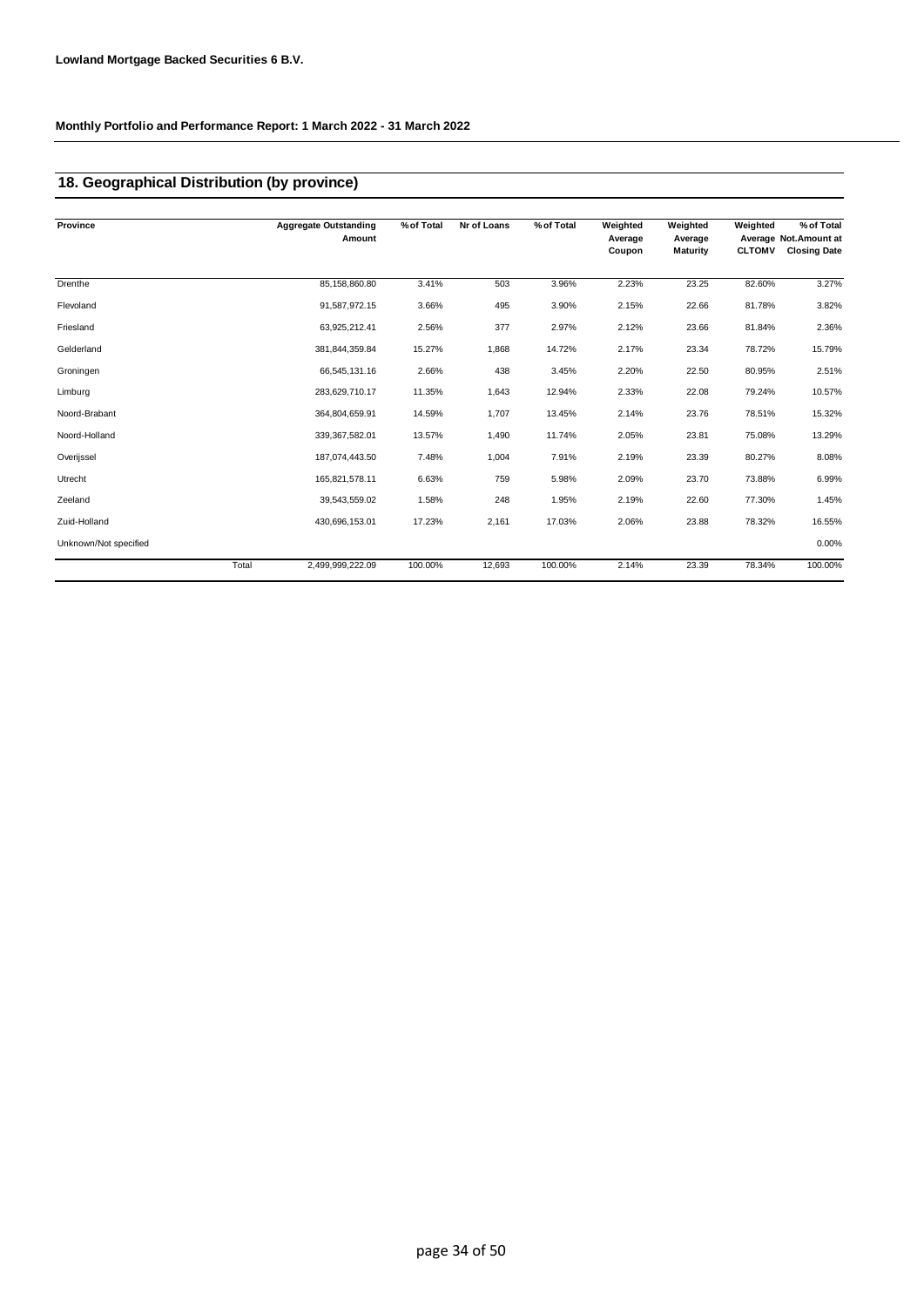**Lowland Mortgage Backed Securities 6 B.V.**

**Monthly Portfolio and Performance Report: 1 March 2022 - 31 March 2022**

## 18. Geographical Distribution (by province)

| Province | Aggregate Outstanding Amount | % of Total | Nr of Loans | % of Total | Weighted Average Coupon | Weighted Average Maturity | Weighted Average CLTOMV | % of Total Not.Amount at Closing Date |
|---|---|---|---|---|---|---|---|---|
| Drenthe | 85,158,860.80 | 3.41% | 503 | 3.96% | 2.23% | 23.25 | 82.60% | 3.27% |
| Flevoland | 91,587,972.15 | 3.66% | 495 | 3.90% | 2.15% | 22.66 | 81.78% | 3.82% |
| Friesland | 63,925,212.41 | 2.56% | 377 | 2.97% | 2.12% | 23.66 | 81.84% | 2.36% |
| Gelderland | 381,844,359.84 | 15.27% | 1,868 | 14.72% | 2.17% | 23.34 | 78.72% | 15.79% |
| Groningen | 66,545,131.16 | 2.66% | 438 | 3.45% | 2.20% | 22.50 | 80.95% | 2.51% |
| Limburg | 283,629,710.17 | 11.35% | 1,643 | 12.94% | 2.33% | 22.08 | 79.24% | 10.57% |
| Noord-Brabant | 364,804,659.91 | 14.59% | 1,707 | 13.45% | 2.14% | 23.76 | 78.51% | 15.32% |
| Noord-Holland | 339,367,582.01 | 13.57% | 1,490 | 11.74% | 2.05% | 23.81 | 75.08% | 13.29% |
| Overijssel | 187,074,443.50 | 7.48% | 1,004 | 7.91% | 2.19% | 23.39 | 80.27% | 8.08% |
| Utrecht | 165,821,578.11 | 6.63% | 759 | 5.98% | 2.09% | 23.70 | 73.88% | 6.99% |
| Zeeland | 39,543,559.02 | 1.58% | 248 | 1.95% | 2.19% | 22.60 | 77.30% | 1.45% |
| Zuid-Holland | 430,696,153.01 | 17.23% | 2,161 | 17.03% | 2.06% | 23.88 | 78.32% | 16.55% |
| Unknown/Not specified | | | | | | | | 0.00% |
| Total | 2,499,999,222.09 | 100.00% | 12,693 | 100.00% | 2.14% | 23.39 | 78.34% | 100.00% |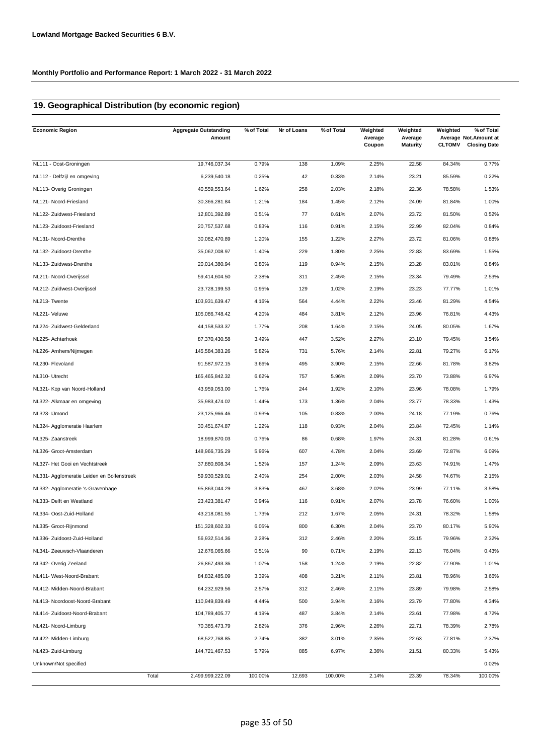**Lowland Mortgage Backed Securities 6 B.V.**

**Monthly Portfolio and Performance Report: 1 March 2022 - 31 March 2022**

## 19. Geographical Distribution (by economic region)

| Economic Region | Aggregate Outstanding Amount | % of Total | Nr of Loans | % of Total | Weighted Average Coupon | Weighted Average Maturity | Weighted Average CLTOMV | % of Total Not.Amount at Closing Date |
|---|---|---|---|---|---|---|---|---|
| NL111 - Oost-Groningen | 19,746,037.34 | 0.79% | 138 | 1.09% | 2.25% | 22.58 | 84.34% | 0.77% |
| NL112 - Delfzijl en omgeving | 6,239,540.18 | 0.25% | 42 | 0.33% | 2.14% | 23.21 | 85.59% | 0.22% |
| NL113- Overig Groningen | 40,559,553.64 | 1.62% | 258 | 2.03% | 2.18% | 22.36 | 78.58% | 1.53% |
| NL121- Noord-Friesland | 30,366,281.84 | 1.21% | 184 | 1.45% | 2.12% | 24.09 | 81.84% | 1.00% |
| NL122- Zuidwest-Friesland | 12,801,392.89 | 0.51% | 77 | 0.61% | 2.07% | 23.72 | 81.50% | 0.52% |
| NL123- Zuidoost-Friesland | 20,757,537.68 | 0.83% | 116 | 0.91% | 2.15% | 22.99 | 82.04% | 0.84% |
| NL131- Noord-Drenthe | 30,082,470.89 | 1.20% | 155 | 1.22% | 2.27% | 23.72 | 81.06% | 0.88% |
| NL132- Zuidoost-Drenthe | 35,062,008.97 | 1.40% | 229 | 1.80% | 2.25% | 22.83 | 83.69% | 1.55% |
| NL133- Zuidwest-Drenthe | 20,014,380.94 | 0.80% | 119 | 0.94% | 2.15% | 23.28 | 83.01% | 0.84% |
| NL211- Noord-Overijssel | 59,414,604.50 | 2.38% | 311 | 2.45% | 2.15% | 23.34 | 79.49% | 2.53% |
| NL212- Zuidwest-Overijssel | 23,728,199.53 | 0.95% | 129 | 1.02% | 2.19% | 23.23 | 77.77% | 1.01% |
| NL213- Twente | 103,931,639.47 | 4.16% | 564 | 4.44% | 2.22% | 23.46 | 81.29% | 4.54% |
| NL221- Veluwe | 105,086,748.42 | 4.20% | 484 | 3.81% | 2.12% | 23.96 | 76.81% | 4.43% |
| NL224- Zuidwest-Gelderland | 44,158,533.37 | 1.77% | 208 | 1.64% | 2.15% | 24.05 | 80.05% | 1.67% |
| NL225- Achterhoek | 87,370,430.58 | 3.49% | 447 | 3.52% | 2.27% | 23.10 | 79.45% | 3.54% |
| NL226- Arnhem/Nijmegen | 145,584,383.26 | 5.82% | 731 | 5.76% | 2.14% | 22.81 | 79.27% | 6.17% |
| NL230- Flevoland | 91,587,972.15 | 3.66% | 495 | 3.90% | 2.15% | 22.66 | 81.78% | 3.82% |
| NL310- Utrecht | 165,465,842.32 | 6.62% | 757 | 5.96% | 2.09% | 23.70 | 73.88% | 6.97% |
| NL321- Kop van Noord-Holland | 43,959,053.00 | 1.76% | 244 | 1.92% | 2.10% | 23.96 | 78.08% | 1.79% |
| NL322- Alkmaar en omgeving | 35,983,474.02 | 1.44% | 173 | 1.36% | 2.04% | 23.77 | 78.33% | 1.43% |
| NL323- IJmond | 23,125,966.46 | 0.93% | 105 | 0.83% | 2.00% | 24.18 | 77.19% | 0.76% |
| NL324- Agglomeratie Haarlem | 30,451,674.87 | 1.22% | 118 | 0.93% | 2.04% | 23.84 | 72.45% | 1.14% |
| NL325- Zaanstreek | 18,999,870.03 | 0.76% | 86 | 0.68% | 1.97% | 24.31 | 81.28% | 0.61% |
| NL326- Groot-Amsterdam | 148,966,735.29 | 5.96% | 607 | 4.78% | 2.04% | 23.69 | 72.87% | 6.09% |
| NL327- Het Gooi en Vechtstreek | 37,880,808.34 | 1.52% | 157 | 1.24% | 2.09% | 23.63 | 74.91% | 1.47% |
| NL331- Agglomeratie Leiden en Bollenstreek | 59,930,529.01 | 2.40% | 254 | 2.00% | 2.03% | 24.58 | 74.67% | 2.15% |
| NL332- Agglomeratie 's-Gravenhage | 95,863,044.29 | 3.83% | 467 | 3.68% | 2.02% | 23.99 | 77.11% | 3.58% |
| NL333- Delft en Westland | 23,423,381.47 | 0.94% | 116 | 0.91% | 2.07% | 23.78 | 76.60% | 1.00% |
| NL334- Oost-Zuid-Holland | 43,218,081.55 | 1.73% | 212 | 1.67% | 2.05% | 24.31 | 78.32% | 1.58% |
| NL335- Groot-Rijnmond | 151,328,602.33 | 6.05% | 800 | 6.30% | 2.04% | 23.70 | 80.17% | 5.90% |
| NL336- Zuidoost-Zuid-Holland | 56,932,514.36 | 2.28% | 312 | 2.46% | 2.20% | 23.15 | 79.96% | 2.32% |
| NL341- Zeeuwsch-Vlaanderen | 12,676,065.66 | 0.51% | 90 | 0.71% | 2.19% | 22.13 | 76.04% | 0.43% |
| NL342- Overig Zeeland | 26,867,493.36 | 1.07% | 158 | 1.24% | 2.19% | 22.82 | 77.90% | 1.01% |
| NL411- West-Noord-Brabant | 84,832,485.09 | 3.39% | 408 | 3.21% | 2.11% | 23.81 | 78.96% | 3.66% |
| NL412- Midden-Noord-Brabant | 64,232,929.56 | 2.57% | 312 | 2.46% | 2.11% | 23.89 | 79.98% | 2.58% |
| NL413- Noordoost-Noord-Brabant | 110,949,839.49 | 4.44% | 500 | 3.94% | 2.16% | 23.79 | 77.80% | 4.34% |
| NL414- Zuidoost-Noord-Brabant | 104,789,405.77 | 4.19% | 487 | 3.84% | 2.14% | 23.61 | 77.98% | 4.72% |
| NL421- Noord-Limburg | 70,385,473.79 | 2.82% | 376 | 2.96% | 2.26% | 22.71 | 78.39% | 2.78% |
| NL422- Midden-Limburg | 68,522,768.85 | 2.74% | 382 | 3.01% | 2.35% | 22.63 | 77.81% | 2.37% |
| NL423- Zuid-Limburg | 144,721,467.53 | 5.79% | 885 | 6.97% | 2.36% | 21.51 | 80.33% | 5.43% |
| Unknown/Not specified | | | | | | | | 0.02% |
| Total | 2,499,999,222.09 | 100.00% | 12,693 | 100.00% | 2.14% | 23.39 | 78.34% | 100.00% |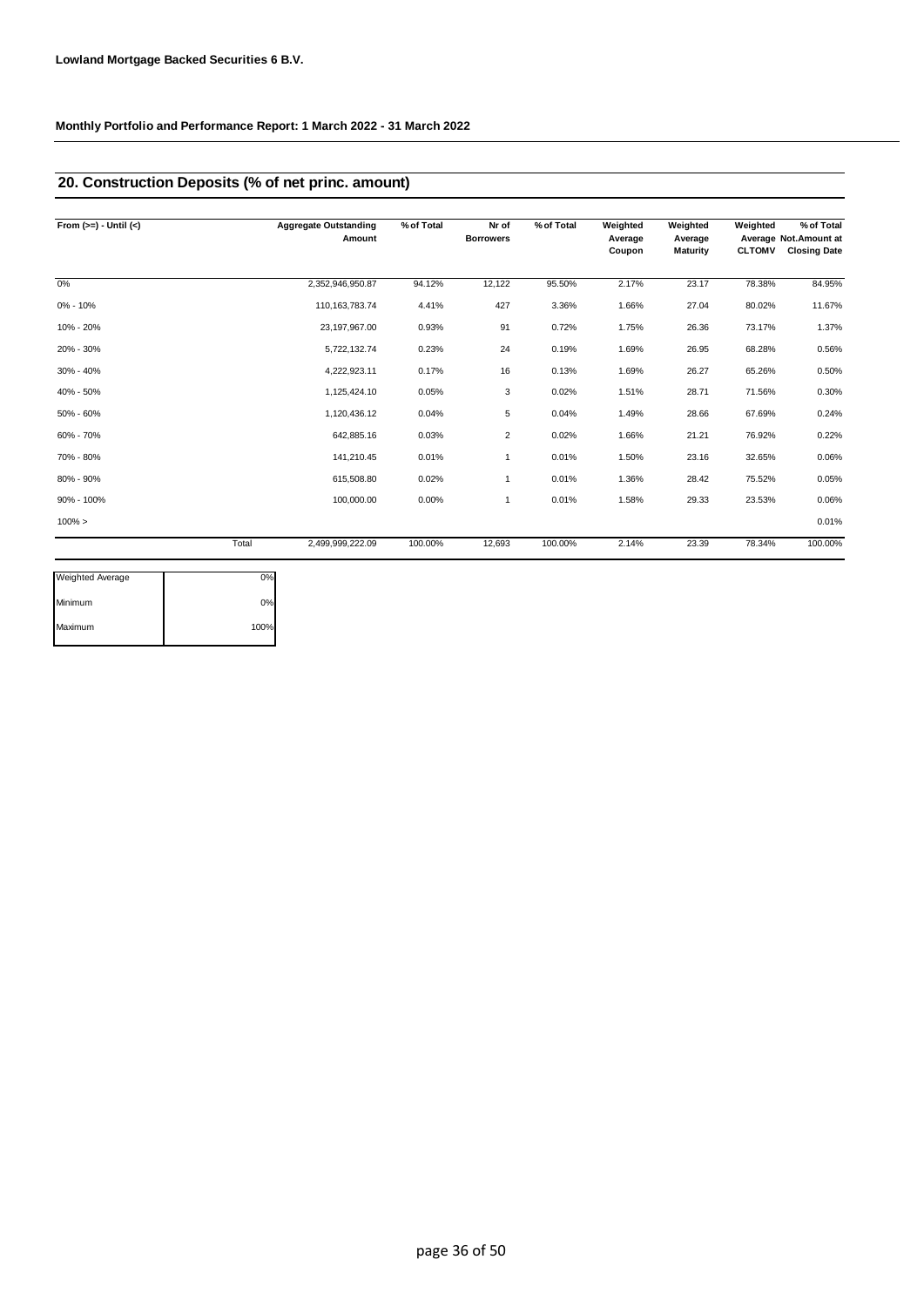**Lowland Mortgage Backed Securities 6 B.V.**

**Monthly Portfolio and Performance Report: 1 March 2022 - 31 March 2022**

## 20. Construction Deposits (% of net princ. amount)

| From (>=) - Until (<) | Aggregate Outstanding Amount | % of Total | Nr of Borrowers | % of Total | Weighted Average Coupon | Weighted Average Maturity | Weighted Average CLTOMV | % of Total Not.Amount at Closing Date |
|---|---|---|---|---|---|---|---|---|
| 0% | 2,352,946,950.87 | 94.12% | 12,122 | 95.50% | 2.17% | 23.17 | 78.38% | 84.95% |
| 0% - 10% | 110,163,783.74 | 4.41% | 427 | 3.36% | 1.66% | 27.04 | 80.02% | 11.67% |
| 10% - 20% | 23,197,967.00 | 0.93% | 91 | 0.72% | 1.75% | 26.36 | 73.17% | 1.37% |
| 20% - 30% | 5,722,132.74 | 0.23% | 24 | 0.19% | 1.69% | 26.95 | 68.28% | 0.56% |
| 30% - 40% | 4,222,923.11 | 0.17% | 16 | 0.13% | 1.69% | 26.27 | 65.26% | 0.50% |
| 40% - 50% | 1,125,424.10 | 0.05% | 3 | 0.02% | 1.51% | 28.71 | 71.56% | 0.30% |
| 50% - 60% | 1,120,436.12 | 0.04% | 5 | 0.04% | 1.49% | 28.66 | 67.69% | 0.24% |
| 60% - 70% | 642,885.16 | 0.03% | 2 | 0.02% | 1.66% | 21.21 | 76.92% | 0.22% |
| 70% - 80% | 141,210.45 | 0.01% | 1 | 0.01% | 1.50% | 23.16 | 32.65% | 0.06% |
| 80% - 90% | 615,508.80 | 0.02% | 1 | 0.01% | 1.36% | 28.42 | 75.52% | 0.05% |
| 90% - 100% | 100,000.00 | 0.00% | 1 | 0.01% | 1.58% | 29.33 | 23.53% | 0.06% |
| 100% > | | | | | | | | 0.01% |
| Total | 2,499,999,222.09 | 100.00% | 12,693 | 100.00% | 2.14% | 23.39 | 78.34% | 100.00% |

| | |
|---|---|
| Weighted Average | 0% |
| Minimum | 0% |
| Maximum | 100% |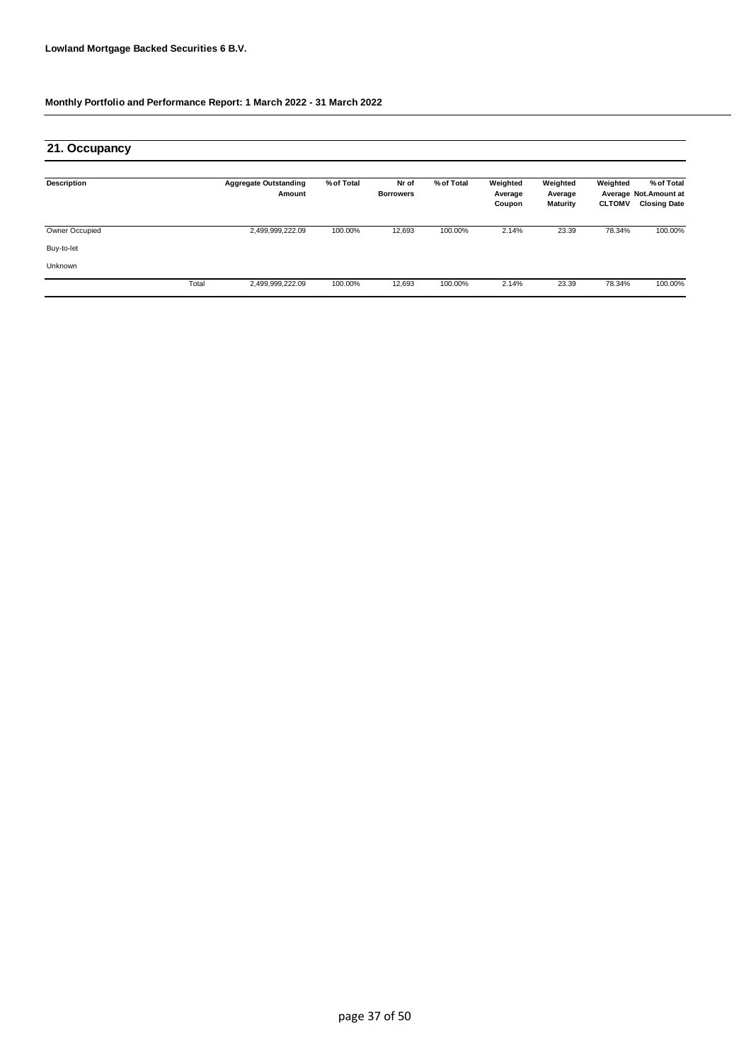Lowland Mortgage Backed Securities 6 B.V.

Monthly Portfolio and Performance Report: 1 March 2022 - 31 March 2022

## 21. Occupancy

| Description | | Aggregate Outstanding Amount | % of Total | Nr of Borrowers | % of Total | Weighted Average Coupon | Weighted Average Maturity | Weighted Average CLTOMV | % of Total Not.Amount at Closing Date |
|---|---|---|---|---|---|---|---|---|---|
| Owner Occupied | | 2,499,999,222.09 | 100.00% | 12,693 | 100.00% | 2.14% | 23.39 | 78.34% | 100.00% |
| Buy-to-let | | | | | | | | | |
| Unknown | | | | | | | | | |
| | Total | 2,499,999,222.09 | 100.00% | 12,693 | 100.00% | 2.14% | 23.39 | 78.34% | 100.00% |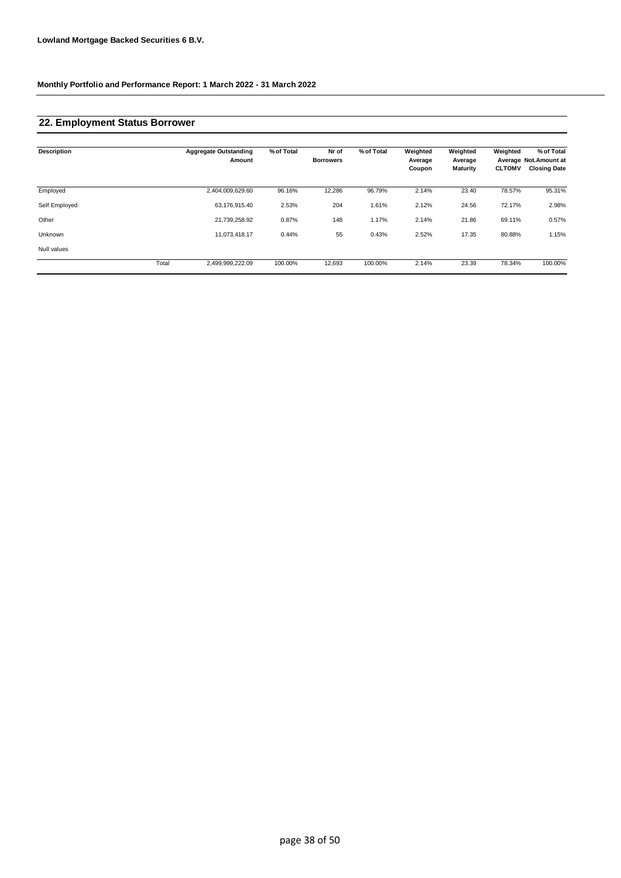**Lowland Mortgage Backed Securities 6 B.V.**

**Monthly Portfolio and Performance Report: 1 March 2022 - 31 March 2022**

## 22. Employment Status Borrower

| Description | | Aggregate Outstanding Amount | % of Total | Nr of Borrowers | % of Total | Weighted Average Coupon | Weighted Average Maturity | Weighted Average CLTOMV | % of Total Not.Amount at Closing Date |
|---|---|---|---|---|---|---|---|---|---|
| Employed | | 2,404,009,629.60 | 96.16% | 12,286 | 96.79% | 2.14% | 23.40 | 78.57% | 95.31% |
| Self Employed | | 63,176,915.40 | 2.53% | 204 | 1.61% | 2.12% | 24.56 | 72.17% | 2.98% |
| Other | | 21,739,258.92 | 0.87% | 148 | 1.17% | 2.14% | 21.86 | 69.11% | 0.57% |
| Unknown | | 11,073,418.17 | 0.44% | 55 | 0.43% | 2.52% | 17.35 | 80.88% | 1.15% |
| Null values | | | | | | | | | |
| | Total | 2,499,999,222.09 | 100.00% | 12,693 | 100.00% | 2.14% | 23.39 | 78.34% | 100.00% |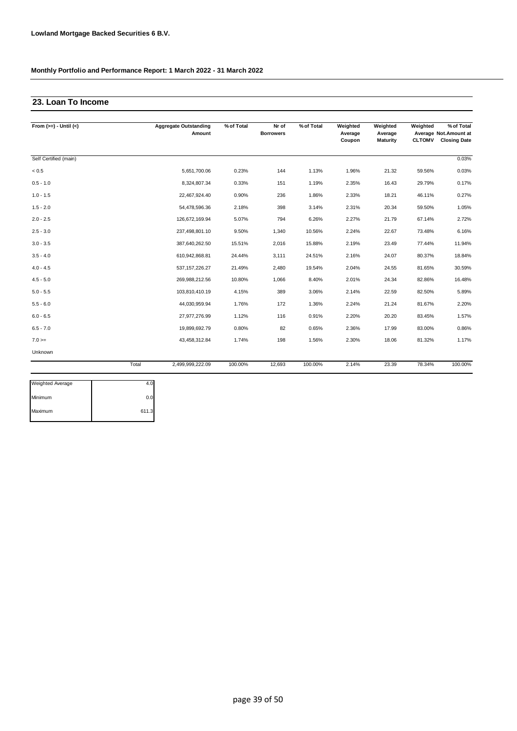**Lowland Mortgage Backed Securities 6 B.V.**

**Monthly Portfolio and Performance Report: 1 March 2022 - 31 March 2022**

## 23. Loan To Income

| From (>=) - Until (<) | Aggregate Outstanding Amount | % of Total | Nr of Borrowers | % of Total | Weighted Average Coupon | Weighted Average Maturity | Weighted Average CLTOMV | % of Total Not.Amount at Closing Date |
|---|---|---|---|---|---|---|---|---|
| Self Certified (main) | | | | | | | | 0.03% |
| < 0.5 | 5,651,700.06 | 0.23% | 144 | 1.13% | 1.96% | 21.32 | 59.56% | 0.03% |
| 0.5 - 1.0 | 8,324,807.34 | 0.33% | 151 | 1.19% | 2.35% | 16.43 | 29.79% | 0.17% |
| 1.0 - 1.5 | 22,467,924.40 | 0.90% | 236 | 1.86% | 2.33% | 18.21 | 46.11% | 0.27% |
| 1.5 - 2.0 | 54,478,596.36 | 2.18% | 398 | 3.14% | 2.31% | 20.34 | 59.50% | 1.05% |
| 2.0 - 2.5 | 126,672,169.94 | 5.07% | 794 | 6.26% | 2.27% | 21.79 | 67.14% | 2.72% |
| 2.5 - 3.0 | 237,498,801.10 | 9.50% | 1,340 | 10.56% | 2.24% | 22.67 | 73.48% | 6.16% |
| 3.0 - 3.5 | 387,640,262.50 | 15.51% | 2,016 | 15.88% | 2.19% | 23.49 | 77.44% | 11.94% |
| 3.5 - 4.0 | 610,942,868.81 | 24.44% | 3,111 | 24.51% | 2.16% | 24.07 | 80.37% | 18.84% |
| 4.0 - 4.5 | 537,157,226.27 | 21.49% | 2,480 | 19.54% | 2.04% | 24.55 | 81.65% | 30.59% |
| 4.5 - 5.0 | 269,988,212.56 | 10.80% | 1,066 | 8.40% | 2.01% | 24.34 | 82.86% | 16.48% |
| 5.0 - 5.5 | 103,810,410.19 | 4.15% | 389 | 3.06% | 2.14% | 22.59 | 82.50% | 5.89% |
| 5.5 - 6.0 | 44,030,959.94 | 1.76% | 172 | 1.36% | 2.24% | 21.24 | 81.67% | 2.20% |
| 6.0 - 6.5 | 27,977,276.99 | 1.12% | 116 | 0.91% | 2.20% | 20.20 | 83.45% | 1.57% |
| 6.5 - 7.0 | 19,899,692.79 | 0.80% | 82 | 0.65% | 2.36% | 17.99 | 83.00% | 0.86% |
| 7.0 >= | 43,458,312.84 | 1.74% | 198 | 1.56% | 2.30% | 18.06 | 81.32% | 1.17% |
| Unknown | | | | | | | | |
| Total | 2,499,999,222.09 | 100.00% | 12,693 | 100.00% | 2.14% | 23.39 | 78.34% | 100.00% |

| | |
|---|---|
| Weighted Average | 4.0 |
| Minimum | 0.0 |
| Maximum | 611.3 |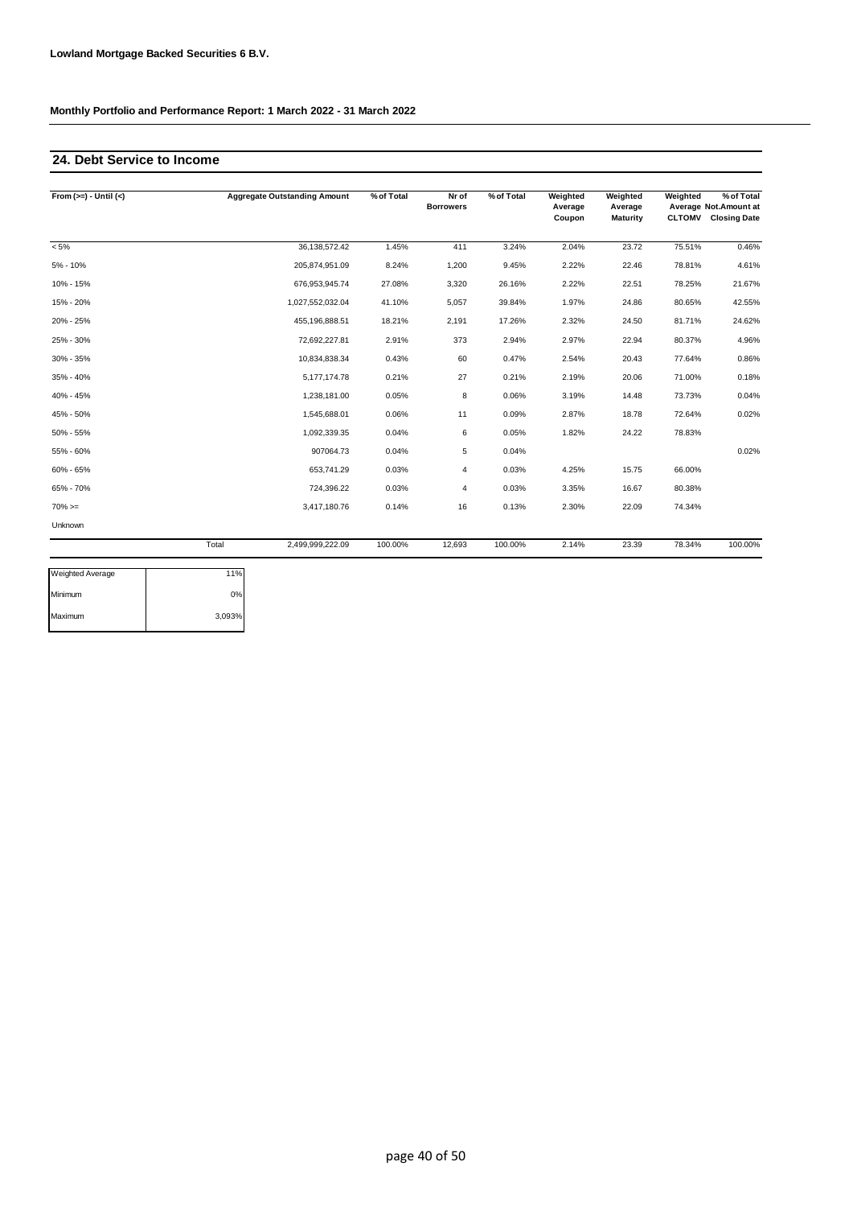**Lowland Mortgage Backed Securities 6 B.V.**

**Monthly Portfolio and Performance Report: 1 March 2022 - 31 March 2022**

## 24. Debt Service to Income

| From (>=) - Until (<) | Aggregate Outstanding Amount | % of Total | Nr of Borrowers | % of Total | Weighted Average Coupon | Weighted Average Maturity | Weighted Average CLTOMV | % of Total Not.Amount at Closing Date |
|---|---|---|---|---|---|---|---|---|
| < 5% | 36,138,572.42 | 1.45% | 411 | 3.24% | 2.04% | 23.72 | 75.51% | 0.46% |
| 5% - 10% | 205,874,951.09 | 8.24% | 1,200 | 9.45% | 2.22% | 22.46 | 78.81% | 4.61% |
| 10% - 15% | 676,953,945.74 | 27.08% | 3,320 | 26.16% | 2.22% | 22.51 | 78.25% | 21.67% |
| 15% - 20% | 1,027,552,032.04 | 41.10% | 5,057 | 39.84% | 1.97% | 24.86 | 80.65% | 42.55% |
| 20% - 25% | 455,196,888.51 | 18.21% | 2,191 | 17.26% | 2.32% | 24.50 | 81.71% | 24.62% |
| 25% - 30% | 72,692,227.81 | 2.91% | 373 | 2.94% | 2.97% | 22.94 | 80.37% | 4.96% |
| 30% - 35% | 10,834,838.34 | 0.43% | 60 | 0.47% | 2.54% | 20.43 | 77.64% | 0.86% |
| 35% - 40% | 5,177,174.78 | 0.21% | 27 | 0.21% | 2.19% | 20.06 | 71.00% | 0.18% |
| 40% - 45% | 1,238,181.00 | 0.05% | 8 | 0.06% | 3.19% | 14.48 | 73.73% | 0.04% |
| 45% - 50% | 1,545,688.01 | 0.06% | 11 | 0.09% | 2.87% | 18.78 | 72.64% | 0.02% |
| 50% - 55% | 1,092,339.35 | 0.04% | 6 | 0.05% | 1.82% | 24.22 | 78.83% | |
| 55% - 60% | 907064.73 | 0.04% | 5 | 0.04% | | | | 0.02% |
| 60% - 65% | 653,741.29 | 0.03% | 4 | 0.03% | 4.25% | 15.75 | 66.00% | |
| 65% - 70% | 724,396.22 | 0.03% | 4 | 0.03% | 3.35% | 16.67 | 80.38% | |
| 70% >= | 3,417,180.76 | 0.14% | 16 | 0.13% | 2.30% | 22.09 | 74.34% | |
| Unknown | | | | | | | | |
| Total | 2,499,999,222.09 | 100.00% | 12,693 | 100.00% | 2.14% | 23.39 | 78.34% | 100.00% |

| | |
|---|---|
| Weighted Average | 11% |
| Minimum | 0% |
| Maximum | 3,093% |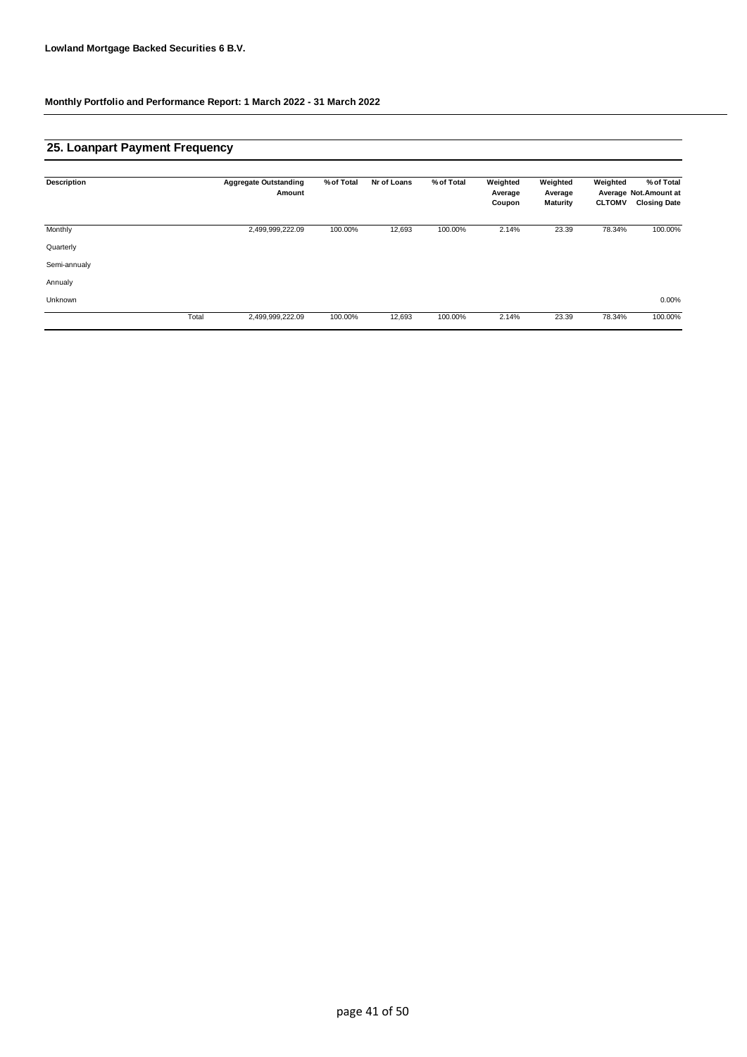**Lowland Mortgage Backed Securities 6 B.V.**

**Monthly Portfolio and Performance Report: 1 March 2022 - 31 March 2022**

## 25. Loanpart Payment Frequency

| Description | | Aggregate Outstanding Amount | % of Total | Nr of Loans | % of Total | Weighted Average Coupon | Weighted Average Maturity | Weighted Average CLTOMV | % of Total Not.Amount at Closing Date |
|---|---|---|---|---|---|---|---|---|---|
| Monthly | | 2,499,999,222.09 | 100.00% | 12,693 | 100.00% | 2.14% | 23.39 | 78.34% | 100.00% |
| Quarterly | | | | | | | | | |
| Semi-annualy | | | | | | | | | |
| Annualy | | | | | | | | | |
| Unknown | | | | | | | | | 0.00% |
| | Total | 2,499,999,222.09 | 100.00% | 12,693 | 100.00% | 2.14% | 23.39 | 78.34% | 100.00% |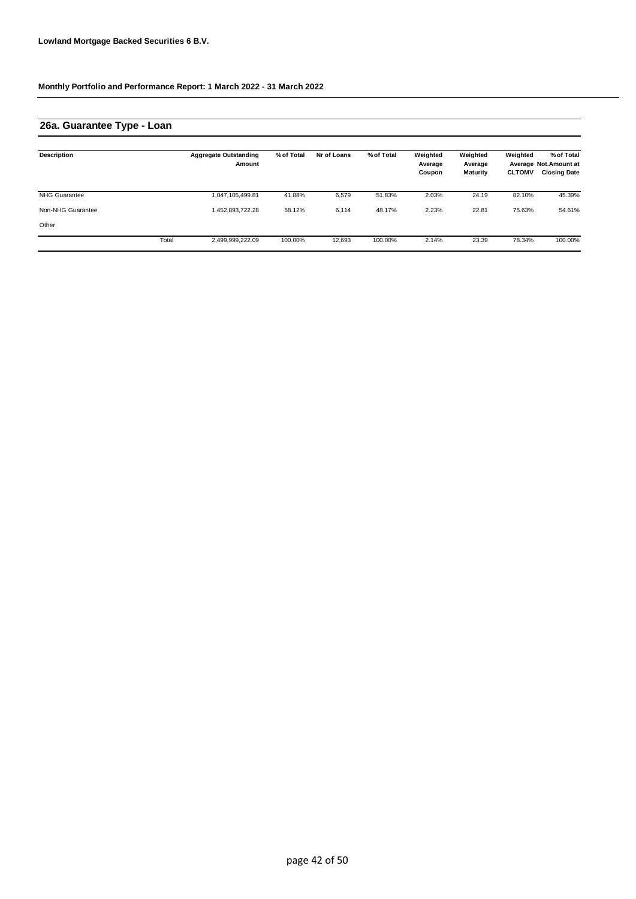**Lowland Mortgage Backed Securities 6 B.V.**

**Monthly Portfolio and Performance Report: 1 March 2022 - 31 March 2022**

## 26a. Guarantee Type - Loan

| Description | | Aggregate Outstanding Amount | % of Total | Nr of Loans | % of Total | Weighted Average Coupon | Weighted Average Maturity | Weighted Average CLTOMV | % of Total Not.Amount at Closing Date |
|---|---|---|---|---|---|---|---|---|---|
| NHG Guarantee | | 1,047,105,499.81 | 41.88% | 6,579 | 51.83% | 2.03% | 24.19 | 82.10% | 45.39% |
| Non-NHG Guarantee | | 1,452,893,722.28 | 58.12% | 6,114 | 48.17% | 2.23% | 22.81 | 75.63% | 54.61% |
| Other | | | | | | | | | |
| | Total | 2,499,999,222.09 | 100.00% | 12,693 | 100.00% | 2.14% | 23.39 | 78.34% | 100.00% |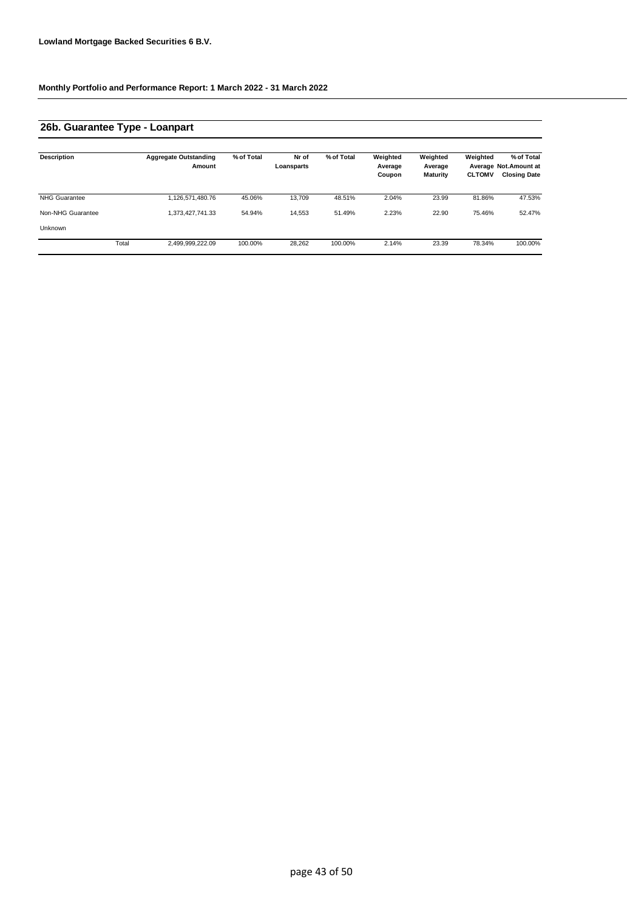**Lowland Mortgage Backed Securities 6 B.V.**

**Monthly Portfolio and Performance Report: 1 March 2022 - 31 March 2022**

## 26b. Guarantee Type - Loanpart

| Description | Aggregate Outstanding Amount | % of Total | Nr of Loansparts | % of Total | Weighted Average Coupon | Weighted Average Maturity | Weighted Average CLTOMV | % of Total Not.Amount at Closing Date |
|---|---|---|---|---|---|---|---|---|
| NHG Guarantee | 1,126,571,480.76 | 45.06% | 13,709 | 48.51% | 2.04% | 23.99 | 81.86% | 47.53% |
| Non-NHG Guarantee | 1,373,427,741.33 | 54.94% | 14,553 | 51.49% | 2.23% | 22.90 | 75.46% | 52.47% |
| Unknown | | | | | | | | |
| Total | 2,499,999,222.09 | 100.00% | 28,262 | 100.00% | 2.14% | 23.39 | 78.34% | 100.00% |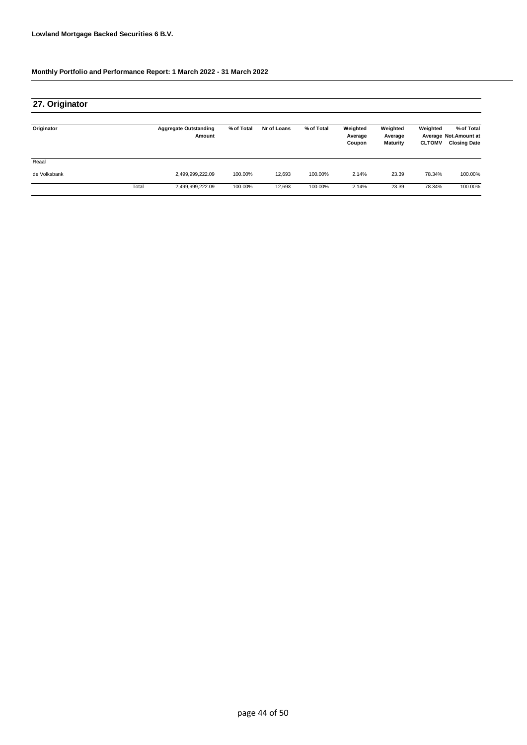**Lowland Mortgage Backed Securities 6 B.V.**

**Monthly Portfolio and Performance Report: 1 March 2022 - 31 March 2022**

## 27. Originator

| Originator | | Aggregate Outstanding Amount | % of Total | Nr of Loans | % of Total | Weighted Average Coupon | Weighted Average Maturity | Weighted Average CLTOMV | % of Total Not.Amount at Closing Date |
|---|---|---|---|---|---|---|---|---|---|
| Reaal | | | | | | | | | |
| de Volksbank | | 2,499,999,222.09 | 100.00% | 12,693 | 100.00% | 2.14% | 23.39 | 78.34% | 100.00% |
| | Total | 2,499,999,222.09 | 100.00% | 12,693 | 100.00% | 2.14% | 23.39 | 78.34% | 100.00% |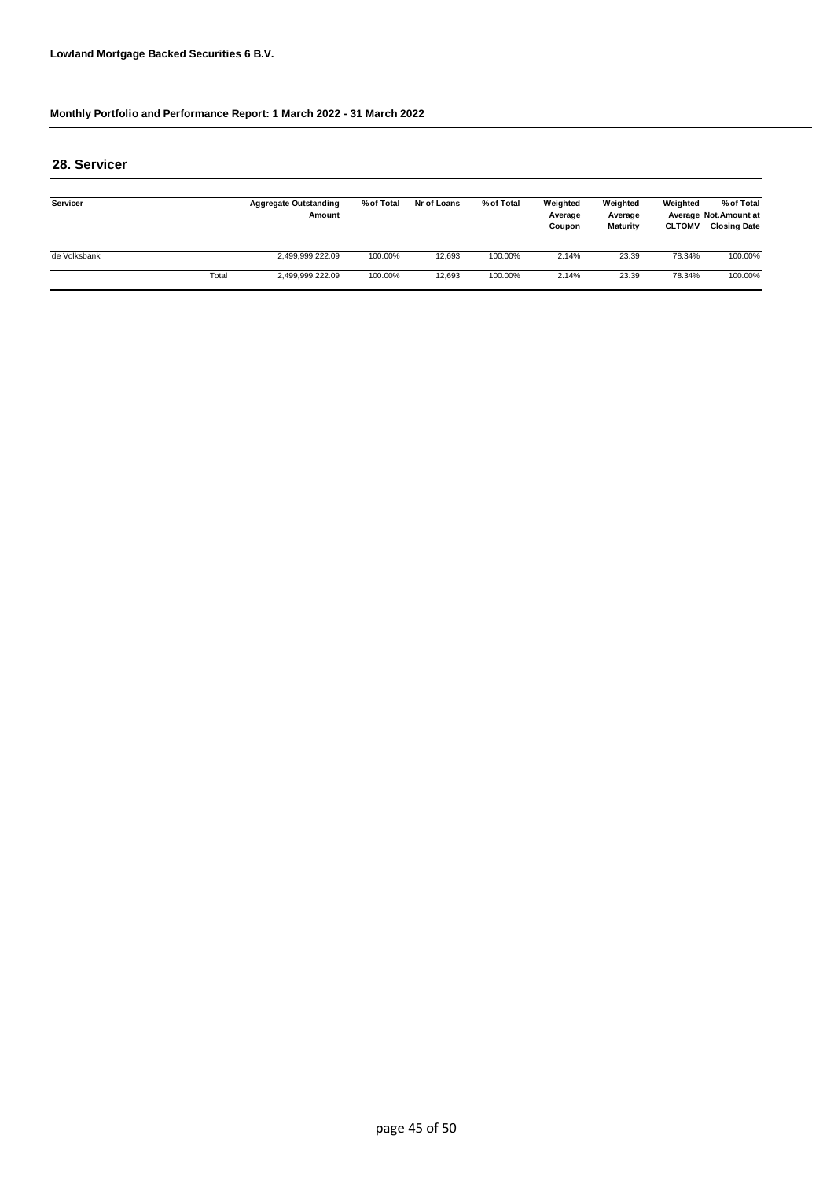**Lowland Mortgage Backed Securities 6 B.V.**

**Monthly Portfolio and Performance Report: 1 March 2022 - 31 March 2022**

## 28. Servicer

| Servicer | | Aggregate Outstanding Amount | % of Total | Nr of Loans | % of Total | Weighted Average Coupon | Weighted Average Maturity | Weighted Average CLTOMV | % of Total Not.Amount at Closing Date |
|---|---|---|---|---|---|---|---|---|---|
| de Volksbank | | 2,499,999,222.09 | 100.00% | 12,693 | 100.00% | 2.14% | 23.39 | 78.34% | 100.00% |
| | Total | 2,499,999,222.09 | 100.00% | 12,693 | 100.00% | 2.14% | 23.39 | 78.34% | 100.00% |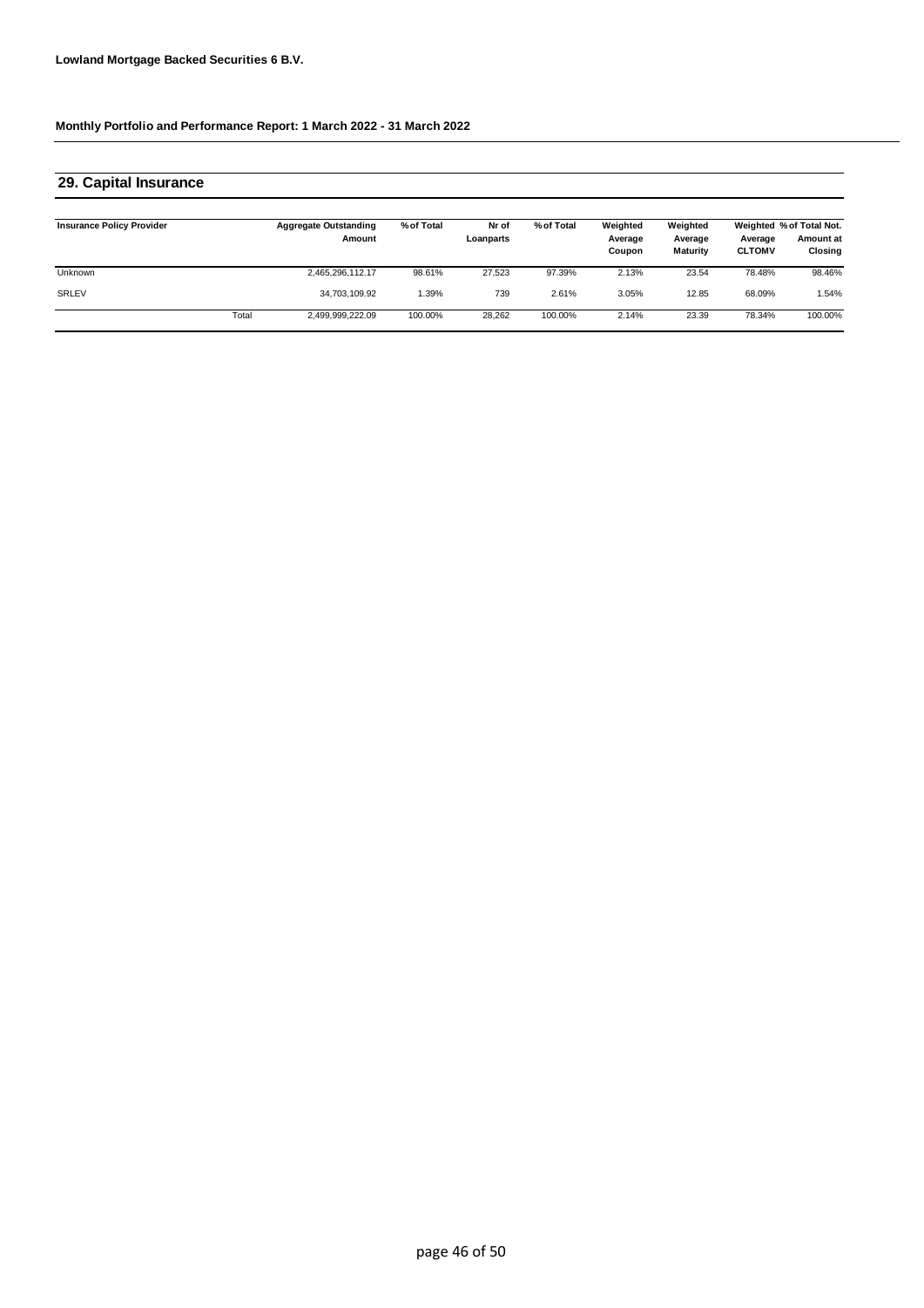**Lowland Mortgage Backed Securities 6 B.V.**

**Monthly Portfolio and Performance Report: 1 March 2022 - 31 March 2022**

## 29. Capital Insurance

| Insurance Policy Provider | | Aggregate Outstanding Amount | % of Total | Nr of Loanparts | % of Total | Weighted Average Coupon | Weighted Average Maturity | Weighted Average CLTOMV | % of Total Not. Amount at Closing |
|---|---|---|---|---|---|---|---|---|---|
| Unknown | | 2,465,296,112.17 | 98.61% | 27,523 | 97.39% | 2.13% | 23.54 | 78.48% | 98.46% |
| SRLEV | | 34,703,109.92 | 1.39% | 739 | 2.61% | 3.05% | 12.85 | 68.09% | 1.54% |
| | Total | 2,499,999,222.09 | 100.00% | 28,262 | 100.00% | 2.14% | 23.39 | 78.34% | 100.00% |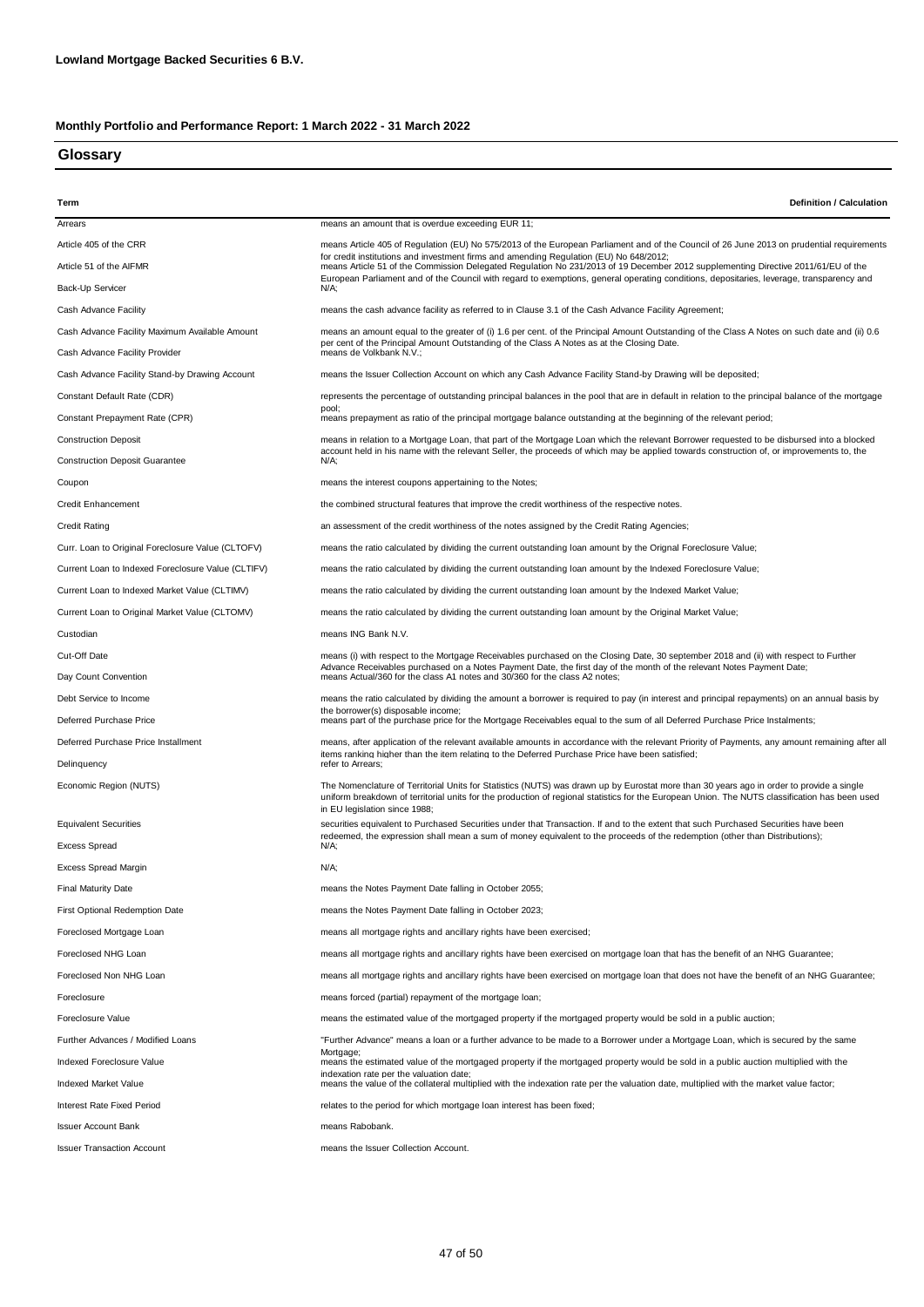**Lowland Mortgage Backed Securities 6 B.V.**

**Monthly Portfolio and Performance Report: 1 March 2022 - 31 March 2022**

## Glossary

| Term | Definition / Calculation |
|---|---|
| Arrears | means an amount that is overdue exceeding EUR 11; |
| Article 405 of the CRR | means Article 405 of Regulation (EU) No 575/2013 of the European Parliament and of the Council of 26 June 2013 on prudential requirements for credit institutions and investment firms and amending Regulation (EU) No 648/2012; |
| Article 51 of the AIFMR | means Article 51 of the Commission Delegated Regulation No 231/2013 of 19 December 2012 supplementing Directive 2011/61/EU of the European Parliament and of the Council with regard to exemptions, general operating conditions, depositaries, leverage, transparency and |
| Back-Up Servicer | N/A; |
| Cash Advance Facility | means the cash advance facility as referred to in Clause 3.1 of the Cash Advance Facility Agreement; |
| Cash Advance Facility Maximum Available Amount | means an amount equal to the greater of (i) 1.6 per cent. of the Principal Amount Outstanding of the Class A Notes on such date and (ii) 0.6 per cent of the Principal Amount Outstanding of the Class A Notes as at the Closing Date. |
| Cash Advance Facility Provider | means de Volkbank N.V.; |
| Cash Advance Facility Stand-by Drawing Account | means the Issuer Collection Account on which any Cash Advance Facility Stand-by Drawing will be deposited; |
| Constant Default Rate (CDR) | represents the percentage of outstanding principal balances in the pool that are in default in relation to the principal balance of the mortgage pool; |
| Constant Prepayment Rate (CPR) | means prepayment as ratio of the principal mortgage balance outstanding at the beginning of the relevant period; |
| Construction Deposit | means in relation to a Mortgage Loan, that part of the Mortgage Loan which the relevant Borrower requested to be disbursed into a blocked account held in his name with the relevant Seller, the proceeds of which may be applied towards construction of, or improvements to, the |
| Construction Deposit Guarantee | N/A; |
| Coupon | means the interest coupons appertaining to the Notes; |
| Credit Enhancement | the combined structural features that improve the credit worthiness of the respective notes. |
| Credit Rating | an assessment of the credit worthiness of the notes assigned by the Credit Rating Agencies; |
| Curr. Loan to Original Foreclosure Value (CLTOFV) | means the ratio calculated by dividing the current outstanding loan amount by the Orignal Foreclosure Value; |
| Current Loan to Indexed Foreclosure Value (CLTIFV) | means the ratio calculated by dividing the current outstanding loan amount by the Indexed Foreclosure Value; |
| Current Loan to Indexed Market Value (CLTIMV) | means the ratio calculated by dividing the current outstanding loan amount by the Indexed Market Value; |
| Current Loan to Original Market Value (CLTOMV) | means the ratio calculated by dividing the current outstanding loan amount by the Original Market Value; |
| Custodian | means ING Bank N.V. |
| Cut-Off Date | means (i) with respect to the Mortgage Receivables purchased on the Closing Date, 30 september 2018 and (ii) with respect to Further Advance Receivables purchased on a Notes Payment Date, the first day of the month of the relevant Notes Payment Date; |
| Day Count Convention | means Actual/360 for the class A1 notes and 30/360 for the class A2 notes; |
| Debt Service to Income | means the ratio calculated by dividing the amount a borrower is required to pay (in interest and principal repayments) on an annual basis by the borrower(s) disposable income; |
| Deferred Purchase Price | means part of the purchase price for the Mortgage Receivables equal to the sum of all Deferred Purchase Price Instalments; |
| Deferred Purchase Price Installment | means, after application of the relevant available amounts in accordance with the relevant Priority of Payments, any amount remaining after all items ranking higher than the item relating to the Deferred Purchase Price have been satisfied; |
| Delinquency | refer to Arrears; |
| Economic Region (NUTS) | The Nomenclature of Territorial Units for Statistics (NUTS) was drawn up by Eurostat more than 30 years ago in order to provide a single uniform breakdown of territorial units for the production of regional statistics for the European Union. The NUTS classification has been used in EU legislation since 1988; |
| Equivalent Securities | securities equivalent to Purchased Securities under that Transaction. If and to the extent that such Purchased Securities have been redeemed, the expression shall mean a sum of money equivalent to the proceeds of the redemption (other than Distributions); |
| Excess Spread | N/A; |
| Excess Spread Margin | N/A; |
| Final Maturity Date | means the Notes Payment Date falling in October 2055; |
| First Optional Redemption Date | means the Notes Payment Date falling in October 2023; |
| Foreclosed Mortgage Loan | means all mortgage rights and ancillary rights have been exercised; |
| Foreclosed NHG Loan | means all mortgage rights and ancillary rights have been exercised on mortgage loan that has the benefit of an NHG Guarantee; |
| Foreclosed Non NHG Loan | means all mortgage rights and ancillary rights have been exercised on mortgage loan that does not have the benefit of an NHG Guarantee; |
| Foreclosure | means forced (partial) repayment of the mortgage loan; |
| Foreclosure Value | means the estimated value of the mortgaged property if the mortgaged property would be sold in a public auction; |
| Further Advances / Modified Loans | "Further Advance" means a loan or a further advance to be made to a Borrower under a Mortgage Loan, which is secured by the same Mortgage; |
| Indexed Foreclosure Value | means the estimated value of the mortgaged property if the mortgaged property would be sold in a public auction multiplied with the indexation rate per the valuation date; |
| Indexed Market Value | means the value of the collateral multiplied with the indexation rate per the valuation date, multiplied with the market value factor; |
| Interest Rate Fixed Period | relates to the period for which mortgage loan interest has been fixed; |
| Issuer Account Bank | means Rabobank. |
| Issuer Transaction Account | means the Issuer Collection Account. |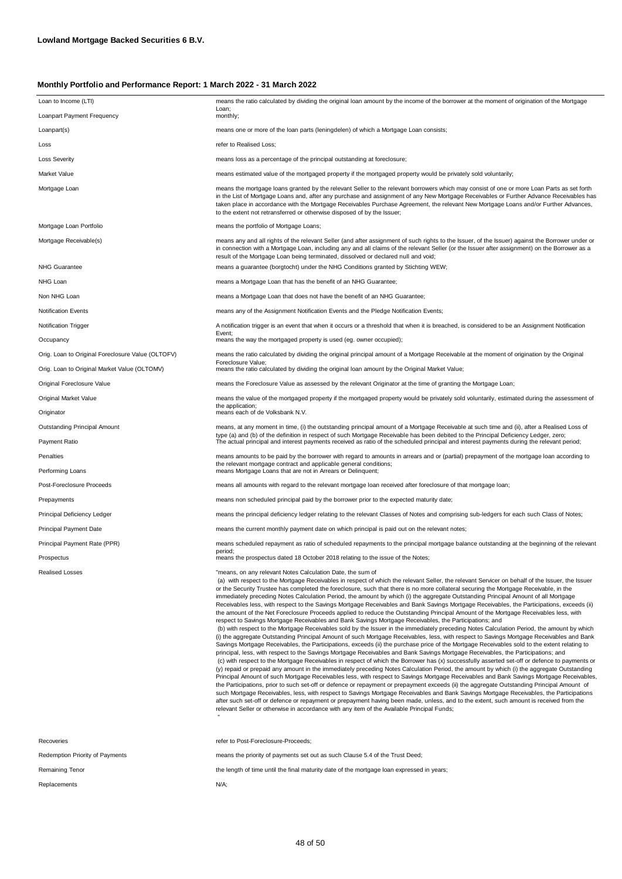**Lowland Mortgage Backed Securities 6 B.V.**

**Monthly Portfolio and Performance Report: 1 March 2022 - 31 March 2022**

| | |
|---|---|
| Loan to Income (LTI) | means the ratio calculated by dividing the original loan amount by the income of the borrower at the moment of origination of the Mortgage Loan; |
| Loanpart Payment Frequency | monthly; |
| Loanpart(s) | means one or more of the loan parts (leningdelen) of which a Mortgage Loan consists; |
| Loss | refer to Realised Loss; |
| Loss Severity | means loss as a percentage of the principal outstanding at foreclosure; |
| Market Value | means estimated value of the mortgaged property if the mortgaged property would be privately sold voluntarily; |
| Mortgage Loan | means the mortgage loans granted by the relevant Seller to the relevant borrowers which may consist of one or more Loan Parts as set forth in the List of Mortgage Loans and, after any purchase and assignment of any New Mortgage Receivables or Further Advance Receivables has taken place in accordance with the Mortgage Receivables Purchase Agreement, the relevant New Mortgage Loans and/or Further Advances, to the extent not retransferred or otherwise disposed of by the Issuer; |
| Mortgage Loan Portfolio | means the portfolio of Mortgage Loans; |
| Mortgage Receivable(s) | means any and all rights of the relevant Seller (and after assignment of such rights to the Issuer, of the Issuer) against the Borrower under or in connection with a Mortgage Loan, including any and all claims of the relevant Seller (or the Issuer after assignment) on the Borrower as a result of the Mortgage Loan being terminated, dissolved or declared null and void; |
| NHG Guarantee | means a guarantee (borgtocht) under the NHG Conditions granted by Stichting WEW; |
| NHG Loan | means a Mortgage Loan that has the benefit of an NHG Guarantee; |
| Non NHG Loan | means a Mortgage Loan that does not have the benefit of an NHG Guarantee; |
| Notification Events | means any of the Assignment Notification Events and the Pledge Notification Events; |
| Notification Trigger | A notification trigger is an event that when it occurs or a threshold that when it is breached, is considered to be an Assignment Notification Event; |
| Occupancy | means the way the mortgaged property is used (eg. owner occupied); |
| Orig. Loan to Original Foreclosure Value (OLTOFV) | means the ratio calculated by dividing the original principal amount of a Mortgage Receivable at the moment of origination by the Original Foreclosure Value; |
| Orig. Loan to Original Market Value (OLTOMV) | means the ratio calculated by dividing the original loan amount by the Original Market Value; |
| Original Foreclosure Value | means the Foreclosure Value as assessed by the relevant Originator at the time of granting the Mortgage Loan; |
| Original Market Value | means the value of the mortgaged property if the mortgaged property would be privately sold voluntarily, estimated during the assessment of the application; |
| Originator | means each of de Volksbank N.V. |
| Outstanding Principal Amount | means, at any moment in time, (i) the outstanding principal amount of a Mortgage Receivable at such time and (ii), after a Realised Loss of type (a) and (b) of the definition in respect of such Mortgage Receivable has been debited to the Principal Deficiency Ledger, zero; |
| Payment Ratio | The actual principal and interest payments received as ratio of the scheduled principal and interest payments during the relevant period; |
| Penalties | means amounts to be paid by the borrower with regard to amounts in arrears and or (partial) prepayment of the mortgage loan according to the relevant mortgage contract and applicable general conditions; |
| Performing Loans | means Mortgage Loans that are not in Arrears or Delinquent; |
| Post-Foreclosure Proceeds | means all amounts with regard to the relevant mortgage loan received after foreclosure of that mortgage loan; |
| Prepayments | means non scheduled principal paid by the borrower prior to the expected maturity date; |
| Principal Deficiency Ledger | means the principal deficiency ledger relating to the relevant Classes of Notes and comprising sub-ledgers for each such Class of Notes; |
| Principal Payment Date | means the current monthly payment date on which principal is paid out on the relevant notes; |
| Principal Payment Rate (PPR) | means scheduled repayment as ratio of scheduled repayments to the principal mortgage balance outstanding at the beginning of the relevant period; |
| Prospectus | means the prospectus dated 18 October 2018 relating to the issue of the Notes; |
| Realised Losses | "means, on any relevant Notes Calculation Date, the sum of (a) with respect to the Mortgage Receivables in respect of which the relevant Seller, the relevant Servicer on behalf of the Issuer, the Issuer or the Security Trustee has completed the foreclosure, such that there is no more collateral securing the Mortgage Receivable, in the immediately preceding Notes Calculation Period, the amount by which (i) the aggregate Outstanding Principal Amount of all Mortgage Receivables less, with respect to the Savings Mortgage Receivables and Bank Savings Mortgage Receivables, the Participations, exceeds (ii) the amount of the Net Foreclosure Proceeds applied to reduce the Outstanding Principal Amount of the Mortgage Receivables less, with respect to Savings Mortgage Receivables and Bank Savings Mortgage Receivables, the Participations; and (b) with respect to the Mortgage Receivables sold by the Issuer in the immediately preceding Notes Calculation Period, the amount by which (i) the aggregate Outstanding Principal Amount of such Mortgage Receivables, less, with respect to Savings Mortgage Receivables and Bank Savings Mortgage Receivables, the Participations, exceeds (ii) the purchase price of the Mortgage Receivables sold to the extent relating to principal, less, with respect to the Savings Mortgage Receivables and Bank Savings Mortgage Receivables, the Participations; and (c) with respect to the Mortgage Receivables in respect of which the Borrower has (x) successfully asserted set-off or defence to payments or (y) repaid or prepaid any amount in the immediately preceding Notes Calculation Period, the amount by which (i) the aggregate Outstanding Principal Amount of such Mortgage Receivables less, with respect to Savings Mortgage Receivables and Bank Savings Mortgage Receivables, the Participations, prior to such set-off or defence or repayment or prepayment exceeds (ii) the aggregate Outstanding Principal Amount of such Mortgage Receivables, less, with respect to Savings Mortgage Receivables and Bank Savings Mortgage Receivables, the Participations after such set-off or defence or repayment or prepayment having been made, unless, and to the extent, such amount is received from the relevant Seller or otherwise in accordance with any item of the Available Principal Funds; " |
| Recoveries | refer to Post-Foreclosure-Proceeds; |
| Redemption Priority of Payments | means the priority of payments set out as such Clause 5.4 of the Trust Deed; |
| Remaining Tenor | the length of time until the final maturity date of the mortgage loan expressed in years; |
| Replacements | N/A; |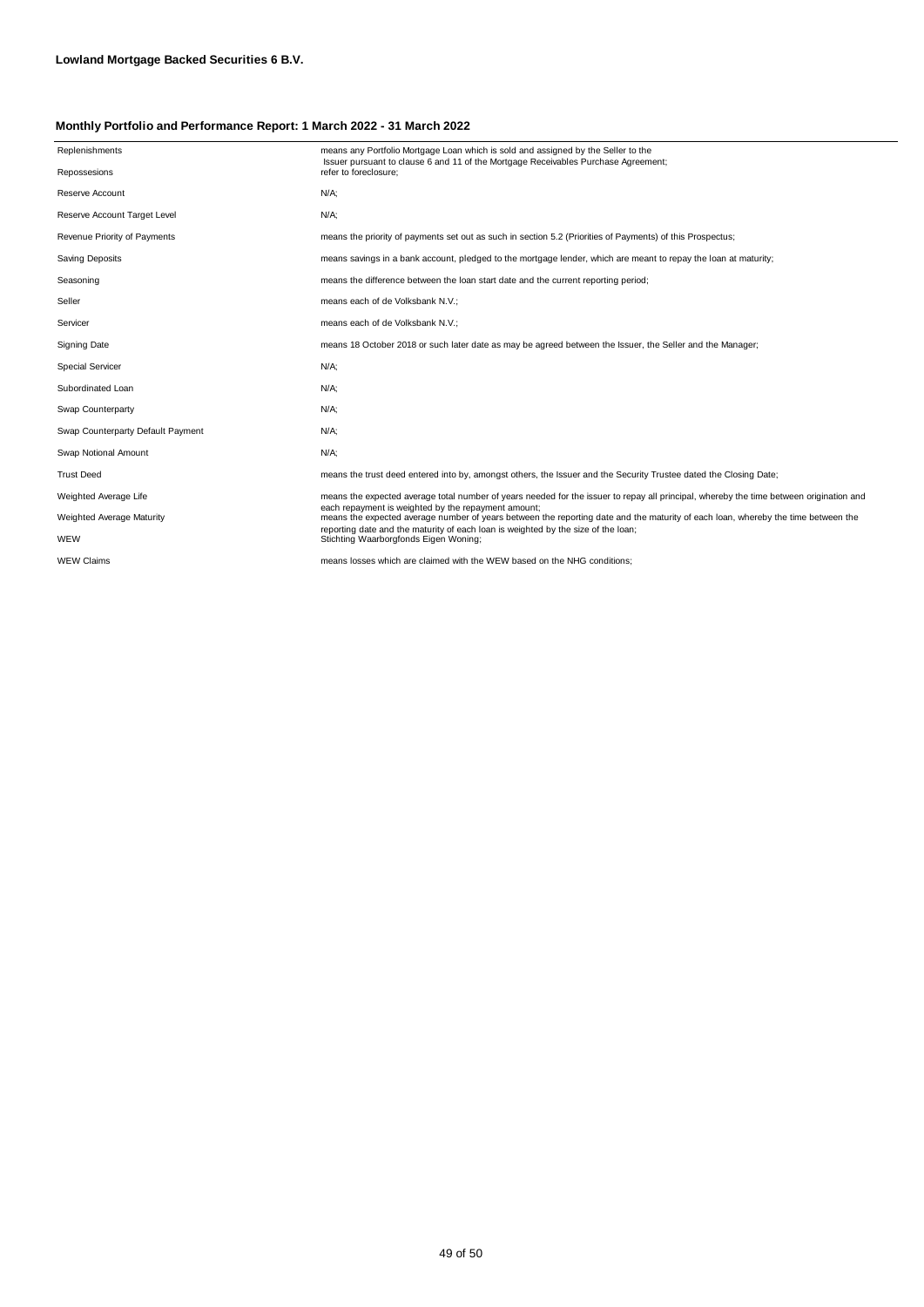**Lowland Mortgage Backed Securities 6 B.V.**

**Monthly Portfolio and Performance Report: 1 March 2022 - 31 March 2022**

| | |
|---|---|
| Replenishments | means any Portfolio Mortgage Loan which is sold and assigned by the Seller to the Issuer pursuant to clause 6 and 11 of the Mortgage Receivables Purchase Agreement; |
| Repossesions | refer to foreclosure; |
| Reserve Account | N/A; |
| Reserve Account Target Level | N/A; |
| Revenue Priority of Payments | means the priority of payments set out as such in section 5.2 (Priorities of Payments) of this Prospectus; |
| Saving Deposits | means savings in a bank account, pledged to the mortgage lender, which are meant to repay the loan at maturity; |
| Seasoning | means the difference between the loan start date and the current reporting period; |
| Seller | means each of de Volksbank N.V.; |
| Servicer | means each of de Volksbank N.V.; |
| Signing Date | means 18 October 2018 or such later date as may be agreed between the Issuer, the Seller and the Manager; |
| Special Servicer | N/A; |
| Subordinated Loan | N/A; |
| Swap Counterparty | N/A; |
| Swap Counterparty Default Payment | N/A; |
| Swap Notional Amount | N/A; |
| Trust Deed | means the trust deed entered into by, amongst others, the Issuer and the Security Trustee dated the Closing Date; |
| Weighted Average Life | means the expected average total number of years needed for the issuer to repay all principal, whereby the time between origination and each repayment is weighted by the repayment amount; |
| Weighted Average Maturity | means the expected average number of years between the reporting date and the maturity of each loan, whereby the time between the reporting date and the maturity of each loan is weighted by the size of the loan; |
| WEW | Stichting Waarborgfonds Eigen Woning; |
| WEW Claims | means losses which are claimed with the WEW based on the NHG conditions; |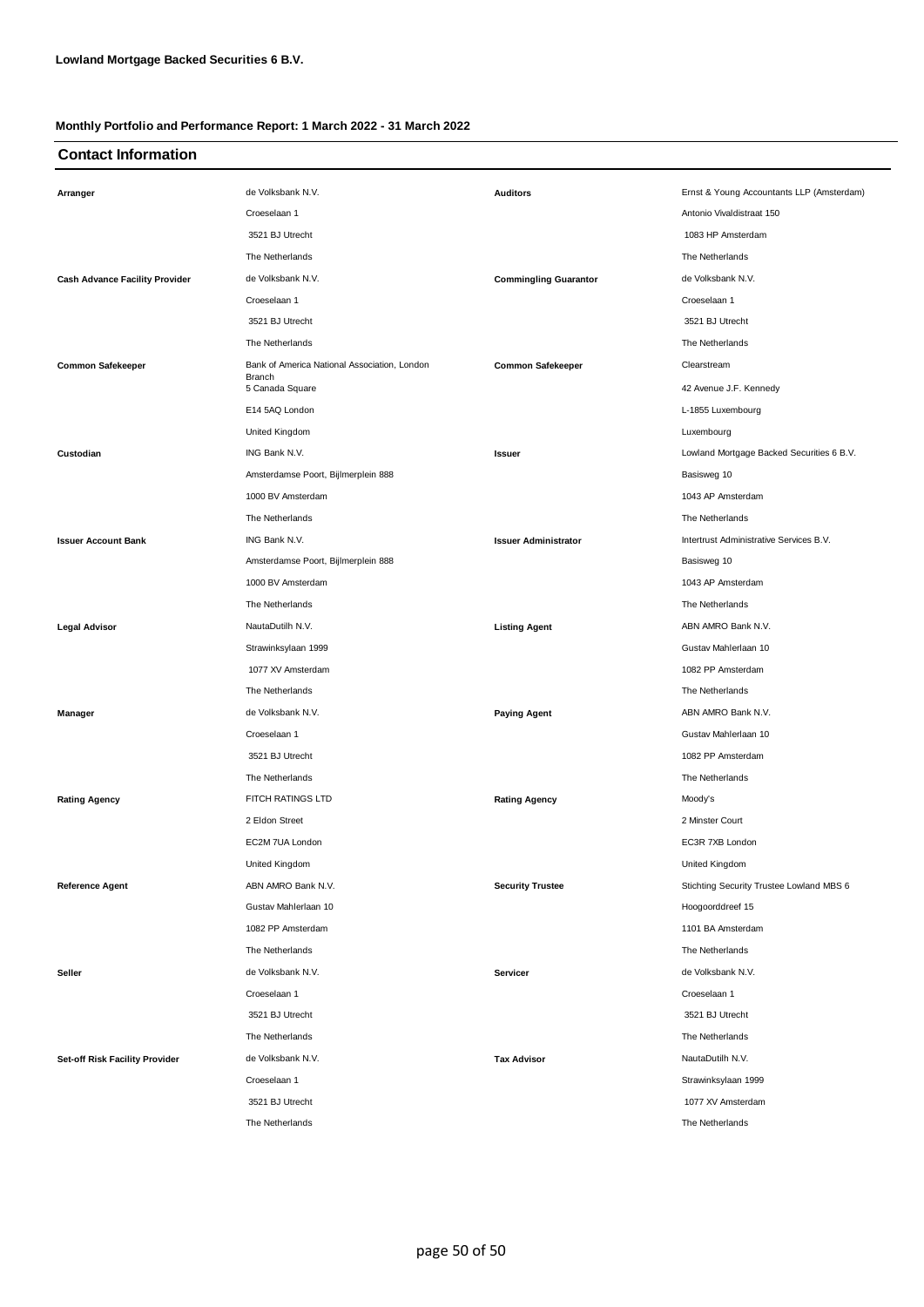**Lowland Mortgage Backed Securities 6 B.V.**

**Monthly Portfolio and Performance Report: 1 March 2022 - 31 March 2022**

## Contact Information

| | | | |
|---|---|---|---|
| **Arranger** | de Volksbank N.V. | **Auditors** | Ernst & Young Accountants LLP (Amsterdam) |
| | Croeselaan 1 | | Antonio Vivaldistraat 150 |
| | 3521 BJ Utrecht | | 1083 HP Amsterdam |
| | The Netherlands | | The Netherlands |
| **Cash Advance Facility Provider** | de Volksbank N.V. | **Commingling Guarantor** | de Volksbank N.V. |
| | Croeselaan 1 | | Croeselaan 1 |
| | 3521 BJ Utrecht | | 3521 BJ Utrecht |
| | The Netherlands | | The Netherlands |
| **Common Safekeeper** | Bank of America National Association, London Branch | **Common Safekeeper** | Clearstream |
| | 5 Canada Square | | 42 Avenue J.F. Kennedy |
| | E14 5AQ London | | L-1855 Luxembourg |
| | United Kingdom | | Luxembourg |
| **Custodian** | ING Bank N.V. | **Issuer** | Lowland Mortgage Backed Securities 6 B.V. |
| | Amsterdamse Poort, Bijlmerplein 888 | | Basisweg 10 |
| | 1000 BV Amsterdam | | 1043 AP Amsterdam |
| | The Netherlands | | The Netherlands |
| **Issuer Account Bank** | ING Bank N.V. | **Issuer Administrator** | Intertrust Administrative Services B.V. |
| | Amsterdamse Poort, Bijlmerplein 888 | | Basisweg 10 |
| | 1000 BV Amsterdam | | 1043 AP Amsterdam |
| | The Netherlands | | The Netherlands |
| **Legal Advisor** | NautaDutilh N.V. | **Listing Agent** | ABN AMRO Bank N.V. |
| | Strawinksylaan 1999 | | Gustav Mahlerlaan 10 |
| | 1077 XV Amsterdam | | 1082 PP Amsterdam |
| | The Netherlands | | The Netherlands |
| **Manager** | de Volksbank N.V. | **Paying Agent** | ABN AMRO Bank N.V. |
| | Croeselaan 1 | | Gustav Mahlerlaan 10 |
| | 3521 BJ Utrecht | | 1082 PP Amsterdam |
| | The Netherlands | | The Netherlands |
| **Rating Agency** | FITCH RATINGS LTD | **Rating Agency** | Moody's |
| | 2 Eldon Street | | 2 Minster Court |
| | EC2M 7UA London | | EC3R 7XB London |
| | United Kingdom | | United Kingdom |
| **Reference Agent** | ABN AMRO Bank N.V. | **Security Trustee** | Stichting Security Trustee Lowland MBS 6 |
| | Gustav Mahlerlaan 10 | | Hoogoorddreef 15 |
| | 1082 PP Amsterdam | | 1101 BA Amsterdam |
| | The Netherlands | | The Netherlands |
| **Seller** | de Volksbank N.V. | **Servicer** | de Volksbank N.V. |
| | Croeselaan 1 | | Croeselaan 1 |
| | 3521 BJ Utrecht | | 3521 BJ Utrecht |
| | The Netherlands | | The Netherlands |
| **Set-off Risk Facility Provider** | de Volksbank N.V. | **Tax Advisor** | NautaDutilh N.V. |
| | Croeselaan 1 | | Strawinksylaan 1999 |
| | 3521 BJ Utrecht | | 1077 XV Amsterdam |
| | The Netherlands | | The Netherlands |